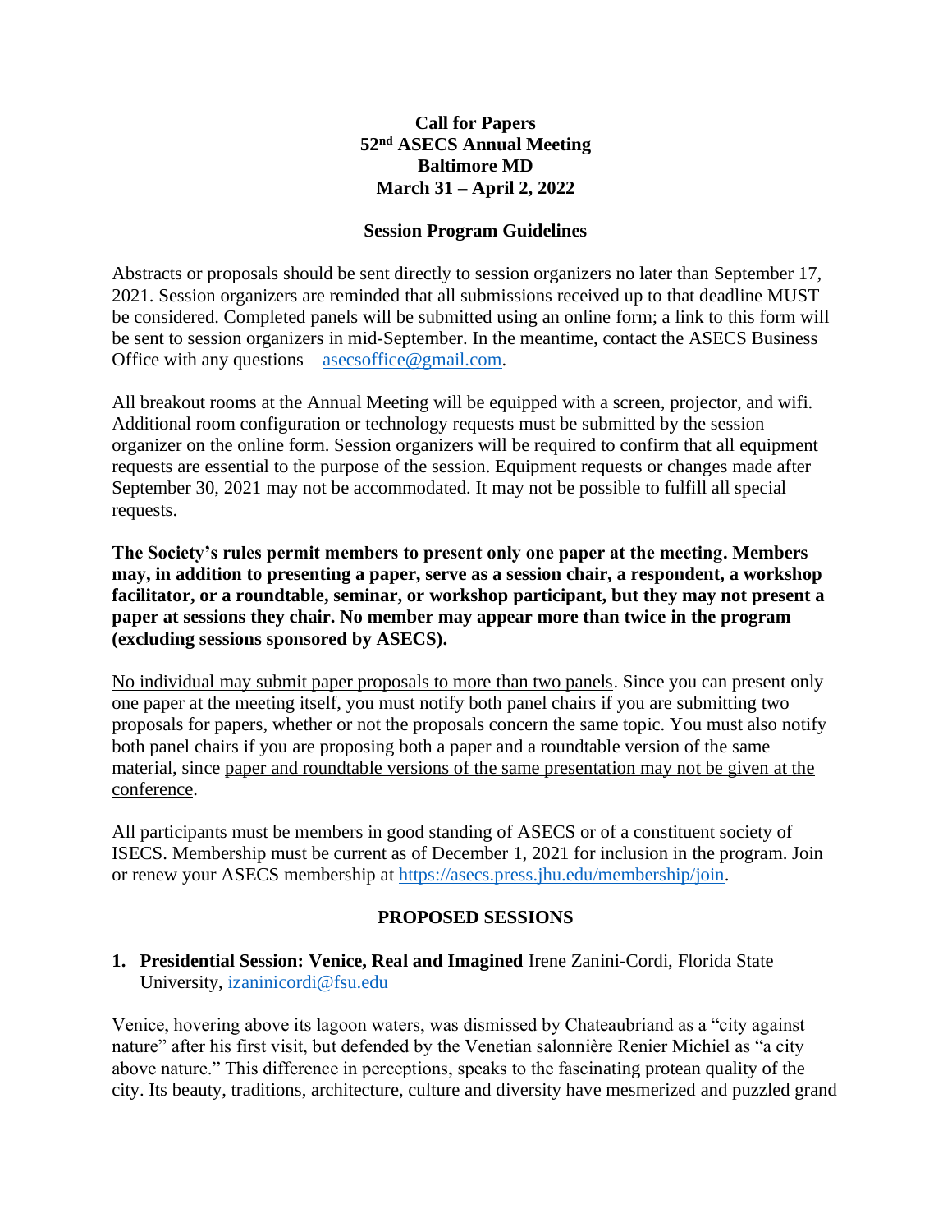# Call for Papers
# 52nd ASECS Annual Meeting
# Baltimore MD
# March 31 – April 2, 2022

## Session Program Guidelines

Abstracts or proposals should be sent directly to session organizers no later than September 17, 2021. Session organizers are reminded that all submissions received up to that deadline MUST be considered. Completed panels will be submitted using an online form; a link to this form will be sent to session organizers in mid-September. In the meantime, contact the ASECS Business Office with any questions – asecsoffice@gmail.com.

All breakout rooms at the Annual Meeting will be equipped with a screen, projector, and wifi. Additional room configuration or technology requests must be submitted by the session organizer on the online form. Session organizers will be required to confirm that all equipment requests are essential to the purpose of the session. Equipment requests or changes made after September 30, 2021 may not be accommodated. It may not be possible to fulfill all special requests.

**The Society's rules permit members to present only one paper at the meeting. Members may, in addition to presenting a paper, serve as a session chair, a respondent, a workshop facilitator, or a roundtable, seminar, or workshop participant, but they may not present a paper at sessions they chair. No member may appear more than twice in the program (excluding sessions sponsored by ASECS).**

No individual may submit paper proposals to more than two panels. Since you can present only one paper at the meeting itself, you must notify both panel chairs if you are submitting two proposals for papers, whether or not the proposals concern the same topic. You must also notify both panel chairs if you are proposing both a paper and a roundtable version of the same material, since paper and roundtable versions of the same presentation may not be given at the conference.

All participants must be members in good standing of ASECS or of a constituent society of ISECS. Membership must be current as of December 1, 2021 for inclusion in the program. Join or renew your ASECS membership at https://asecs.press.jhu.edu/membership/join.

## PROPOSED SESSIONS

1. **Presidential Session: Venice, Real and Imagined** Irene Zanini-Cordi, Florida State University, izaninicordi@fsu.edu

Venice, hovering above its lagoon waters, was dismissed by Chateaubriand as a "city against nature" after his first visit, but defended by the Venetian salonnière Renier Michiel as "a city above nature." This difference in perceptions, speaks to the fascinating protean quality of the city. Its beauty, traditions, architecture, culture and diversity have mesmerized and puzzled grand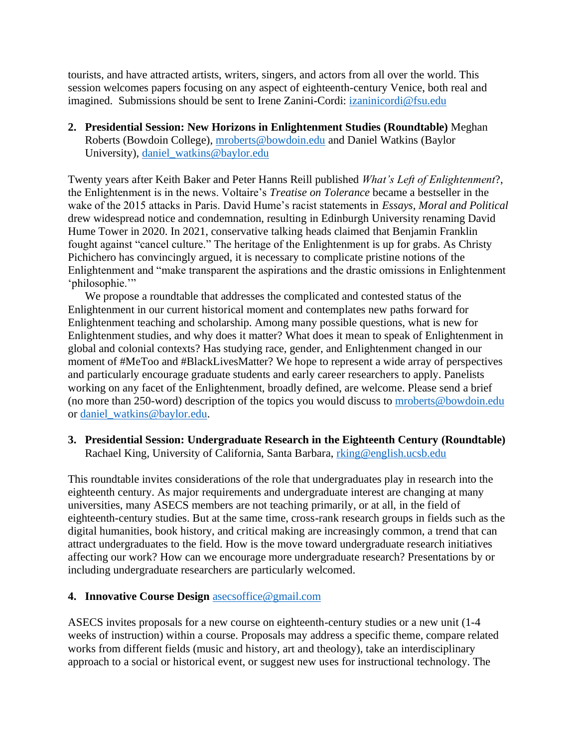tourists, and have attracted artists, writers, singers, and actors from all over the world. This session welcomes papers focusing on any aspect of eighteenth-century Venice, both real and imagined. Submissions should be sent to Irene Zanini-Cordi: izaninicordi@fsu.edu

2. **Presidential Session: New Horizons in Enlightenment Studies (Roundtable)** Meghan Roberts (Bowdoin College), mroberts@bowdoin.edu and Daniel Watkins (Baylor University), daniel_watkins@baylor.edu

Twenty years after Keith Baker and Peter Hanns Reill published *What's Left of Enlightenment*?, the Enlightenment is in the news. Voltaire's *Treatise on Tolerance* became a bestseller in the wake of the 2015 attacks in Paris. David Hume's racist statements in *Essays, Moral and Political* drew widespread notice and condemnation, resulting in Edinburgh University renaming David Hume Tower in 2020. In 2021, conservative talking heads claimed that Benjamin Franklin fought against "cancel culture." The heritage of the Enlightenment is up for grabs. As Christy Pichichero has convincingly argued, it is necessary to complicate pristine notions of the Enlightenment and "make transparent the aspirations and the drastic omissions in Enlightenment 'philosophie.'"

We propose a roundtable that addresses the complicated and contested status of the Enlightenment in our current historical moment and contemplates new paths forward for Enlightenment teaching and scholarship. Among many possible questions, what is new for Enlightenment studies, and why does it matter? What does it mean to speak of Enlightenment in global and colonial contexts? Has studying race, gender, and Enlightenment changed in our moment of #MeToo and #BlackLivesMatter? We hope to represent a wide array of perspectives and particularly encourage graduate students and early career researchers to apply. Panelists working on any facet of the Enlightenment, broadly defined, are welcome. Please send a brief (no more than 250-word) description of the topics you would discuss to mroberts@bowdoin.edu or daniel_watkins@baylor.edu.

3. **Presidential Session: Undergraduate Research in the Eighteenth Century (Roundtable)** Rachael King, University of California, Santa Barbara, rking@english.ucsb.edu

This roundtable invites considerations of the role that undergraduates play in research into the eighteenth century. As major requirements and undergraduate interest are changing at many universities, many ASECS members are not teaching primarily, or at all, in the field of eighteenth-century studies. But at the same time, cross-rank research groups in fields such as the digital humanities, book history, and critical making are increasingly common, a trend that can attract undergraduates to the field. How is the move toward undergraduate research initiatives affecting our work? How can we encourage more undergraduate research? Presentations by or including undergraduate researchers are particularly welcomed.

4. **Innovative Course Design** asecsoffice@gmail.com

ASECS invites proposals for a new course on eighteenth-century studies or a new unit (1-4 weeks of instruction) within a course. Proposals may address a specific theme, compare related works from different fields (music and history, art and theology), take an interdisciplinary approach to a social or historical event, or suggest new uses for instructional technology. The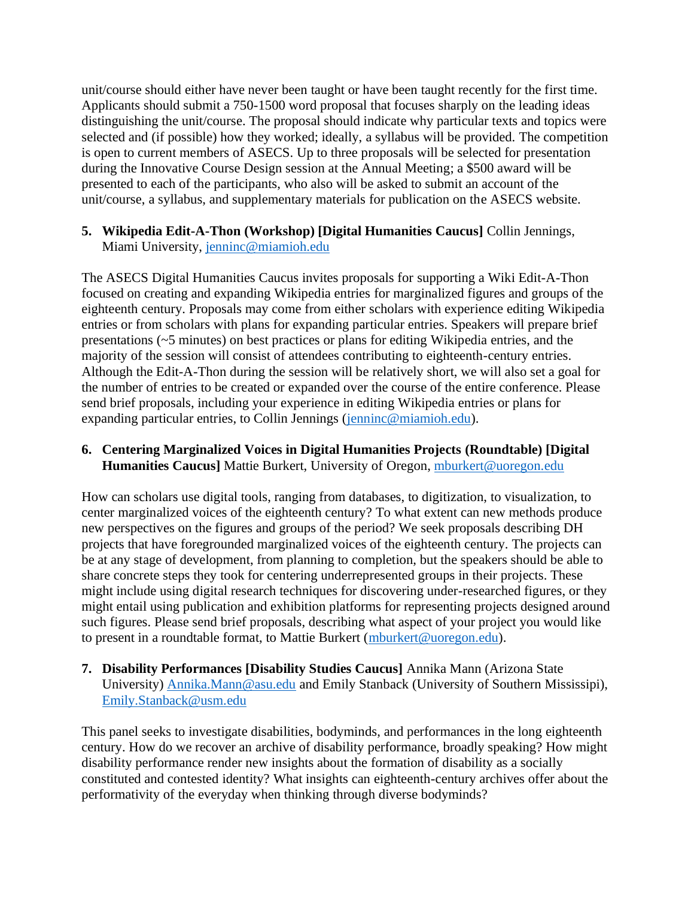unit/course should either have never been taught or have been taught recently for the first time. Applicants should submit a 750-1500 word proposal that focuses sharply on the leading ideas distinguishing the unit/course. The proposal should indicate why particular texts and topics were selected and (if possible) how they worked; ideally, a syllabus will be provided. The competition is open to current members of ASECS. Up to three proposals will be selected for presentation during the Innovative Course Design session at the Annual Meeting; a $500 award will be presented to each of the participants, who also will be asked to submit an account of the unit/course, a syllabus, and supplementary materials for publication on the ASECS website.

5. **Wikipedia Edit-A-Thon (Workshop) [Digital Humanities Caucus]** Collin Jennings, Miami University, jenninc@miamioh.edu

The ASECS Digital Humanities Caucus invites proposals for supporting a Wiki Edit-A-Thon focused on creating and expanding Wikipedia entries for marginalized figures and groups of the eighteenth century. Proposals may come from either scholars with experience editing Wikipedia entries or from scholars with plans for expanding particular entries. Speakers will prepare brief presentations (~5 minutes) on best practices or plans for editing Wikipedia entries, and the majority of the session will consist of attendees contributing to eighteenth-century entries. Although the Edit-A-Thon during the session will be relatively short, we will also set a goal for the number of entries to be created or expanded over the course of the entire conference. Please send brief proposals, including your experience in editing Wikipedia entries or plans for expanding particular entries, to Collin Jennings (jenninc@miamioh.edu).

6. **Centering Marginalized Voices in Digital Humanities Projects (Roundtable) [Digital Humanities Caucus]** Mattie Burkert, University of Oregon, mburkert@uoregon.edu

How can scholars use digital tools, ranging from databases, to digitization, to visualization, to center marginalized voices of the eighteenth century? To what extent can new methods produce new perspectives on the figures and groups of the period? We seek proposals describing DH projects that have foregrounded marginalized voices of the eighteenth century. The projects can be at any stage of development, from planning to completion, but the speakers should be able to share concrete steps they took for centering underrepresented groups in their projects. These might include using digital research techniques for discovering under-researched figures, or they might entail using publication and exhibition platforms for representing projects designed around such figures. Please send brief proposals, describing what aspect of your project you would like to present in a roundtable format, to Mattie Burkert (mburkert@uoregon.edu).

7. **Disability Performances [Disability Studies Caucus]** Annika Mann (Arizona State University) Annika.Mann@asu.edu and Emily Stanback (University of Southern Mississipi), Emily.Stanback@usm.edu

This panel seeks to investigate disabilities, bodyminds, and performances in the long eighteenth century. How do we recover an archive of disability performance, broadly speaking? How might disability performance render new insights about the formation of disability as a socially constituted and contested identity? What insights can eighteenth-century archives offer about the performativity of the everyday when thinking through diverse bodyminds?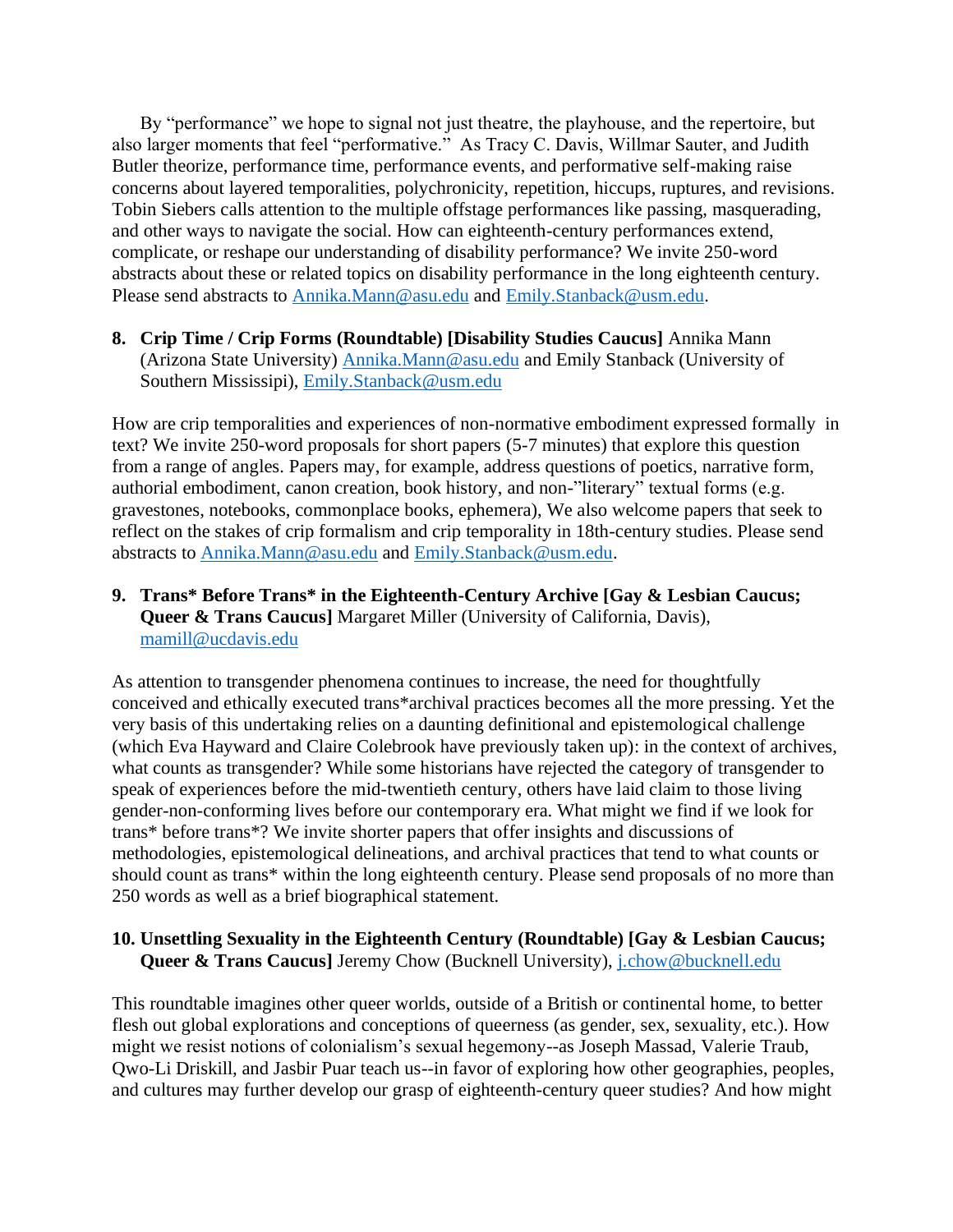By "performance" we hope to signal not just theatre, the playhouse, and the repertoire, but also larger moments that feel "performative." As Tracy C. Davis, Willmar Sauter, and Judith Butler theorize, performance time, performance events, and performative self-making raise concerns about layered temporalities, polychronicity, repetition, hiccups, ruptures, and revisions. Tobin Siebers calls attention to the multiple offstage performances like passing, masquerading, and other ways to navigate the social. How can eighteenth-century performances extend, complicate, or reshape our understanding of disability performance? We invite 250-word abstracts about these or related topics on disability performance in the long eighteenth century. Please send abstracts to Annika.Mann@asu.edu and Emily.Stanback@usm.edu.

8. **Crip Time / Crip Forms (Roundtable) [Disability Studies Caucus]** Annika Mann (Arizona State University) Annika.Mann@asu.edu and Emily Stanback (University of Southern Mississipi), Emily.Stanback@usm.edu

How are crip temporalities and experiences of non-normative embodiment expressed formally in text? We invite 250-word proposals for short papers (5-7 minutes) that explore this question from a range of angles. Papers may, for example, address questions of poetics, narrative form, authorial embodiment, canon creation, book history, and non-"literary" textual forms (e.g. gravestones, notebooks, commonplace books, ephemera), We also welcome papers that seek to reflect on the stakes of crip formalism and crip temporality in 18th-century studies. Please send abstracts to Annika.Mann@asu.edu and Emily.Stanback@usm.edu.

9. **Trans* Before Trans* in the Eighteenth-Century Archive [Gay & Lesbian Caucus; Queer & Trans Caucus]** Margaret Miller (University of California, Davis), mamill@ucdavis.edu

As attention to transgender phenomena continues to increase, the need for thoughtfully conceived and ethically executed trans*archival practices becomes all the more pressing. Yet the very basis of this undertaking relies on a daunting definitional and epistemological challenge (which Eva Hayward and Claire Colebrook have previously taken up): in the context of archives, what counts as transgender? While some historians have rejected the category of transgender to speak of experiences before the mid-twentieth century, others have laid claim to those living gender-non-conforming lives before our contemporary era. What might we find if we look for trans* before trans*? We invite shorter papers that offer insights and discussions of methodologies, epistemological delineations, and archival practices that tend to what counts or should count as trans* within the long eighteenth century. Please send proposals of no more than 250 words as well as a brief biographical statement.

10. **Unsettling Sexuality in the Eighteenth Century (Roundtable) [Gay & Lesbian Caucus; Queer & Trans Caucus]** Jeremy Chow (Bucknell University), j.chow@bucknell.edu

This roundtable imagines other queer worlds, outside of a British or continental home, to better flesh out global explorations and conceptions of queerness (as gender, sex, sexuality, etc.). How might we resist notions of colonialism's sexual hegemony--as Joseph Massad, Valerie Traub, Qwo-Li Driskill, and Jasbir Puar teach us--in favor of exploring how other geographies, peoples, and cultures may further develop our grasp of eighteenth-century queer studies? And how might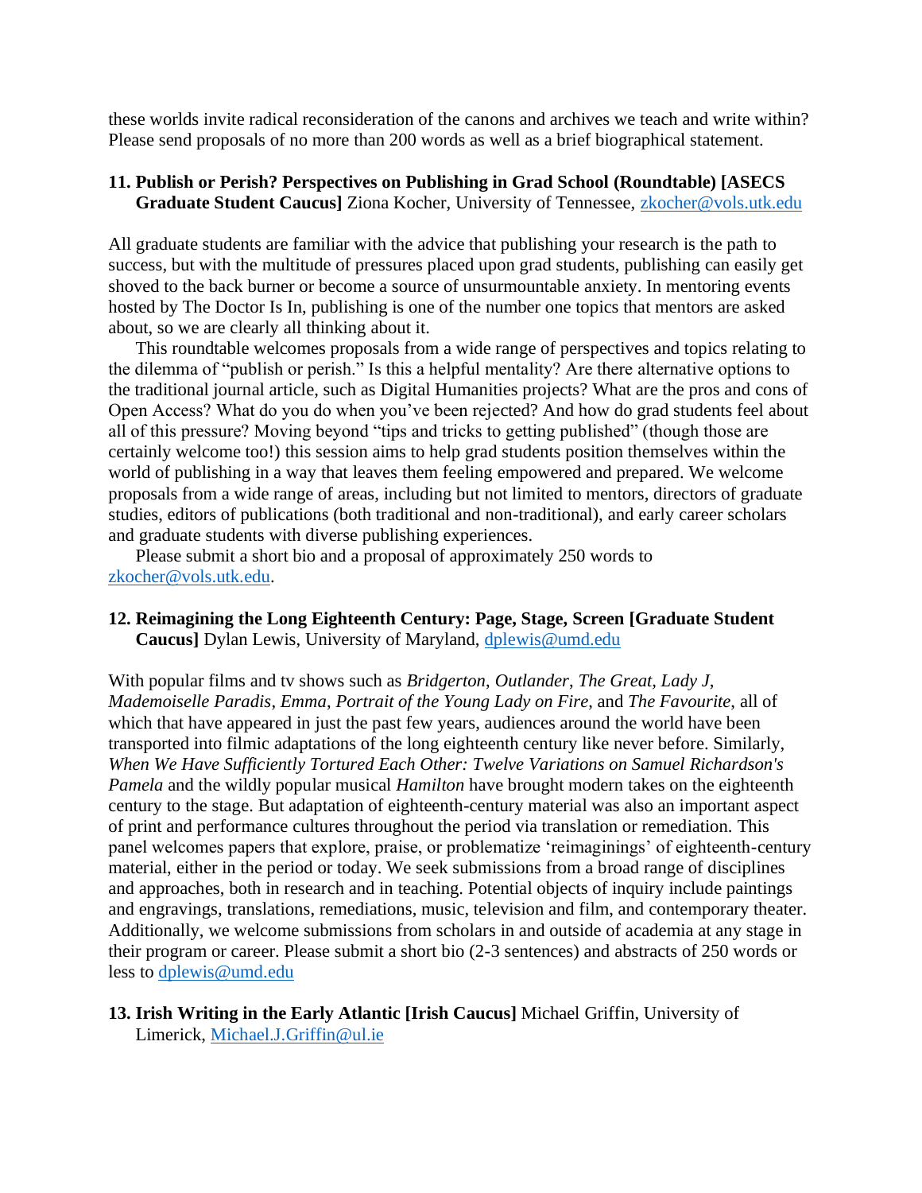these worlds invite radical reconsideration of the canons and archives we teach and write within? Please send proposals of no more than 200 words as well as a brief biographical statement.

**11. Publish or Perish? Perspectives on Publishing in Grad School (Roundtable) [ASECS Graduate Student Caucus]** Ziona Kocher, University of Tennessee, zkocher@vols.utk.edu

All graduate students are familiar with the advice that publishing your research is the path to success, but with the multitude of pressures placed upon grad students, publishing can easily get shoved to the back burner or become a source of unsurmountable anxiety. In mentoring events hosted by The Doctor Is In, publishing is one of the number one topics that mentors are asked about, so we are clearly all thinking about it.

This roundtable welcomes proposals from a wide range of perspectives and topics relating to the dilemma of "publish or perish." Is this a helpful mentality? Are there alternative options to the traditional journal article, such as Digital Humanities projects? What are the pros and cons of Open Access? What do you do when you've been rejected? And how do grad students feel about all of this pressure? Moving beyond "tips and tricks to getting published" (though those are certainly welcome too!) this session aims to help grad students position themselves within the world of publishing in a way that leaves them feeling empowered and prepared. We welcome proposals from a wide range of areas, including but not limited to mentors, directors of graduate studies, editors of publications (both traditional and non-traditional), and early career scholars and graduate students with diverse publishing experiences.

Please submit a short bio and a proposal of approximately 250 words to zkocher@vols.utk.edu.

**12. Reimagining the Long Eighteenth Century: Page, Stage, Screen [Graduate Student Caucus]** Dylan Lewis, University of Maryland, dplewis@umd.edu

With popular films and tv shows such as *Bridgerton*, *Outlander*, *The Great, Lady J*, *Mademoiselle Paradis*, *Emma*, *Portrait of the Young Lady on Fire,* and *The Favourite*, all of which that have appeared in just the past few years, audiences around the world have been transported into filmic adaptations of the long eighteenth century like never before. Similarly, *When We Have Sufficiently Tortured Each Other: Twelve Variations on Samuel Richardson's Pamela* and the wildly popular musical *Hamilton* have brought modern takes on the eighteenth century to the stage. But adaptation of eighteenth-century material was also an important aspect of print and performance cultures throughout the period via translation or remediation. This panel welcomes papers that explore, praise, or problematize 'reimaginings' of eighteenth-century material, either in the period or today. We seek submissions from a broad range of disciplines and approaches, both in research and in teaching. Potential objects of inquiry include paintings and engravings, translations, remediations, music, television and film, and contemporary theater. Additionally, we welcome submissions from scholars in and outside of academia at any stage in their program or career. Please submit a short bio (2-3 sentences) and abstracts of 250 words or less to dplewis@umd.edu

**13. Irish Writing in the Early Atlantic [Irish Caucus]** Michael Griffin, University of Limerick, Michael.J.Griffin@ul.ie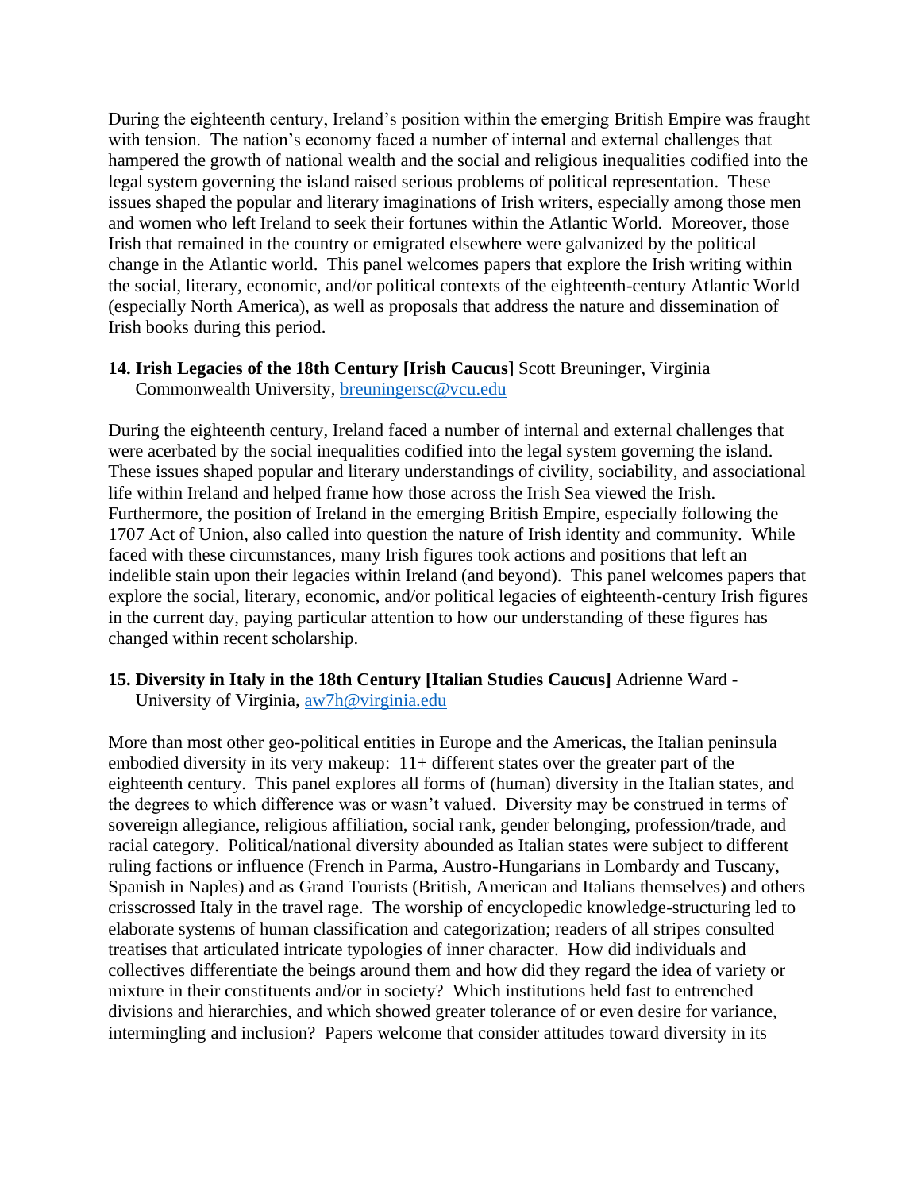During the eighteenth century, Ireland's position within the emerging British Empire was fraught with tension. The nation's economy faced a number of internal and external challenges that hampered the growth of national wealth and the social and religious inequalities codified into the legal system governing the island raised serious problems of political representation. These issues shaped the popular and literary imaginations of Irish writers, especially among those men and women who left Ireland to seek their fortunes within the Atlantic World. Moreover, those Irish that remained in the country or emigrated elsewhere were galvanized by the political change in the Atlantic world. This panel welcomes papers that explore the Irish writing within the social, literary, economic, and/or political contexts of the eighteenth-century Atlantic World (especially North America), as well as proposals that address the nature and dissemination of Irish books during this period.

**14. Irish Legacies of the 18th Century [Irish Caucus]** Scott Breuninger, Virginia Commonwealth University, breuningersc@vcu.edu

During the eighteenth century, Ireland faced a number of internal and external challenges that were acerbated by the social inequalities codified into the legal system governing the island. These issues shaped popular and literary understandings of civility, sociability, and associational life within Ireland and helped frame how those across the Irish Sea viewed the Irish. Furthermore, the position of Ireland in the emerging British Empire, especially following the 1707 Act of Union, also called into question the nature of Irish identity and community. While faced with these circumstances, many Irish figures took actions and positions that left an indelible stain upon their legacies within Ireland (and beyond). This panel welcomes papers that explore the social, literary, economic, and/or political legacies of eighteenth-century Irish figures in the current day, paying particular attention to how our understanding of these figures has changed within recent scholarship.

**15. Diversity in Italy in the 18th Century [Italian Studies Caucus]** Adrienne Ward - University of Virginia, aw7h@virginia.edu

More than most other geo-political entities in Europe and the Americas, the Italian peninsula embodied diversity in its very makeup: 11+ different states over the greater part of the eighteenth century. This panel explores all forms of (human) diversity in the Italian states, and the degrees to which difference was or wasn't valued. Diversity may be construed in terms of sovereign allegiance, religious affiliation, social rank, gender belonging, profession/trade, and racial category. Political/national diversity abounded as Italian states were subject to different ruling factions or influence (French in Parma, Austro-Hungarians in Lombardy and Tuscany, Spanish in Naples) and as Grand Tourists (British, American and Italians themselves) and others crisscrossed Italy in the travel rage. The worship of encyclopedic knowledge-structuring led to elaborate systems of human classification and categorization; readers of all stripes consulted treatises that articulated intricate typologies of inner character. How did individuals and collectives differentiate the beings around them and how did they regard the idea of variety or mixture in their constituents and/or in society? Which institutions held fast to entrenched divisions and hierarchies, and which showed greater tolerance of or even desire for variance, intermingling and inclusion? Papers welcome that consider attitudes toward diversity in its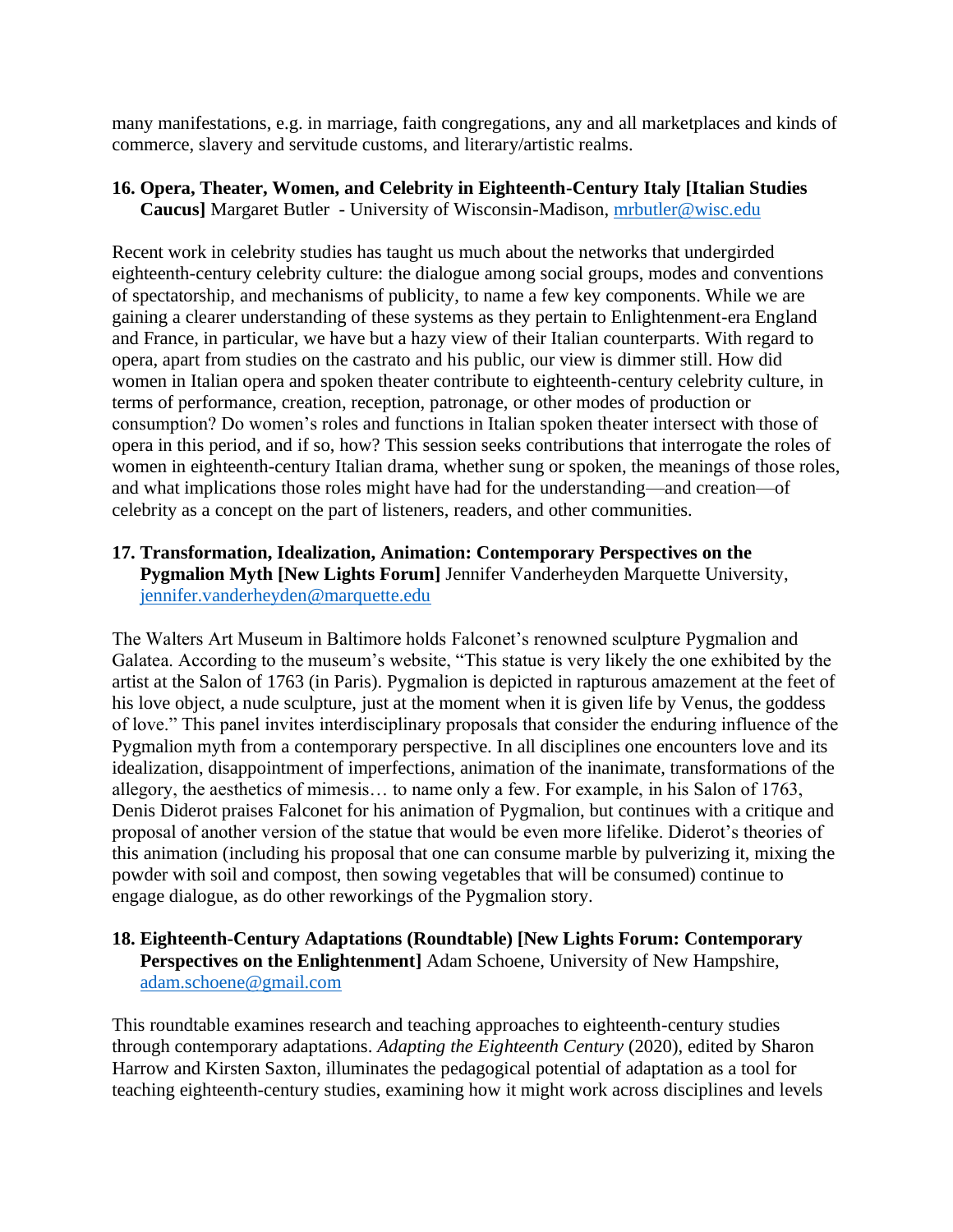many manifestations, e.g. in marriage, faith congregations, any and all marketplaces and kinds of commerce, slavery and servitude customs, and literary/artistic realms.

**16. Opera, Theater, Women, and Celebrity in Eighteenth-Century Italy [Italian Studies Caucus]** Margaret Butler - University of Wisconsin-Madison, mrbutler@wisc.edu

Recent work in celebrity studies has taught us much about the networks that undergirded eighteenth-century celebrity culture: the dialogue among social groups, modes and conventions of spectatorship, and mechanisms of publicity, to name a few key components. While we are gaining a clearer understanding of these systems as they pertain to Enlightenment-era England and France, in particular, we have but a hazy view of their Italian counterparts. With regard to opera, apart from studies on the castrato and his public, our view is dimmer still. How did women in Italian opera and spoken theater contribute to eighteenth-century celebrity culture, in terms of performance, creation, reception, patronage, or other modes of production or consumption? Do women's roles and functions in Italian spoken theater intersect with those of opera in this period, and if so, how? This session seeks contributions that interrogate the roles of women in eighteenth-century Italian drama, whether sung or spoken, the meanings of those roles, and what implications those roles might have had for the understanding—and creation—of celebrity as a concept on the part of listeners, readers, and other communities.

**17. Transformation, Idealization, Animation: Contemporary Perspectives on the Pygmalion Myth [New Lights Forum]** Jennifer Vanderheyden Marquette University, jennifer.vanderheyden@marquette.edu

The Walters Art Museum in Baltimore holds Falconet's renowned sculpture Pygmalion and Galatea. According to the museum's website, "This statue is very likely the one exhibited by the artist at the Salon of 1763 (in Paris). Pygmalion is depicted in rapturous amazement at the feet of his love object, a nude sculpture, just at the moment when it is given life by Venus, the goddess of love." This panel invites interdisciplinary proposals that consider the enduring influence of the Pygmalion myth from a contemporary perspective. In all disciplines one encounters love and its idealization, disappointment of imperfections, animation of the inanimate, transformations of the allegory, the aesthetics of mimesis… to name only a few. For example, in his Salon of 1763, Denis Diderot praises Falconet for his animation of Pygmalion, but continues with a critique and proposal of another version of the statue that would be even more lifelike. Diderot's theories of this animation (including his proposal that one can consume marble by pulverizing it, mixing the powder with soil and compost, then sowing vegetables that will be consumed) continue to engage dialogue, as do other reworkings of the Pygmalion story.

**18. Eighteenth-Century Adaptations (Roundtable) [New Lights Forum: Contemporary Perspectives on the Enlightenment]** Adam Schoene, University of New Hampshire, adam.schoene@gmail.com

This roundtable examines research and teaching approaches to eighteenth-century studies through contemporary adaptations. *Adapting the Eighteenth Century* (2020), edited by Sharon Harrow and Kirsten Saxton, illuminates the pedagogical potential of adaptation as a tool for teaching eighteenth-century studies, examining how it might work across disciplines and levels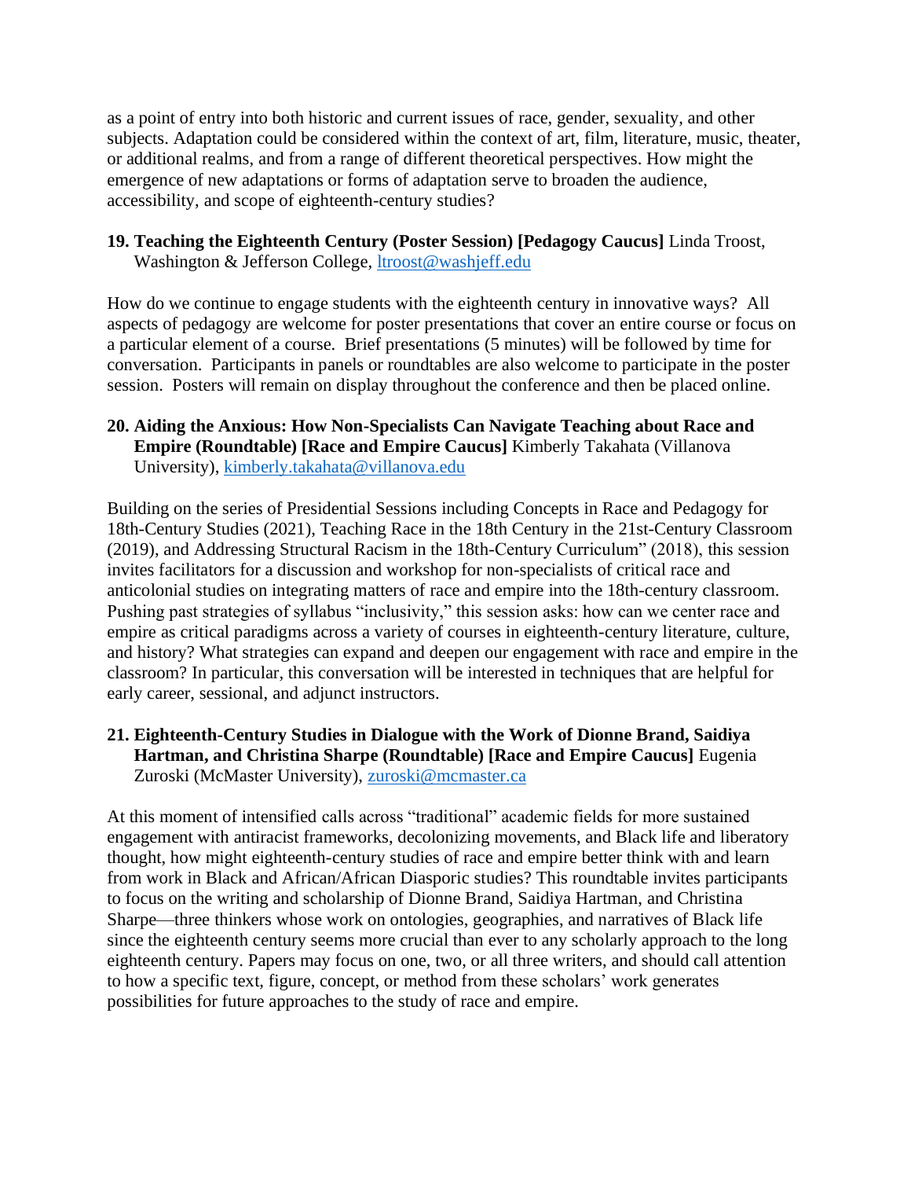as a point of entry into both historic and current issues of race, gender, sexuality, and other subjects. Adaptation could be considered within the context of art, film, literature, music, theater, or additional realms, and from a range of different theoretical perspectives. How might the emergence of new adaptations or forms of adaptation serve to broaden the audience, accessibility, and scope of eighteenth-century studies?

**19. Teaching the Eighteenth Century (Poster Session) [Pedagogy Caucus]** Linda Troost, Washington & Jefferson College, ltroost@washjeff.edu

How do we continue to engage students with the eighteenth century in innovative ways? All aspects of pedagogy are welcome for poster presentations that cover an entire course or focus on a particular element of a course. Brief presentations (5 minutes) will be followed by time for conversation. Participants in panels or roundtables are also welcome to participate in the poster session. Posters will remain on display throughout the conference and then be placed online.

**20. Aiding the Anxious: How Non-Specialists Can Navigate Teaching about Race and Empire (Roundtable) [Race and Empire Caucus]** Kimberly Takahata (Villanova University), kimberly.takahata@villanova.edu

Building on the series of Presidential Sessions including Concepts in Race and Pedagogy for 18th-Century Studies (2021), Teaching Race in the 18th Century in the 21st-Century Classroom (2019), and Addressing Structural Racism in the 18th-Century Curriculum" (2018), this session invites facilitators for a discussion and workshop for non-specialists of critical race and anticolonial studies on integrating matters of race and empire into the 18th-century classroom. Pushing past strategies of syllabus "inclusivity," this session asks: how can we center race and empire as critical paradigms across a variety of courses in eighteenth-century literature, culture, and history? What strategies can expand and deepen our engagement with race and empire in the classroom? In particular, this conversation will be interested in techniques that are helpful for early career, sessional, and adjunct instructors.

**21. Eighteenth-Century Studies in Dialogue with the Work of Dionne Brand, Saidiya Hartman, and Christina Sharpe (Roundtable) [Race and Empire Caucus]** Eugenia Zuroski (McMaster University), zuroski@mcmaster.ca

At this moment of intensified calls across "traditional" academic fields for more sustained engagement with antiracist frameworks, decolonizing movements, and Black life and liberatory thought, how might eighteenth-century studies of race and empire better think with and learn from work in Black and African/African Diasporic studies? This roundtable invites participants to focus on the writing and scholarship of Dionne Brand, Saidiya Hartman, and Christina Sharpe—three thinkers whose work on ontologies, geographies, and narratives of Black life since the eighteenth century seems more crucial than ever to any scholarly approach to the long eighteenth century. Papers may focus on one, two, or all three writers, and should call attention to how a specific text, figure, concept, or method from these scholars' work generates possibilities for future approaches to the study of race and empire.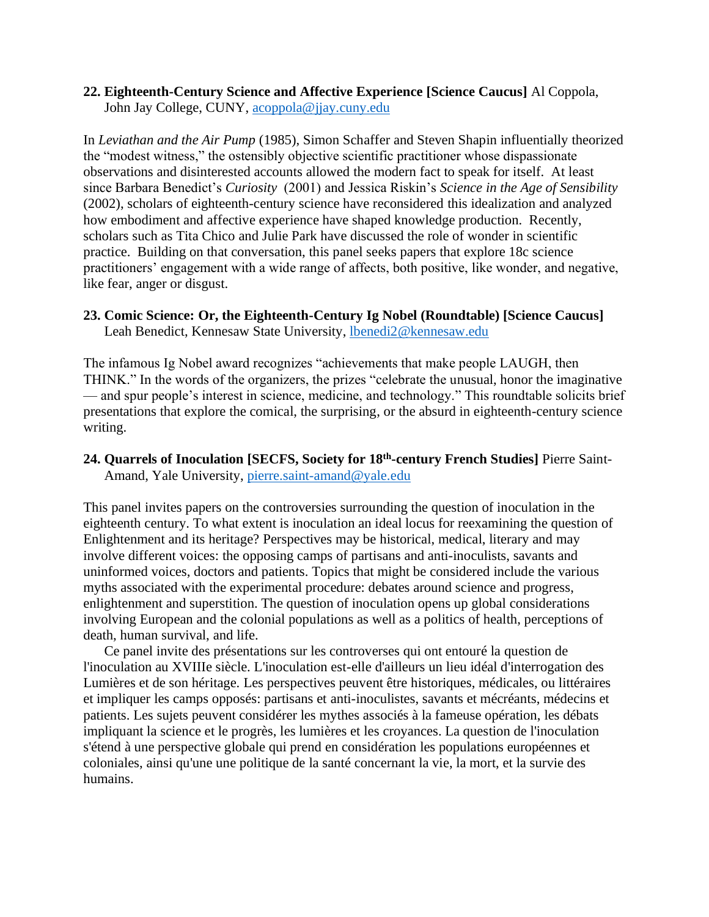**22. Eighteenth-Century Science and Affective Experience [Science Caucus]** Al Coppola, John Jay College, CUNY, acoppola@jjay.cuny.edu

In *Leviathan and the Air Pump* (1985), Simon Schaffer and Steven Shapin influentially theorized the "modest witness," the ostensibly objective scientific practitioner whose dispassionate observations and disinterested accounts allowed the modern fact to speak for itself. At least since Barbara Benedict's *Curiosity* (2001) and Jessica Riskin's *Science in the Age of Sensibility* (2002), scholars of eighteenth-century science have reconsidered this idealization and analyzed how embodiment and affective experience have shaped knowledge production. Recently, scholars such as Tita Chico and Julie Park have discussed the role of wonder in scientific practice. Building on that conversation, this panel seeks papers that explore 18c science practitioners' engagement with a wide range of affects, both positive, like wonder, and negative, like fear, anger or disgust.

**23. Comic Science: Or, the Eighteenth-Century Ig Nobel (Roundtable) [Science Caucus]** Leah Benedict, Kennesaw State University, lbenedi2@kennesaw.edu

The infamous Ig Nobel award recognizes "achievements that make people LAUGH, then THINK." In the words of the organizers, the prizes "celebrate the unusual, honor the imaginative — and spur people's interest in science, medicine, and technology." This roundtable solicits brief presentations that explore the comical, the surprising, or the absurd in eighteenth-century science writing.

**24. Quarrels of Inoculation [SECFS, Society for 18th-century French Studies]** Pierre Saint-Amand, Yale University, pierre.saint-amand@yale.edu

This panel invites papers on the controversies surrounding the question of inoculation in the eighteenth century. To what extent is inoculation an ideal locus for reexamining the question of Enlightenment and its heritage? Perspectives may be historical, medical, literary and may involve different voices: the opposing camps of partisans and anti-inoculists, savants and uninformed voices, doctors and patients. Topics that might be considered include the various myths associated with the experimental procedure: debates around science and progress, enlightenment and superstition. The question of inoculation opens up global considerations involving European and the colonial populations as well as a politics of health, perceptions of death, human survival, and life.

Ce panel invite des présentations sur les controverses qui ont entouré la question de l'inoculation au XVIIIe siècle. L'inoculation est-elle d'ailleurs un lieu idéal d'interrogation des Lumières et de son héritage. Les perspectives peuvent être historiques, médicales, ou littéraires et impliquer les camps opposés: partisans et anti-inoculistes, savants et mécréants, médecins et patients. Les sujets peuvent considérer les mythes associés à la fameuse opération, les débats impliquant la science et le progrès, les lumières et les croyances. La question de l'inoculation s'étend à une perspective globale qui prend en considération les populations européennes et coloniales, ainsi qu'une une politique de la santé concernant la vie, la mort, et la survie des humains.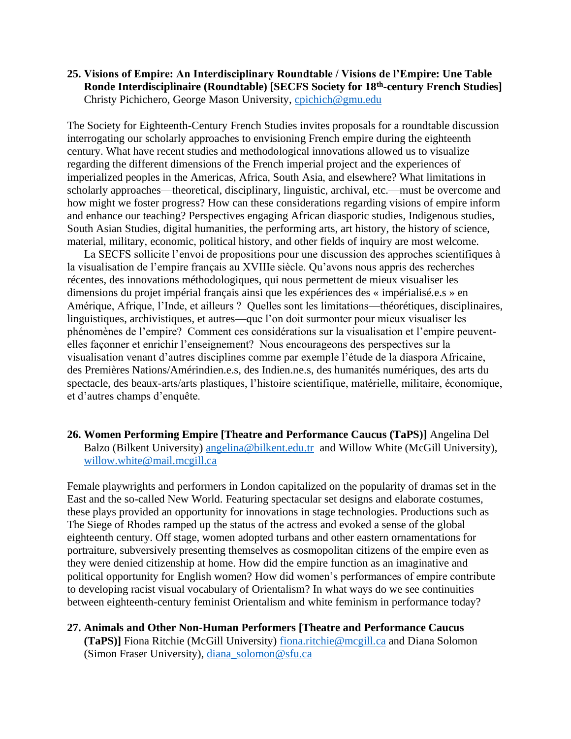**25. Visions of Empire: An Interdisciplinary Roundtable / Visions de l'Empire: Une Table Ronde Interdisciplinaire (Roundtable) [SECFS Society for 18th-century French Studies]** Christy Pichichero, George Mason University, cpichich@gmu.edu

The Society for Eighteenth-Century French Studies invites proposals for a roundtable discussion interrogating our scholarly approaches to envisioning French empire during the eighteenth century. What have recent studies and methodological innovations allowed us to visualize regarding the different dimensions of the French imperial project and the experiences of imperialized peoples in the Americas, Africa, South Asia, and elsewhere? What limitations in scholarly approaches—theoretical, disciplinary, linguistic, archival, etc.—must be overcome and how might we foster progress? How can these considerations regarding visions of empire inform and enhance our teaching? Perspectives engaging African diasporic studies, Indigenous studies, South Asian Studies, digital humanities, the performing arts, art history, the history of science, material, military, economic, political history, and other fields of inquiry are most welcome.

La SECFS sollicite l'envoi de propositions pour une discussion des approches scientifiques à la visualisation de l'empire français au XVIIIe siècle. Qu'avons nous appris des recherches récentes, des innovations méthodologiques, qui nous permettent de mieux visualiser les dimensions du projet impérial français ainsi que les expériences des « impérialisé.e.s » en Amérique, Afrique, l'Inde, et ailleurs ? Quelles sont les limitations—théorétiques, disciplinaires, linguistiques, archivistiques, et autres—que l'on doit surmonter pour mieux visualiser les phénomènes de l'empire? Comment ces considérations sur la visualisation et l'empire peuvent-elles façonner et enrichir l'enseignement? Nous encourageons des perspectives sur la visualisation venant d'autres disciplines comme par exemple l'étude de la diaspora Africaine, des Premières Nations/Amérindien.e.s, des Indien.ne.s, des humanités numériques, des arts du spectacle, des beaux-arts/arts plastiques, l'histoire scientifique, matérielle, militaire, économique, et d'autres champs d'enquête.

**26. Women Performing Empire [Theatre and Performance Caucus (TaPS)]** Angelina Del Balzo (Bilkent University) angelina@bilkent.edu.tr and Willow White (McGill University), willow.white@mail.mcgill.ca

Female playwrights and performers in London capitalized on the popularity of dramas set in the East and the so-called New World. Featuring spectacular set designs and elaborate costumes, these plays provided an opportunity for innovations in stage technologies. Productions such as The Siege of Rhodes ramped up the status of the actress and evoked a sense of the global eighteenth century. Off stage, women adopted turbans and other eastern ornamentations for portraiture, subversively presenting themselves as cosmopolitan citizens of the empire even as they were denied citizenship at home. How did the empire function as an imaginative and political opportunity for English women? How did women's performances of empire contribute to developing racist visual vocabulary of Orientalism? In what ways do we see continuities between eighteenth-century feminist Orientalism and white feminism in performance today?

**27. Animals and Other Non-Human Performers [Theatre and Performance Caucus (TaPS)]** Fiona Ritchie (McGill University) fiona.ritchie@mcgill.ca and Diana Solomon (Simon Fraser University), diana_solomon@sfu.ca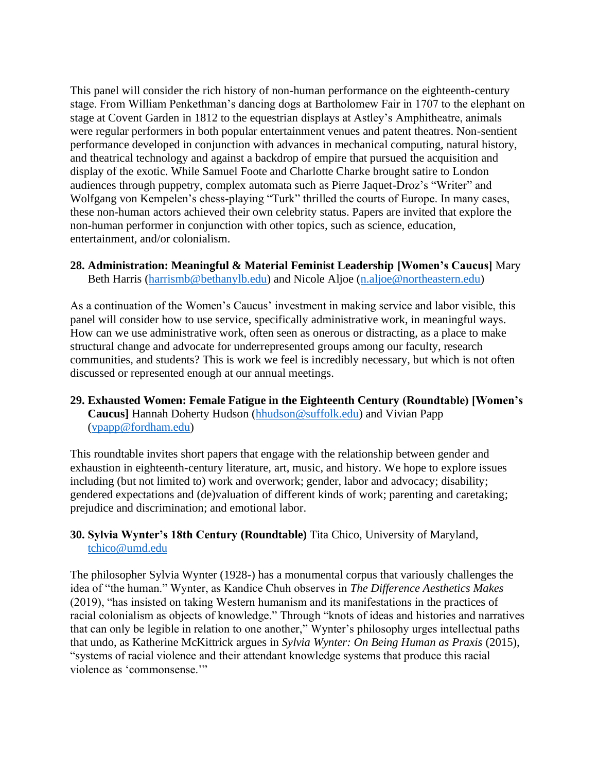This panel will consider the rich history of non-human performance on the eighteenth-century stage. From William Penkethman's dancing dogs at Bartholomew Fair in 1707 to the elephant on stage at Covent Garden in 1812 to the equestrian displays at Astley's Amphitheatre, animals were regular performers in both popular entertainment venues and patent theatres. Non-sentient performance developed in conjunction with advances in mechanical computing, natural history, and theatrical technology and against a backdrop of empire that pursued the acquisition and display of the exotic. While Samuel Foote and Charlotte Charke brought satire to London audiences through puppetry, complex automata such as Pierre Jaquet-Droz's "Writer" and Wolfgang von Kempelen's chess-playing "Turk" thrilled the courts of Europe. In many cases, these non-human actors achieved their own celebrity status. Papers are invited that explore the non-human performer in conjunction with other topics, such as science, education, entertainment, and/or colonialism.

**28. Administration: Meaningful & Material Feminist Leadership [Women's Caucus]** Mary Beth Harris (harrismb@bethanylb.edu) and Nicole Aljoe (n.aljoe@northeastern.edu)

As a continuation of the Women's Caucus' investment in making service and labor visible, this panel will consider how to use service, specifically administrative work, in meaningful ways. How can we use administrative work, often seen as onerous or distracting, as a place to make structural change and advocate for underrepresented groups among our faculty, research communities, and students? This is work we feel is incredibly necessary, but which is not often discussed or represented enough at our annual meetings.

**29. Exhausted Women: Female Fatigue in the Eighteenth Century (Roundtable) [Women's Caucus]** Hannah Doherty Hudson (hhudson@suffolk.edu) and Vivian Papp (vpapp@fordham.edu)

This roundtable invites short papers that engage with the relationship between gender and exhaustion in eighteenth-century literature, art, music, and history. We hope to explore issues including (but not limited to) work and overwork; gender, labor and advocacy; disability; gendered expectations and (de)valuation of different kinds of work; parenting and caretaking; prejudice and discrimination; and emotional labor.

**30. Sylvia Wynter's 18th Century (Roundtable)** Tita Chico, University of Maryland, tchico@umd.edu

The philosopher Sylvia Wynter (1928-) has a monumental corpus that variously challenges the idea of "the human." Wynter, as Kandice Chuh observes in *The Difference Aesthetics Makes* (2019), "has insisted on taking Western humanism and its manifestations in the practices of racial colonialism as objects of knowledge." Through "knots of ideas and histories and narratives that can only be legible in relation to one another," Wynter's philosophy urges intellectual paths that undo, as Katherine McKittrick argues in *Sylvia Wynter: On Being Human as Praxis* (2015), "systems of racial violence and their attendant knowledge systems that produce this racial violence as 'commonsense.'"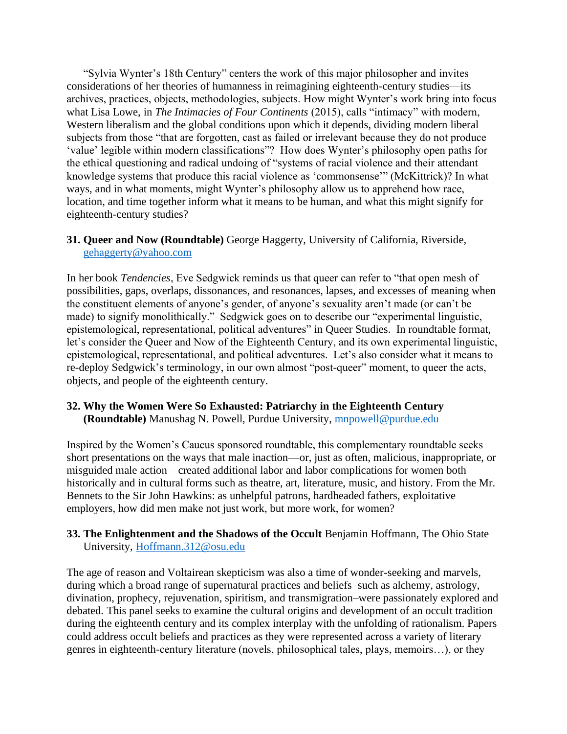"Sylvia Wynter's 18th Century" centers the work of this major philosopher and invites considerations of her theories of humanness in reimagining eighteenth-century studies—its archives, practices, objects, methodologies, subjects. How might Wynter's work bring into focus what Lisa Lowe, in *The Intimacies of Four Continents* (2015), calls "intimacy" with modern, Western liberalism and the global conditions upon which it depends, dividing modern liberal subjects from those "that are forgotten, cast as failed or irrelevant because they do not produce 'value' legible within modern classifications"? How does Wynter's philosophy open paths for the ethical questioning and radical undoing of "systems of racial violence and their attendant knowledge systems that produce this racial violence as 'commonsense'" (McKittrick)? In what ways, and in what moments, might Wynter's philosophy allow us to apprehend how race, location, and time together inform what it means to be human, and what this might signify for eighteenth-century studies?

**31. Queer and Now (Roundtable)** George Haggerty, University of California, Riverside, gehaggerty@yahoo.com

In her book *Tendencies*, Eve Sedgwick reminds us that queer can refer to "that open mesh of possibilities, gaps, overlaps, dissonances, and resonances, lapses, and excesses of meaning when the constituent elements of anyone's gender, of anyone's sexuality aren't made (or can't be made) to signify monolithically." Sedgwick goes on to describe our "experimental linguistic, epistemological, representational, political adventures" in Queer Studies. In roundtable format, let's consider the Queer and Now of the Eighteenth Century, and its own experimental linguistic, epistemological, representational, and political adventures. Let's also consider what it means to re-deploy Sedgwick's terminology, in our own almost "post-queer" moment, to queer the acts, objects, and people of the eighteenth century.

**32. Why the Women Were So Exhausted: Patriarchy in the Eighteenth Century (Roundtable)** Manushag N. Powell, Purdue University, mnpowell@purdue.edu

Inspired by the Women's Caucus sponsored roundtable, this complementary roundtable seeks short presentations on the ways that male inaction—or, just as often, malicious, inappropriate, or misguided male action—created additional labor and labor complications for women both historically and in cultural forms such as theatre, art, literature, music, and history. From the Mr. Bennets to the Sir John Hawkins: as unhelpful patrons, hardheaded fathers, exploitative employers, how did men make not just work, but more work, for women?

**33. The Enlightenment and the Shadows of the Occult** Benjamin Hoffmann, The Ohio State University, Hoffmann.312@osu.edu

The age of reason and Voltairean skepticism was also a time of wonder-seeking and marvels, during which a broad range of supernatural practices and beliefs–such as alchemy, astrology, divination, prophecy, rejuvenation, spiritism, and transmigration–were passionately explored and debated. This panel seeks to examine the cultural origins and development of an occult tradition during the eighteenth century and its complex interplay with the unfolding of rationalism. Papers could address occult beliefs and practices as they were represented across a variety of literary genres in eighteenth-century literature (novels, philosophical tales, plays, memoirs…), or they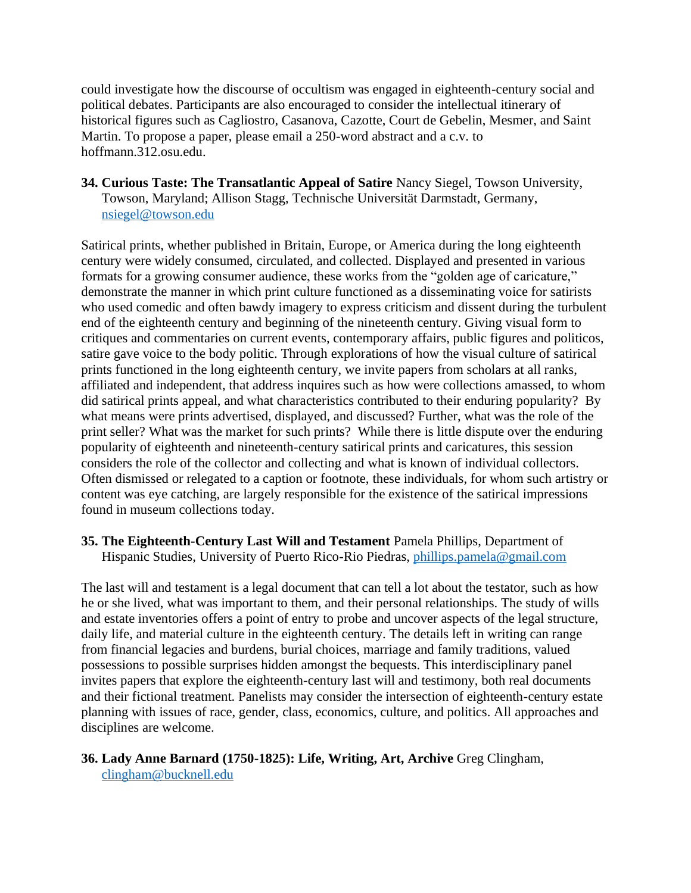could investigate how the discourse of occultism was engaged in eighteenth-century social and political debates. Participants are also encouraged to consider the intellectual itinerary of historical figures such as Cagliostro, Casanova, Cazotte, Court de Gebelin, Mesmer, and Saint Martin. To propose a paper, please email a 250-word abstract and a c.v. to hoffmann.312.osu.edu.

**34. Curious Taste: The Transatlantic Appeal of Satire** Nancy Siegel, Towson University, Towson, Maryland; Allison Stagg, Technische Universität Darmstadt, Germany, nsiegel@towson.edu

Satirical prints, whether published in Britain, Europe, or America during the long eighteenth century were widely consumed, circulated, and collected. Displayed and presented in various formats for a growing consumer audience, these works from the "golden age of caricature," demonstrate the manner in which print culture functioned as a disseminating voice for satirists who used comedic and often bawdy imagery to express criticism and dissent during the turbulent end of the eighteenth century and beginning of the nineteenth century. Giving visual form to critiques and commentaries on current events, contemporary affairs, public figures and politicos, satire gave voice to the body politic. Through explorations of how the visual culture of satirical prints functioned in the long eighteenth century, we invite papers from scholars at all ranks, affiliated and independent, that address inquires such as how were collections amassed, to whom did satirical prints appeal, and what characteristics contributed to their enduring popularity? By what means were prints advertised, displayed, and discussed? Further, what was the role of the print seller? What was the market for such prints? While there is little dispute over the enduring popularity of eighteenth and nineteenth-century satirical prints and caricatures, this session considers the role of the collector and collecting and what is known of individual collectors. Often dismissed or relegated to a caption or footnote, these individuals, for whom such artistry or content was eye catching, are largely responsible for the existence of the satirical impressions found in museum collections today.

**35. The Eighteenth-Century Last Will and Testament** Pamela Phillips, Department of Hispanic Studies, University of Puerto Rico-Rio Piedras, phillips.pamela@gmail.com

The last will and testament is a legal document that can tell a lot about the testator, such as how he or she lived, what was important to them, and their personal relationships. The study of wills and estate inventories offers a point of entry to probe and uncover aspects of the legal structure, daily life, and material culture in the eighteenth century. The details left in writing can range from financial legacies and burdens, burial choices, marriage and family traditions, valued possessions to possible surprises hidden amongst the bequests. This interdisciplinary panel invites papers that explore the eighteenth-century last will and testimony, both real documents and their fictional treatment. Panelists may consider the intersection of eighteenth-century estate planning with issues of race, gender, class, economics, culture, and politics. All approaches and disciplines are welcome.

**36. Lady Anne Barnard (1750-1825): Life, Writing, Art, Archive** Greg Clingham, clingham@bucknell.edu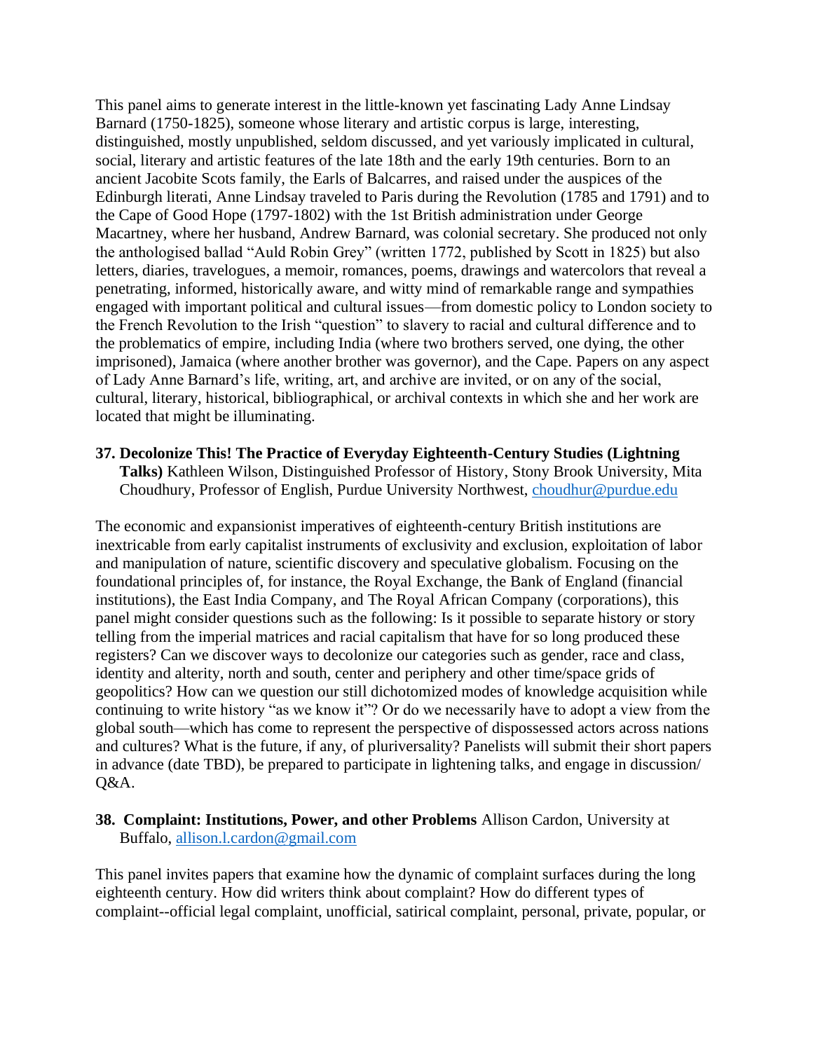This panel aims to generate interest in the little-known yet fascinating Lady Anne Lindsay Barnard (1750-1825), someone whose literary and artistic corpus is large, interesting, distinguished, mostly unpublished, seldom discussed, and yet variously implicated in cultural, social, literary and artistic features of the late 18th and the early 19th centuries. Born to an ancient Jacobite Scots family, the Earls of Balcarres, and raised under the auspices of the Edinburgh literati, Anne Lindsay traveled to Paris during the Revolution (1785 and 1791) and to the Cape of Good Hope (1797-1802) with the 1st British administration under George Macartney, where her husband, Andrew Barnard, was colonial secretary. She produced not only the anthologised ballad "Auld Robin Grey" (written 1772, published by Scott in 1825) but also letters, diaries, travelogues, a memoir, romances, poems, drawings and watercolors that reveal a penetrating, informed, historically aware, and witty mind of remarkable range and sympathies engaged with important political and cultural issues—from domestic policy to London society to the French Revolution to the Irish "question" to slavery to racial and cultural difference and to the problematics of empire, including India (where two brothers served, one dying, the other imprisoned), Jamaica (where another brother was governor), and the Cape. Papers on any aspect of Lady Anne Barnard's life, writing, art, and archive are invited, or on any of the social, cultural, literary, historical, bibliographical, or archival contexts in which she and her work are located that might be illuminating.

**37. Decolonize This! The Practice of Everyday Eighteenth-Century Studies (Lightning Talks)** Kathleen Wilson, Distinguished Professor of History, Stony Brook University, Mita Choudhury, Professor of English, Purdue University Northwest, choudhur@purdue.edu

The economic and expansionist imperatives of eighteenth-century British institutions are inextricable from early capitalist instruments of exclusivity and exclusion, exploitation of labor and manipulation of nature, scientific discovery and speculative globalism. Focusing on the foundational principles of, for instance, the Royal Exchange, the Bank of England (financial institutions), the East India Company, and The Royal African Company (corporations), this panel might consider questions such as the following: Is it possible to separate history or story telling from the imperial matrices and racial capitalism that have for so long produced these registers? Can we discover ways to decolonize our categories such as gender, race and class, identity and alterity, north and south, center and periphery and other time/space grids of geopolitics? How can we question our still dichotomized modes of knowledge acquisition while continuing to write history "as we know it"? Or do we necessarily have to adopt a view from the global south—which has come to represent the perspective of dispossessed actors across nations and cultures? What is the future, if any, of pluriversality? Panelists will submit their short papers in advance (date TBD), be prepared to participate in lightening talks, and engage in discussion/ Q&A.

**38. Complaint: Institutions, Power, and other Problems** Allison Cardon, University at Buffalo, allison.l.cardon@gmail.com

This panel invites papers that examine how the dynamic of complaint surfaces during the long eighteenth century. How did writers think about complaint? How do different types of complaint--official legal complaint, unofficial, satirical complaint, personal, private, popular, or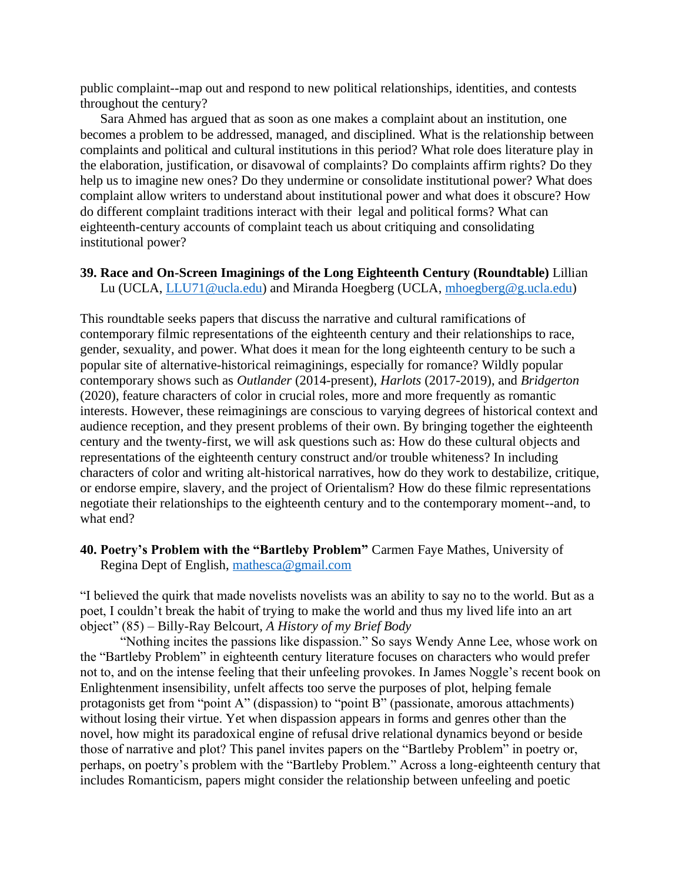public complaint--map out and respond to new political relationships, identities, and contests throughout the century?

Sara Ahmed has argued that as soon as one makes a complaint about an institution, one becomes a problem to be addressed, managed, and disciplined. What is the relationship between complaints and political and cultural institutions in this period? What role does literature play in the elaboration, justification, or disavowal of complaints? Do complaints affirm rights? Do they help us to imagine new ones? Do they undermine or consolidate institutional power? What does complaint allow writers to understand about institutional power and what does it obscure? How do different complaint traditions interact with their legal and political forms? What can eighteenth-century accounts of complaint teach us about critiquing and consolidating institutional power?

**39. Race and On-Screen Imaginings of the Long Eighteenth Century (Roundtable)** Lillian Lu (UCLA, LLU71@ucla.edu) and Miranda Hoegberg (UCLA, mhoegberg@g.ucla.edu)

This roundtable seeks papers that discuss the narrative and cultural ramifications of contemporary filmic representations of the eighteenth century and their relationships to race, gender, sexuality, and power. What does it mean for the long eighteenth century to be such a popular site of alternative-historical reimaginings, especially for romance? Wildly popular contemporary shows such as *Outlander* (2014-present), *Harlots* (2017-2019), and *Bridgerton* (2020), feature characters of color in crucial roles, more and more frequently as romantic interests. However, these reimaginings are conscious to varying degrees of historical context and audience reception, and they present problems of their own. By bringing together the eighteenth century and the twenty-first, we will ask questions such as: How do these cultural objects and representations of the eighteenth century construct and/or trouble whiteness? In including characters of color and writing alt-historical narratives, how do they work to destabilize, critique, or endorse empire, slavery, and the project of Orientalism? How do these filmic representations negotiate their relationships to the eighteenth century and to the contemporary moment--and, to what end?

**40. Poetry's Problem with the "Bartleby Problem"** Carmen Faye Mathes, University of Regina Dept of English, mathesca@gmail.com

"I believed the quirk that made novelists novelists was an ability to say no to the world. But as a poet, I couldn't break the habit of trying to make the world and thus my lived life into an art object" (85) – Billy-Ray Belcourt, *A History of my Brief Body*

"Nothing incites the passions like dispassion." So says Wendy Anne Lee, whose work on the "Bartleby Problem" in eighteenth century literature focuses on characters who would prefer not to, and on the intense feeling that their unfeeling provokes. In James Noggle's recent book on Enlightenment insensibility, unfelt affects too serve the purposes of plot, helping female protagonists get from "point A" (dispassion) to "point B" (passionate, amorous attachments) without losing their virtue. Yet when dispassion appears in forms and genres other than the novel, how might its paradoxical engine of refusal drive relational dynamics beyond or beside those of narrative and plot? This panel invites papers on the "Bartleby Problem" in poetry or, perhaps, on poetry's problem with the "Bartleby Problem." Across a long-eighteenth century that includes Romanticism, papers might consider the relationship between unfeeling and poetic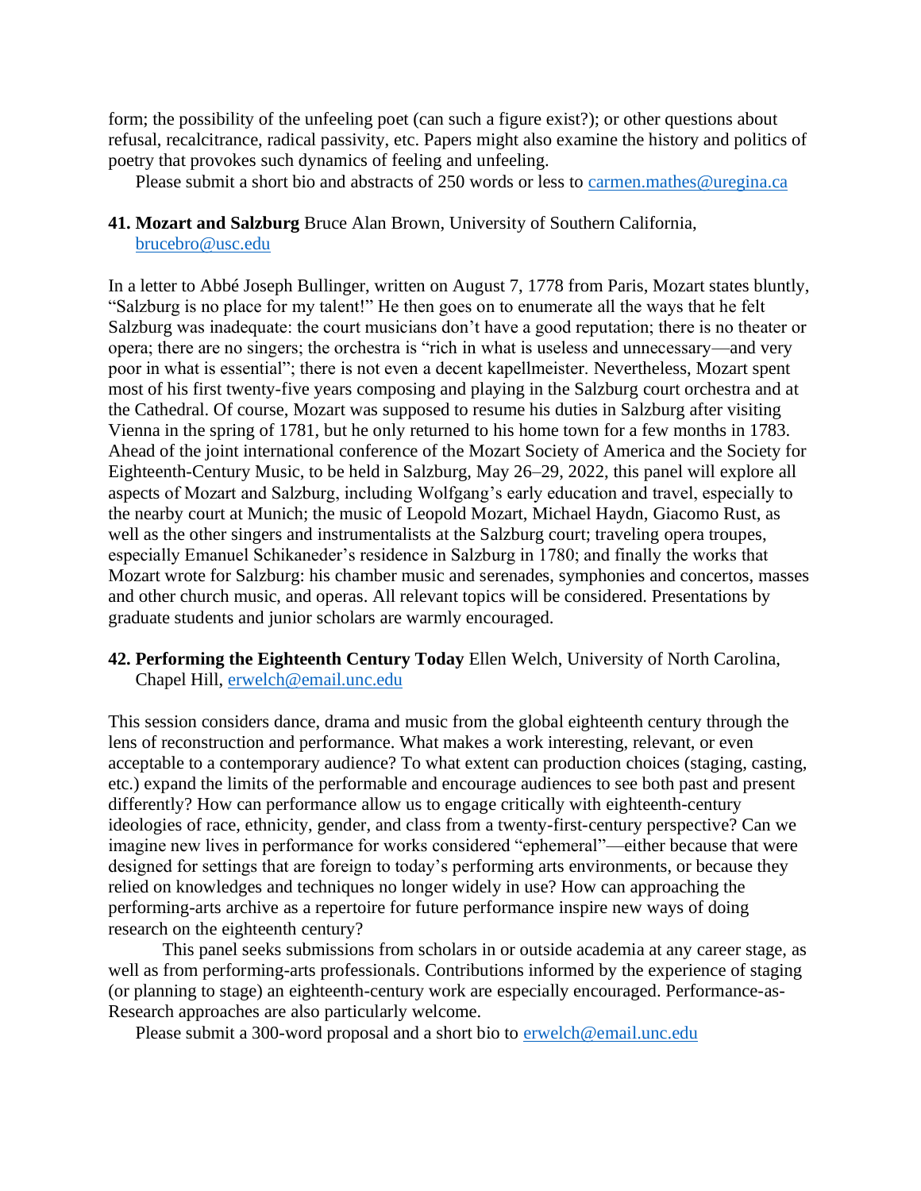form; the possibility of the unfeeling poet (can such a figure exist?); or other questions about refusal, recalcitrance, radical passivity, etc. Papers might also examine the history and politics of poetry that provokes such dynamics of feeling and unfeeling.

Please submit a short bio and abstracts of 250 words or less to carmen.mathes@uregina.ca

**41. Mozart and Salzburg** Bruce Alan Brown, University of Southern California, brucebro@usc.edu

In a letter to Abbé Joseph Bullinger, written on August 7, 1778 from Paris, Mozart states bluntly, "Salzburg is no place for my talent!" He then goes on to enumerate all the ways that he felt Salzburg was inadequate: the court musicians don't have a good reputation; there is no theater or opera; there are no singers; the orchestra is "rich in what is useless and unnecessary—and very poor in what is essential"; there is not even a decent kapellmeister. Nevertheless, Mozart spent most of his first twenty-five years composing and playing in the Salzburg court orchestra and at the Cathedral. Of course, Mozart was supposed to resume his duties in Salzburg after visiting Vienna in the spring of 1781, but he only returned to his home town for a few months in 1783. Ahead of the joint international conference of the Mozart Society of America and the Society for Eighteenth-Century Music, to be held in Salzburg, May 26–29, 2022, this panel will explore all aspects of Mozart and Salzburg, including Wolfgang's early education and travel, especially to the nearby court at Munich; the music of Leopold Mozart, Michael Haydn, Giacomo Rust, as well as the other singers and instrumentalists at the Salzburg court; traveling opera troupes, especially Emanuel Schikaneder's residence in Salzburg in 1780; and finally the works that Mozart wrote for Salzburg: his chamber music and serenades, symphonies and concertos, masses and other church music, and operas. All relevant topics will be considered. Presentations by graduate students and junior scholars are warmly encouraged.

**42. Performing the Eighteenth Century Today** Ellen Welch, University of North Carolina, Chapel Hill, erwelch@email.unc.edu

This session considers dance, drama and music from the global eighteenth century through the lens of reconstruction and performance. What makes a work interesting, relevant, or even acceptable to a contemporary audience? To what extent can production choices (staging, casting, etc.) expand the limits of the performable and encourage audiences to see both past and present differently? How can performance allow us to engage critically with eighteenth-century ideologies of race, ethnicity, gender, and class from a twenty-first-century perspective? Can we imagine new lives in performance for works considered "ephemeral"—either because that were designed for settings that are foreign to today's performing arts environments, or because they relied on knowledges and techniques no longer widely in use? How can approaching the performing-arts archive as a repertoire for future performance inspire new ways of doing research on the eighteenth century?

This panel seeks submissions from scholars in or outside academia at any career stage, as well as from performing-arts professionals. Contributions informed by the experience of staging (or planning to stage) an eighteenth-century work are especially encouraged. Performance-as-Research approaches are also particularly welcome.

Please submit a 300-word proposal and a short bio to erwelch@email.unc.edu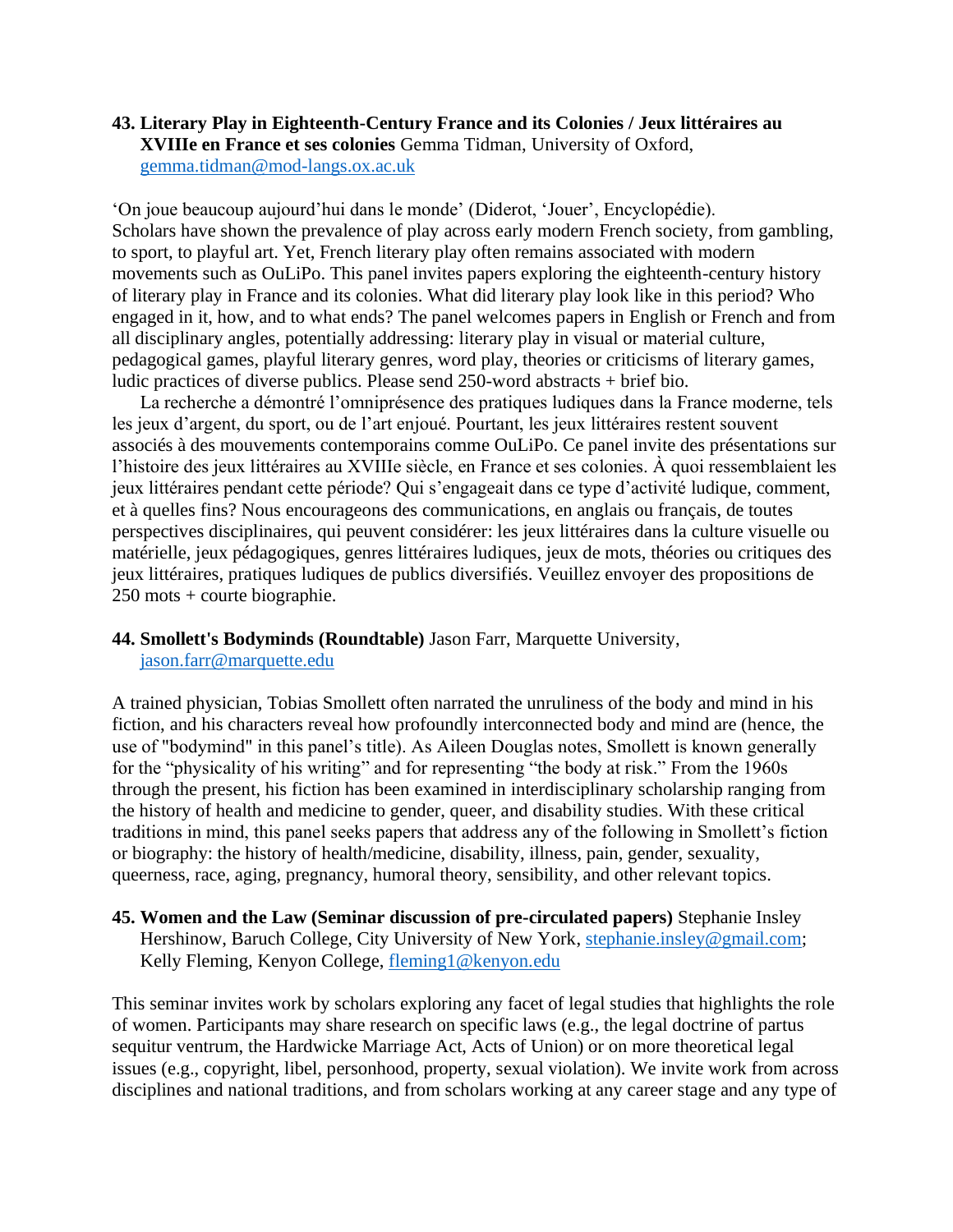**43. Literary Play in Eighteenth-Century France and its Colonies / Jeux littéraires au XVIIIe en France et ses colonies** Gemma Tidman, University of Oxford, gemma.tidman@mod-langs.ox.ac.uk

'On joue beaucoup aujourd'hui dans le monde' (Diderot, 'Jouer', Encyclopédie). Scholars have shown the prevalence of play across early modern French society, from gambling, to sport, to playful art. Yet, French literary play often remains associated with modern movements such as OuLiPo. This panel invites papers exploring the eighteenth-century history of literary play in France and its colonies. What did literary play look like in this period? Who engaged in it, how, and to what ends? The panel welcomes papers in English or French and from all disciplinary angles, potentially addressing: literary play in visual or material culture, pedagogical games, playful literary genres, word play, theories or criticisms of literary games, ludic practices of diverse publics. Please send 250-word abstracts + brief bio.

La recherche a démontré l'omniprésence des pratiques ludiques dans la France moderne, tels les jeux d'argent, du sport, ou de l'art enjoué. Pourtant, les jeux littéraires restent souvent associés à des mouvements contemporains comme OuLiPo. Ce panel invite des présentations sur l'histoire des jeux littéraires au XVIIIe siècle, en France et ses colonies. À quoi ressemblaient les jeux littéraires pendant cette période? Qui s'engageait dans ce type d'activité ludique, comment, et à quelles fins? Nous encourageons des communications, en anglais ou français, de toutes perspectives disciplinaires, qui peuvent considérer: les jeux littéraires dans la culture visuelle ou matérielle, jeux pédagogiques, genres littéraires ludiques, jeux de mots, théories ou critiques des jeux littéraires, pratiques ludiques de publics diversifiés. Veuillez envoyer des propositions de 250 mots + courte biographie.

**44. Smollett's Bodyminds (Roundtable)** Jason Farr, Marquette University, jason.farr@marquette.edu

A trained physician, Tobias Smollett often narrated the unruliness of the body and mind in his fiction, and his characters reveal how profoundly interconnected body and mind are (hence, the use of "bodymind" in this panel's title). As Aileen Douglas notes, Smollett is known generally for the "physicality of his writing" and for representing "the body at risk." From the 1960s through the present, his fiction has been examined in interdisciplinary scholarship ranging from the history of health and medicine to gender, queer, and disability studies. With these critical traditions in mind, this panel seeks papers that address any of the following in Smollett's fiction or biography: the history of health/medicine, disability, illness, pain, gender, sexuality, queerness, race, aging, pregnancy, humoral theory, sensibility, and other relevant topics.

**45. Women and the Law (Seminar discussion of pre-circulated papers)** Stephanie Insley Hershinow, Baruch College, City University of New York, stephanie.insley@gmail.com; Kelly Fleming, Kenyon College, fleming1@kenyon.edu

This seminar invites work by scholars exploring any facet of legal studies that highlights the role of women. Participants may share research on specific laws (e.g., the legal doctrine of partus sequitur ventrum, the Hardwicke Marriage Act, Acts of Union) or on more theoretical legal issues (e.g., copyright, libel, personhood, property, sexual violation). We invite work from across disciplines and national traditions, and from scholars working at any career stage and any type of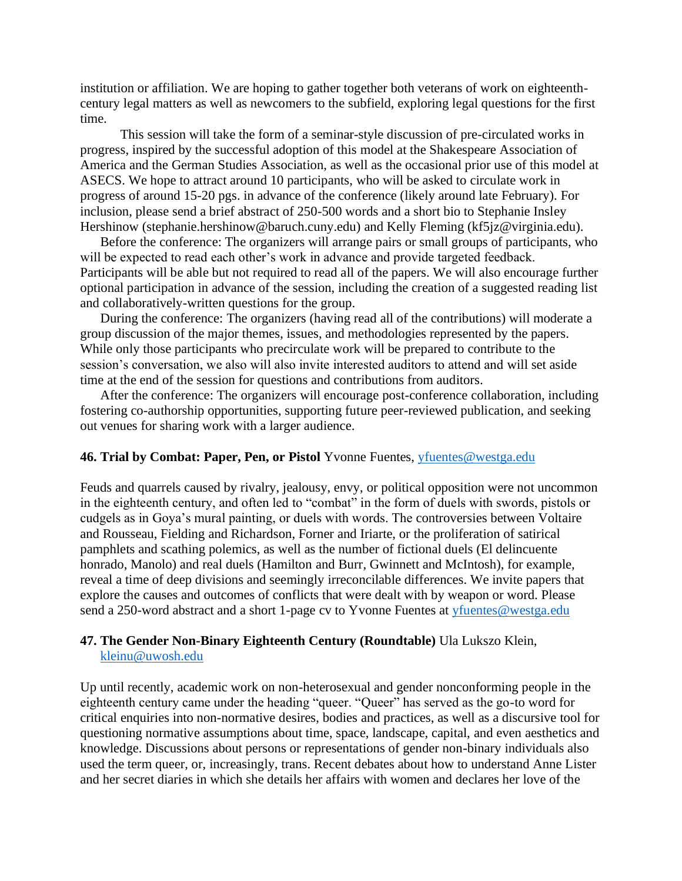institution or affiliation. We are hoping to gather together both veterans of work on eighteenth-century legal matters as well as newcomers to the subfield, exploring legal questions for the first time.

This session will take the form of a seminar-style discussion of pre-circulated works in progress, inspired by the successful adoption of this model at the Shakespeare Association of America and the German Studies Association, as well as the occasional prior use of this model at ASECS. We hope to attract around 10 participants, who will be asked to circulate work in progress of around 15-20 pgs. in advance of the conference (likely around late February). For inclusion, please send a brief abstract of 250-500 words and a short bio to Stephanie Insley Hershinow (stephanie.hershinow@baruch.cuny.edu) and Kelly Fleming (kf5jz@virginia.edu).

Before the conference: The organizers will arrange pairs or small groups of participants, who will be expected to read each other's work in advance and provide targeted feedback. Participants will be able but not required to read all of the papers. We will also encourage further optional participation in advance of the session, including the creation of a suggested reading list and collaboratively-written questions for the group.

During the conference: The organizers (having read all of the contributions) will moderate a group discussion of the major themes, issues, and methodologies represented by the papers. While only those participants who precirculate work will be prepared to contribute to the session's conversation, we also will also invite interested auditors to attend and will set aside time at the end of the session for questions and contributions from auditors.

After the conference: The organizers will encourage post-conference collaboration, including fostering co-authorship opportunities, supporting future peer-reviewed publication, and seeking out venues for sharing work with a larger audience.

**46. Trial by Combat: Paper, Pen, or Pistol** Yvonne Fuentes, yfuentes@westga.edu

Feuds and quarrels caused by rivalry, jealousy, envy, or political opposition were not uncommon in the eighteenth century, and often led to "combat" in the form of duels with swords, pistols or cudgels as in Goya's mural painting, or duels with words. The controversies between Voltaire and Rousseau, Fielding and Richardson, Forner and Iriarte, or the proliferation of satirical pamphlets and scathing polemics, as well as the number of fictional duels (El delincuente honrado, Manolo) and real duels (Hamilton and Burr, Gwinnett and McIntosh), for example, reveal a time of deep divisions and seemingly irreconcilable differences. We invite papers that explore the causes and outcomes of conflicts that were dealt with by weapon or word. Please send a 250-word abstract and a short 1-page cv to Yvonne Fuentes at yfuentes@westga.edu

**47. The Gender Non-Binary Eighteenth Century (Roundtable)** Ula Lukszo Klein, kleinu@uwosh.edu

Up until recently, academic work on non-heterosexual and gender nonconforming people in the eighteenth century came under the heading "queer. "Queer" has served as the go-to word for critical enquiries into non-normative desires, bodies and practices, as well as a discursive tool for questioning normative assumptions about time, space, landscape, capital, and even aesthetics and knowledge. Discussions about persons or representations of gender non-binary individuals also used the term queer, or, increasingly, trans. Recent debates about how to understand Anne Lister and her secret diaries in which she details her affairs with women and declares her love of the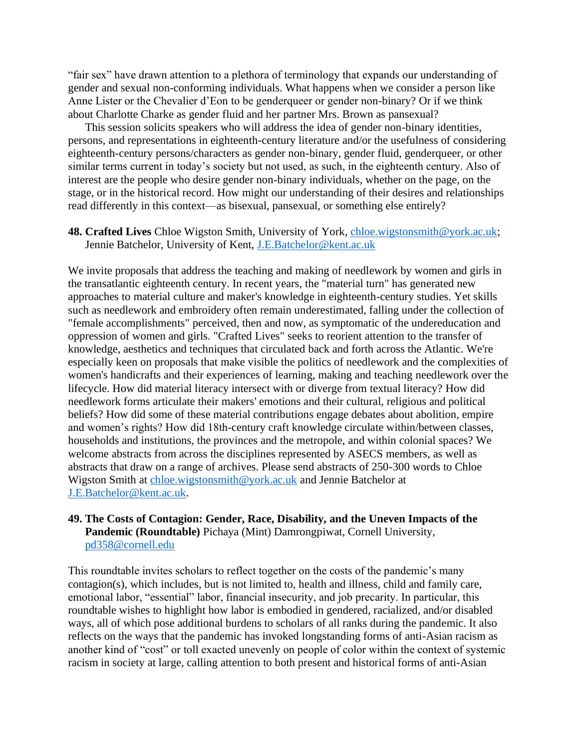"fair sex" have drawn attention to a plethora of terminology that expands our understanding of gender and sexual non-conforming individuals. What happens when we consider a person like Anne Lister or the Chevalier d'Eon to be genderqueer or gender non-binary? Or if we think about Charlotte Charke as gender fluid and her partner Mrs. Brown as pansexual?

This session solicits speakers who will address the idea of gender non-binary identities, persons, and representations in eighteenth-century literature and/or the usefulness of considering eighteenth-century persons/characters as gender non-binary, gender fluid, genderqueer, or other similar terms current in today's society but not used, as such, in the eighteenth century. Also of interest are the people who desire gender non-binary individuals, whether on the page, on the stage, or in the historical record. How might our understanding of their desires and relationships read differently in this context—as bisexual, pansexual, or something else entirely?

**48. Crafted Lives** Chloe Wigston Smith, University of York, chloe.wigstonsmith@york.ac.uk; Jennie Batchelor, University of Kent, J.E.Batchelor@kent.ac.uk

We invite proposals that address the teaching and making of needlework by women and girls in the transatlantic eighteenth century. In recent years, the "material turn" has generated new approaches to material culture and maker's knowledge in eighteenth-century studies. Yet skills such as needlework and embroidery often remain underestimated, falling under the collection of "female accomplishments" perceived, then and now, as symptomatic of the undereducation and oppression of women and girls. "Crafted Lives" seeks to reorient attention to the transfer of knowledge, aesthetics and techniques that circulated back and forth across the Atlantic. We're especially keen on proposals that make visible the politics of needlework and the complexities of women's handicrafts and their experiences of learning, making and teaching needlework over the lifecycle. How did material literacy intersect with or diverge from textual literacy? How did needlework forms articulate their makers' emotions and their cultural, religious and political beliefs? How did some of these material contributions engage debates about abolition, empire and women's rights? How did 18th-century craft knowledge circulate within/between classes, households and institutions, the provinces and the metropole, and within colonial spaces? We welcome abstracts from across the disciplines represented by ASECS members, as well as abstracts that draw on a range of archives. Please send abstracts of 250-300 words to Chloe Wigston Smith at chloe.wigstonsmith@york.ac.uk and Jennie Batchelor at J.E.Batchelor@kent.ac.uk.

**49. The Costs of Contagion: Gender, Race, Disability, and the Uneven Impacts of the Pandemic (Roundtable)** Pichaya (Mint) Damrongpiwat, Cornell University, pd358@cornell.edu

This roundtable invites scholars to reflect together on the costs of the pandemic's many contagion(s), which includes, but is not limited to, health and illness, child and family care, emotional labor, "essential" labor, financial insecurity, and job precarity. In particular, this roundtable wishes to highlight how labor is embodied in gendered, racialized, and/or disabled ways, all of which pose additional burdens to scholars of all ranks during the pandemic. It also reflects on the ways that the pandemic has invoked longstanding forms of anti-Asian racism as another kind of "cost" or toll exacted unevenly on people of color within the context of systemic racism in society at large, calling attention to both present and historical forms of anti-Asian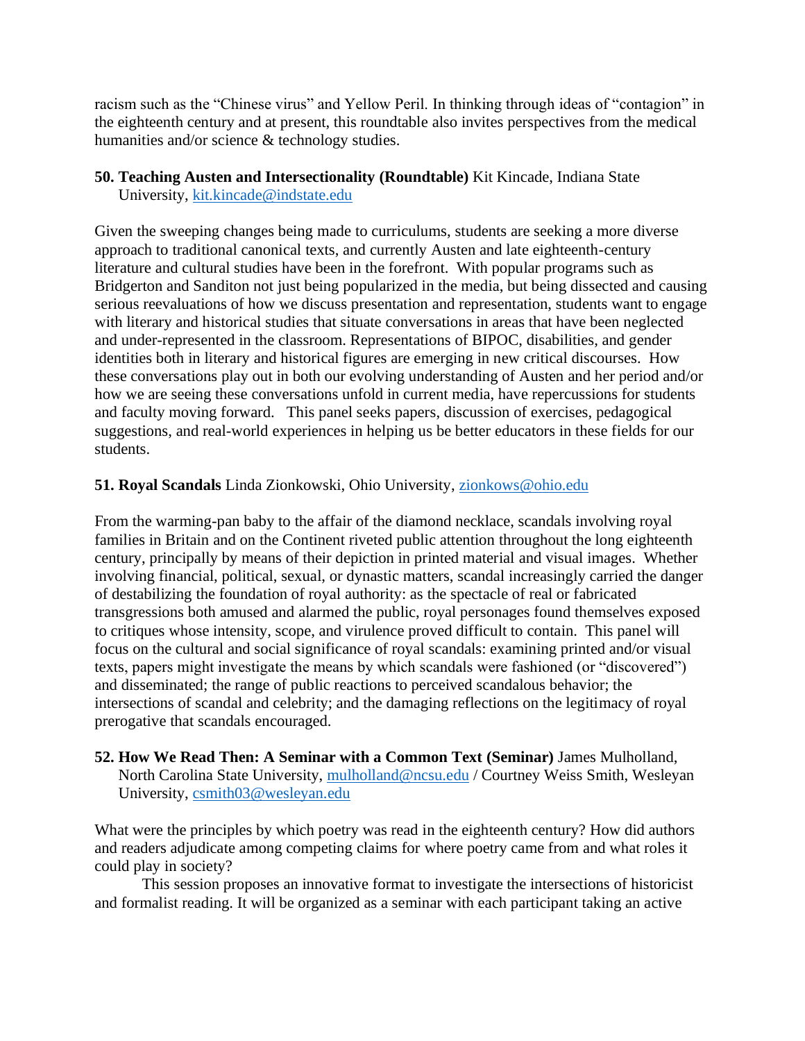racism such as the "Chinese virus" and Yellow Peril. In thinking through ideas of "contagion" in the eighteenth century and at present, this roundtable also invites perspectives from the medical humanities and/or science & technology studies.

**50. Teaching Austen and Intersectionality (Roundtable)** Kit Kincade, Indiana State University, kit.kincade@indstate.edu

Given the sweeping changes being made to curriculums, students are seeking a more diverse approach to traditional canonical texts, and currently Austen and late eighteenth-century literature and cultural studies have been in the forefront. With popular programs such as Bridgerton and Sanditon not just being popularized in the media, but being dissected and causing serious reevaluations of how we discuss presentation and representation, students want to engage with literary and historical studies that situate conversations in areas that have been neglected and under-represented in the classroom. Representations of BIPOC, disabilities, and gender identities both in literary and historical figures are emerging in new critical discourses. How these conversations play out in both our evolving understanding of Austen and her period and/or how we are seeing these conversations unfold in current media, have repercussions for students and faculty moving forward. This panel seeks papers, discussion of exercises, pedagogical suggestions, and real-world experiences in helping us be better educators in these fields for our students.

**51. Royal Scandals** Linda Zionkowski, Ohio University, zionkows@ohio.edu

From the warming-pan baby to the affair of the diamond necklace, scandals involving royal families in Britain and on the Continent riveted public attention throughout the long eighteenth century, principally by means of their depiction in printed material and visual images. Whether involving financial, political, sexual, or dynastic matters, scandal increasingly carried the danger of destabilizing the foundation of royal authority: as the spectacle of real or fabricated transgressions both amused and alarmed the public, royal personages found themselves exposed to critiques whose intensity, scope, and virulence proved difficult to contain. This panel will focus on the cultural and social significance of royal scandals: examining printed and/or visual texts, papers might investigate the means by which scandals were fashioned (or "discovered") and disseminated; the range of public reactions to perceived scandalous behavior; the intersections of scandal and celebrity; and the damaging reflections on the legitimacy of royal prerogative that scandals encouraged.

**52. How We Read Then: A Seminar with a Common Text (Seminar)** James Mulholland, North Carolina State University, mulholland@ncsu.edu / Courtney Weiss Smith, Wesleyan University, csmith03@wesleyan.edu

What were the principles by which poetry was read in the eighteenth century? How did authors and readers adjudicate among competing claims for where poetry came from and what roles it could play in society?

This session proposes an innovative format to investigate the intersections of historicist and formalist reading. It will be organized as a seminar with each participant taking an active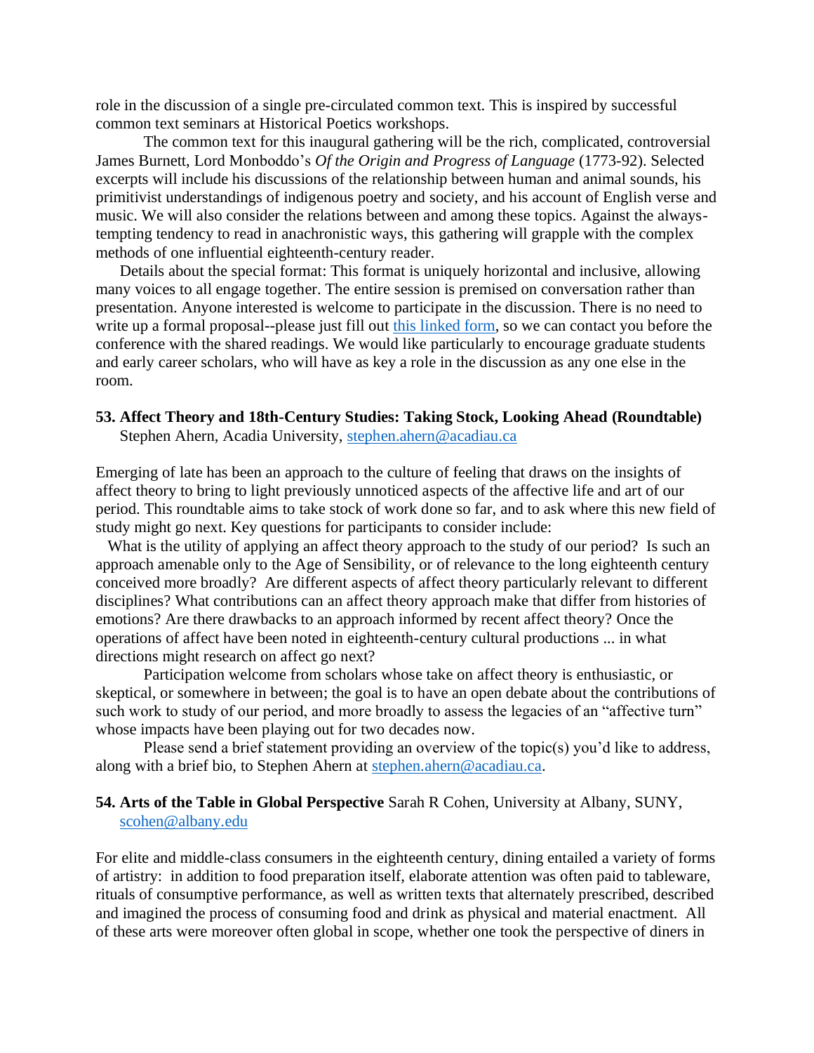role in the discussion of a single pre-circulated common text. This is inspired by successful common text seminars at Historical Poetics workshops.

The common text for this inaugural gathering will be the rich, complicated, controversial James Burnett, Lord Monboddo's *Of the Origin and Progress of Language* (1773-92). Selected excerpts will include his discussions of the relationship between human and animal sounds, his primitivist understandings of indigenous poetry and society, and his account of English verse and music. We will also consider the relations between and among these topics. Against the always-tempting tendency to read in anachronistic ways, this gathering will grapple with the complex methods of one influential eighteenth-century reader.

Details about the special format: This format is uniquely horizontal and inclusive, allowing many voices to all engage together. The entire session is premised on conversation rather than presentation. Anyone interested is welcome to participate in the discussion. There is no need to write up a formal proposal--please just fill out [this linked form](), so we can contact you before the conference with the shared readings. We would like particularly to encourage graduate students and early career scholars, who will have as key a role in the discussion as any one else in the room.

**53. Affect Theory and 18th-Century Studies: Taking Stock, Looking Ahead (Roundtable)**
Stephen Ahern, Acadia University, stephen.ahern@acadiau.ca

Emerging of late has been an approach to the culture of feeling that draws on the insights of affect theory to bring to light previously unnoticed aspects of the affective life and art of our period. This roundtable aims to take stock of work done so far, and to ask where this new field of study might go next. Key questions for participants to consider include:

What is the utility of applying an affect theory approach to the study of our period? Is such an approach amenable only to the Age of Sensibility, or of relevance to the long eighteenth century conceived more broadly? Are different aspects of affect theory particularly relevant to different disciplines? What contributions can an affect theory approach make that differ from histories of emotions? Are there drawbacks to an approach informed by recent affect theory? Once the operations of affect have been noted in eighteenth-century cultural productions ... in what directions might research on affect go next?

Participation welcome from scholars whose take on affect theory is enthusiastic, or skeptical, or somewhere in between; the goal is to have an open debate about the contributions of such work to study of our period, and more broadly to assess the legacies of an "affective turn" whose impacts have been playing out for two decades now.

Please send a brief statement providing an overview of the topic(s) you'd like to address, along with a brief bio, to Stephen Ahern at stephen.ahern@acadiau.ca.

**54. Arts of the Table in Global Perspective** Sarah R Cohen, University at Albany, SUNY, scohen@albany.edu

For elite and middle-class consumers in the eighteenth century, dining entailed a variety of forms of artistry: in addition to food preparation itself, elaborate attention was often paid to tableware, rituals of consumptive performance, as well as written texts that alternately prescribed, described and imagined the process of consuming food and drink as physical and material enactment. All of these arts were moreover often global in scope, whether one took the perspective of diners in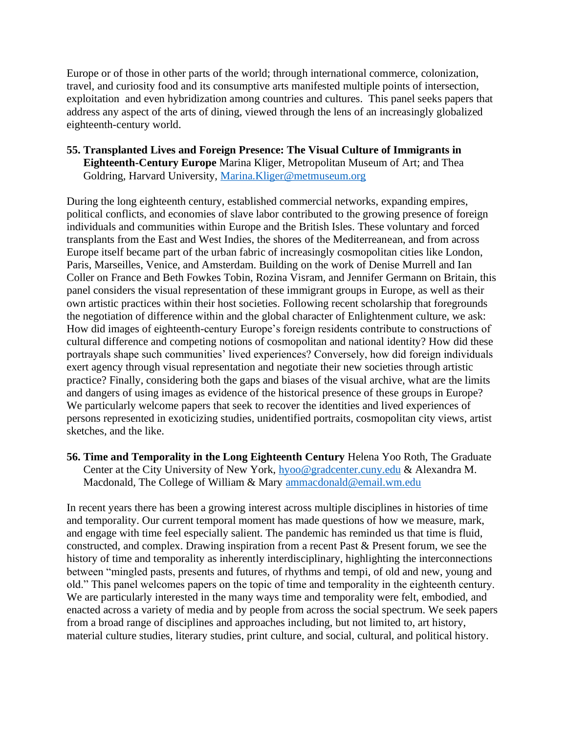Europe or of those in other parts of the world; through international commerce, colonization, travel, and curiosity food and its consumptive arts manifested multiple points of intersection, exploitation and even hybridization among countries and cultures. This panel seeks papers that address any aspect of the arts of dining, viewed through the lens of an increasingly globalized eighteenth-century world.

**55. Transplanted Lives and Foreign Presence: The Visual Culture of Immigrants in Eighteenth-Century Europe** Marina Kliger, Metropolitan Museum of Art; and Thea Goldring, Harvard University, Marina.Kliger@metmuseum.org

During the long eighteenth century, established commercial networks, expanding empires, political conflicts, and economies of slave labor contributed to the growing presence of foreign individuals and communities within Europe and the British Isles. These voluntary and forced transplants from the East and West Indies, the shores of the Mediterreanean, and from across Europe itself became part of the urban fabric of increasingly cosmopolitan cities like London, Paris, Marseilles, Venice, and Amsterdam. Building on the work of Denise Murrell and Ian Coller on France and Beth Fowkes Tobin, Rozina Visram, and Jennifer Germann on Britain, this panel considers the visual representation of these immigrant groups in Europe, as well as their own artistic practices within their host societies. Following recent scholarship that foregrounds the negotiation of difference within and the global character of Enlightenment culture, we ask: How did images of eighteenth-century Europe's foreign residents contribute to constructions of cultural difference and competing notions of cosmopolitan and national identity? How did these portrayals shape such communities' lived experiences? Conversely, how did foreign individuals exert agency through visual representation and negotiate their new societies through artistic practice? Finally, considering both the gaps and biases of the visual archive, what are the limits and dangers of using images as evidence of the historical presence of these groups in Europe? We particularly welcome papers that seek to recover the identities and lived experiences of persons represented in exoticizing studies, unidentified portraits, cosmopolitan city views, artist sketches, and the like.

**56. Time and Temporality in the Long Eighteenth Century** Helena Yoo Roth, The Graduate Center at the City University of New York, hyoo@gradcenter.cuny.edu & Alexandra M. Macdonald, The College of William & Mary ammacdonald@email.wm.edu

In recent years there has been a growing interest across multiple disciplines in histories of time and temporality. Our current temporal moment has made questions of how we measure, mark, and engage with time feel especially salient. The pandemic has reminded us that time is fluid, constructed, and complex. Drawing inspiration from a recent Past & Present forum, we see the history of time and temporality as inherently interdisciplinary, highlighting the interconnections between "mingled pasts, presents and futures, of rhythms and tempi, of old and new, young and old." This panel welcomes papers on the topic of time and temporality in the eighteenth century. We are particularly interested in the many ways time and temporality were felt, embodied, and enacted across a variety of media and by people from across the social spectrum. We seek papers from a broad range of disciplines and approaches including, but not limited to, art history, material culture studies, literary studies, print culture, and social, cultural, and political history.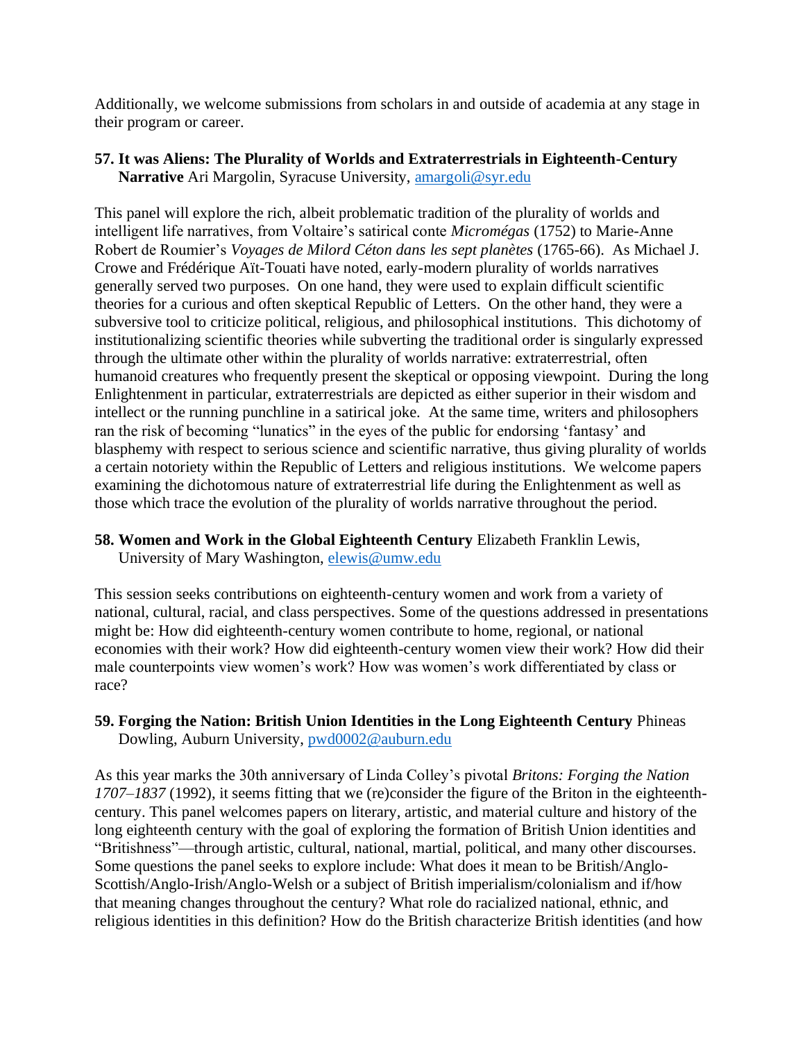Additionally, we welcome submissions from scholars in and outside of academia at any stage in their program or career.

**57. It was Aliens: The Plurality of Worlds and Extraterrestrials in Eighteenth-Century Narrative** Ari Margolin, Syracuse University, amargoli@syr.edu

This panel will explore the rich, albeit problematic tradition of the plurality of worlds and intelligent life narratives, from Voltaire's satirical conte *Micromégas* (1752) to Marie-Anne Robert de Roumier's *Voyages de Milord Céton dans les sept planètes* (1765-66). As Michael J. Crowe and Frédérique Aït-Touati have noted, early-modern plurality of worlds narratives generally served two purposes. On one hand, they were used to explain difficult scientific theories for a curious and often skeptical Republic of Letters. On the other hand, they were a subversive tool to criticize political, religious, and philosophical institutions. This dichotomy of institutionalizing scientific theories while subverting the traditional order is singularly expressed through the ultimate other within the plurality of worlds narrative: extraterrestrial, often humanoid creatures who frequently present the skeptical or opposing viewpoint. During the long Enlightenment in particular, extraterrestrials are depicted as either superior in their wisdom and intellect or the running punchline in a satirical joke. At the same time, writers and philosophers ran the risk of becoming "lunatics" in the eyes of the public for endorsing 'fantasy' and blasphemy with respect to serious science and scientific narrative, thus giving plurality of worlds a certain notoriety within the Republic of Letters and religious institutions. We welcome papers examining the dichotomous nature of extraterrestrial life during the Enlightenment as well as those which trace the evolution of the plurality of worlds narrative throughout the period.

**58. Women and Work in the Global Eighteenth Century** Elizabeth Franklin Lewis, University of Mary Washington, elewis@umw.edu

This session seeks contributions on eighteenth-century women and work from a variety of national, cultural, racial, and class perspectives. Some of the questions addressed in presentations might be: How did eighteenth-century women contribute to home, regional, or national economies with their work? How did eighteenth-century women view their work? How did their male counterpoints view women's work? How was women's work differentiated by class or race?

**59. Forging the Nation: British Union Identities in the Long Eighteenth Century** Phineas Dowling, Auburn University, pwd0002@auburn.edu

As this year marks the 30th anniversary of Linda Colley's pivotal *Britons: Forging the Nation 1707–1837* (1992), it seems fitting that we (re)consider the figure of the Briton in the eighteenth-century. This panel welcomes papers on literary, artistic, and material culture and history of the long eighteenth century with the goal of exploring the formation of British Union identities and "Britishness"—through artistic, cultural, national, martial, political, and many other discourses. Some questions the panel seeks to explore include: What does it mean to be British/Anglo-Scottish/Anglo-Irish/Anglo-Welsh or a subject of British imperialism/colonialism and if/how that meaning changes throughout the century? What role do racialized national, ethnic, and religious identities in this definition? How do the British characterize British identities (and how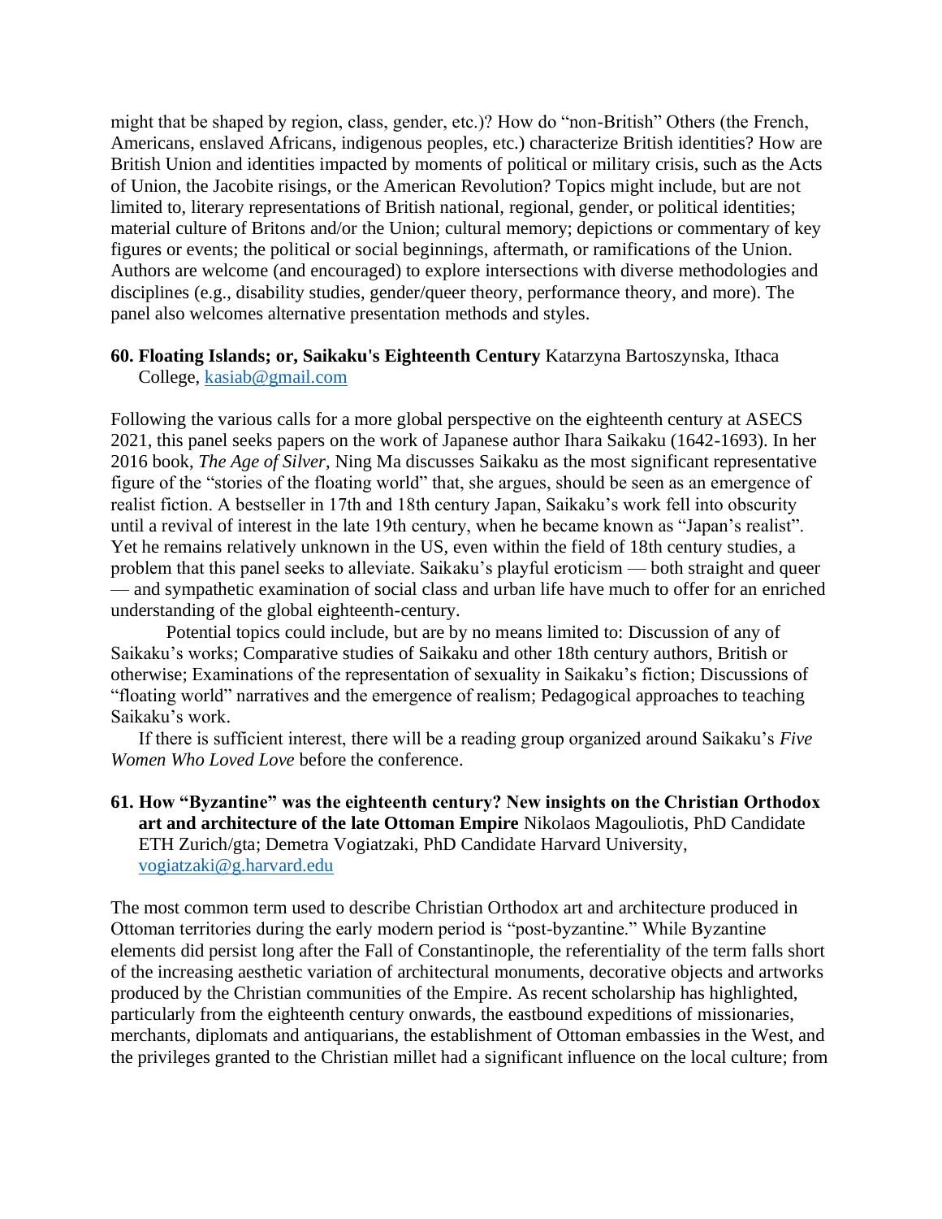might that be shaped by region, class, gender, etc.)? How do "non-British" Others (the French, Americans, enslaved Africans, indigenous peoples, etc.) characterize British identities? How are British Union and identities impacted by moments of political or military crisis, such as the Acts of Union, the Jacobite risings, or the American Revolution? Topics might include, but are not limited to, literary representations of British national, regional, gender, or political identities; material culture of Britons and/or the Union; cultural memory; depictions or commentary of key figures or events; the political or social beginnings, aftermath, or ramifications of the Union. Authors are welcome (and encouraged) to explore intersections with diverse methodologies and disciplines (e.g., disability studies, gender/queer theory, performance theory, and more). The panel also welcomes alternative presentation methods and styles.

**60. Floating Islands; or, Saikaku's Eighteenth Century** Katarzyna Bartoszynska, Ithaca College, kasiab@gmail.com

Following the various calls for a more global perspective on the eighteenth century at ASECS 2021, this panel seeks papers on the work of Japanese author Ihara Saikaku (1642-1693). In her 2016 book, *The Age of Silver*, Ning Ma discusses Saikaku as the most significant representative figure of the "stories of the floating world" that, she argues, should be seen as an emergence of realist fiction. A bestseller in 17th and 18th century Japan, Saikaku's work fell into obscurity until a revival of interest in the late 19th century, when he became known as "Japan's realist". Yet he remains relatively unknown in the US, even within the field of 18th century studies, a problem that this panel seeks to alleviate. Saikaku's playful eroticism — both straight and queer — and sympathetic examination of social class and urban life have much to offer for an enriched understanding of the global eighteenth-century.

Potential topics could include, but are by no means limited to: Discussion of any of Saikaku's works; Comparative studies of Saikaku and other 18th century authors, British or otherwise; Examinations of the representation of sexuality in Saikaku's fiction; Discussions of "floating world" narratives and the emergence of realism; Pedagogical approaches to teaching Saikaku's work.

If there is sufficient interest, there will be a reading group organized around Saikaku's *Five Women Who Loved Love* before the conference.

**61. How "Byzantine" was the eighteenth century? New insights on the Christian Orthodox art and architecture of the late Ottoman Empire** Nikolaos Magouliotis, PhD Candidate ETH Zurich/gta; Demetra Vogiatzaki, PhD Candidate Harvard University, vogiatzaki@g.harvard.edu

The most common term used to describe Christian Orthodox art and architecture produced in Ottoman territories during the early modern period is "post-byzantine." While Byzantine elements did persist long after the Fall of Constantinople, the referentiality of the term falls short of the increasing aesthetic variation of architectural monuments, decorative objects and artworks produced by the Christian communities of the Empire. As recent scholarship has highlighted, particularly from the eighteenth century onwards, the eastbound expeditions of missionaries, merchants, diplomats and antiquarians, the establishment of Ottoman embassies in the West, and the privileges granted to the Christian millet had a significant influence on the local culture; from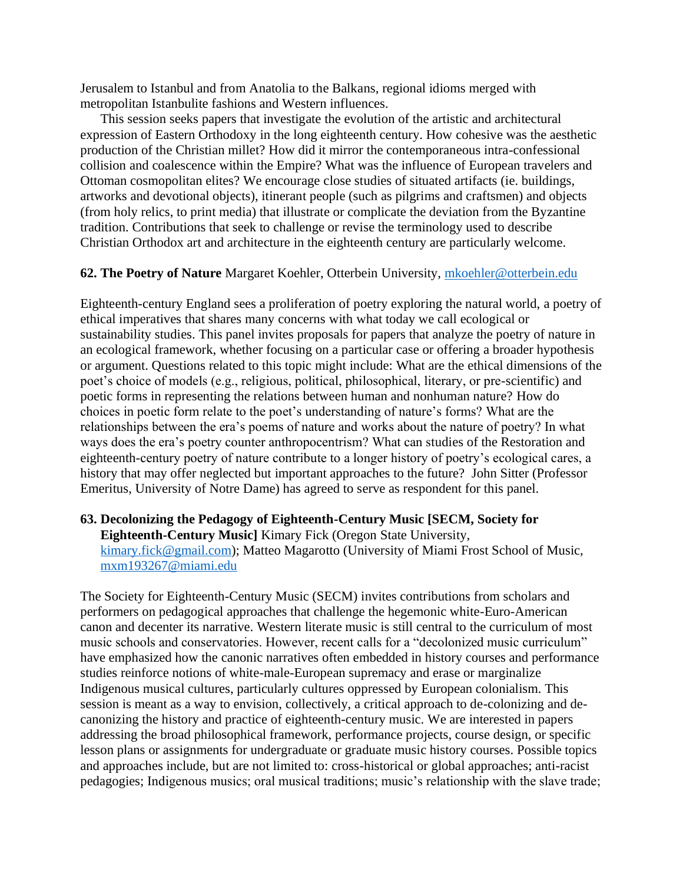Jerusalem to Istanbul and from Anatolia to the Balkans, regional idioms merged with metropolitan Istanbulite fashions and Western influences.

This session seeks papers that investigate the evolution of the artistic and architectural expression of Eastern Orthodoxy in the long eighteenth century. How cohesive was the aesthetic production of the Christian millet? How did it mirror the contemporaneous intra-confessional collision and coalescence within the Empire? What was the influence of European travelers and Ottoman cosmopolitan elites? We encourage close studies of situated artifacts (ie. buildings, artworks and devotional objects), itinerant people (such as pilgrims and craftsmen) and objects (from holy relics, to print media) that illustrate or complicate the deviation from the Byzantine tradition. Contributions that seek to challenge or revise the terminology used to describe Christian Orthodox art and architecture in the eighteenth century are particularly welcome.

**62. The Poetry of Nature** Margaret Koehler, Otterbein University, mkoehler@otterbein.edu

Eighteenth-century England sees a proliferation of poetry exploring the natural world, a poetry of ethical imperatives that shares many concerns with what today we call ecological or sustainability studies. This panel invites proposals for papers that analyze the poetry of nature in an ecological framework, whether focusing on a particular case or offering a broader hypothesis or argument. Questions related to this topic might include: What are the ethical dimensions of the poet's choice of models (e.g., religious, political, philosophical, literary, or pre-scientific) and poetic forms in representing the relations between human and nonhuman nature? How do choices in poetic form relate to the poet's understanding of nature's forms? What are the relationships between the era's poems of nature and works about the nature of poetry? In what ways does the era's poetry counter anthropocentrism? What can studies of the Restoration and eighteenth-century poetry of nature contribute to a longer history of poetry's ecological cares, a history that may offer neglected but important approaches to the future? John Sitter (Professor Emeritus, University of Notre Dame) has agreed to serve as respondent for this panel.

**63. Decolonizing the Pedagogy of Eighteenth-Century Music [SECM, Society for Eighteenth-Century Music]** Kimary Fick (Oregon State University, kimary.fick@gmail.com); Matteo Magarotto (University of Miami Frost School of Music, mxm193267@miami.edu

The Society for Eighteenth-Century Music (SECM) invites contributions from scholars and performers on pedagogical approaches that challenge the hegemonic white-Euro-American canon and decenter its narrative. Western literate music is still central to the curriculum of most music schools and conservatories. However, recent calls for a "decolonized music curriculum" have emphasized how the canonic narratives often embedded in history courses and performance studies reinforce notions of white-male-European supremacy and erase or marginalize Indigenous musical cultures, particularly cultures oppressed by European colonialism. This session is meant as a way to envision, collectively, a critical approach to de-colonizing and de-canonizing the history and practice of eighteenth-century music. We are interested in papers addressing the broad philosophical framework, performance projects, course design, or specific lesson plans or assignments for undergraduate or graduate music history courses. Possible topics and approaches include, but are not limited to: cross-historical or global approaches; anti-racist pedagogies; Indigenous musics; oral musical traditions; music's relationship with the slave trade;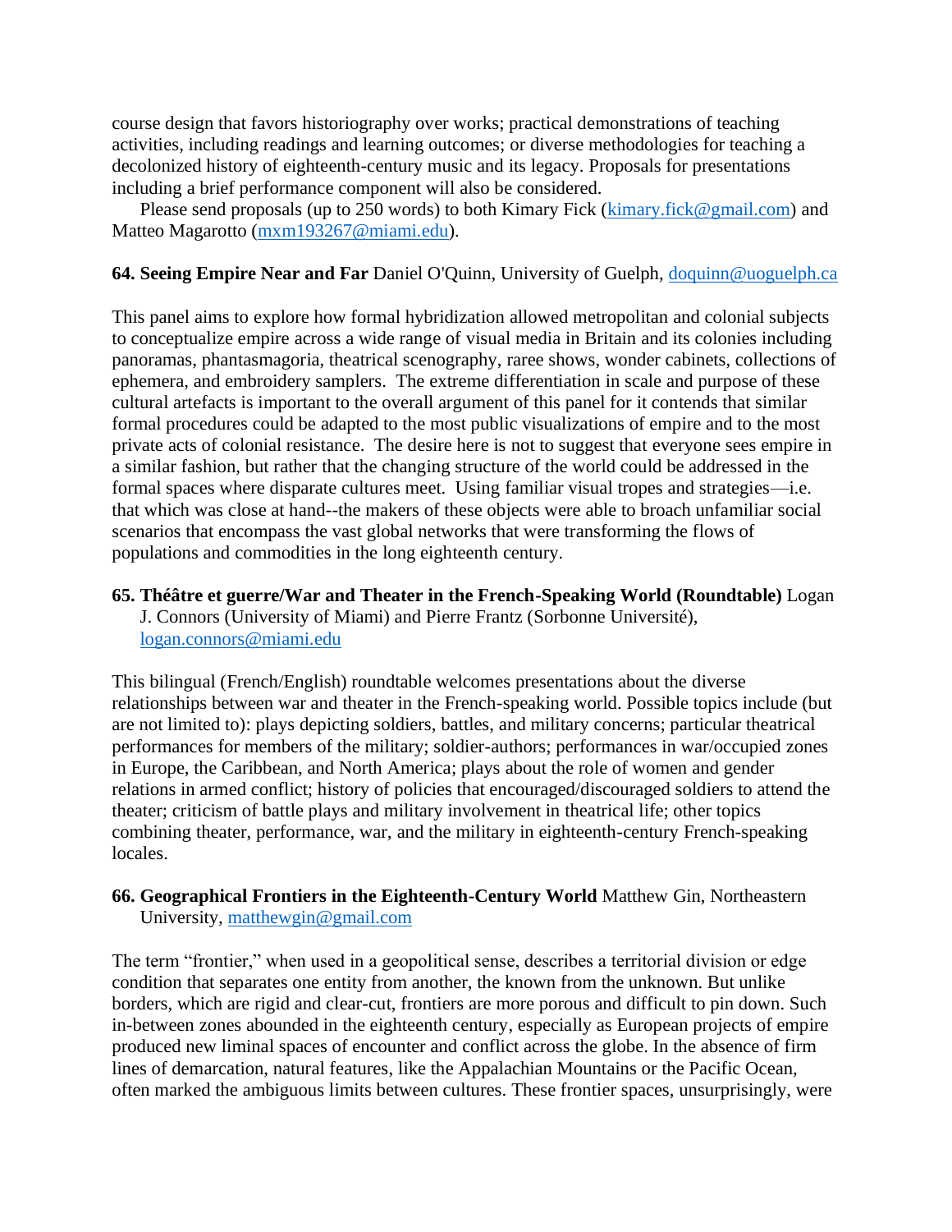course design that favors historiography over works; practical demonstrations of teaching activities, including readings and learning outcomes; or diverse methodologies for teaching a decolonized history of eighteenth-century music and its legacy. Proposals for presentations including a brief performance component will also be considered.

Please send proposals (up to 250 words) to both Kimary Fick (kimary.fick@gmail.com) and Matteo Magarotto (mxm193267@miami.edu).

**64. Seeing Empire Near and Far** Daniel O'Quinn, University of Guelph, doquinn@uoguelph.ca

This panel aims to explore how formal hybridization allowed metropolitan and colonial subjects to conceptualize empire across a wide range of visual media in Britain and its colonies including panoramas, phantasmagoria, theatrical scenography, raree shows, wonder cabinets, collections of ephemera, and embroidery samplers. The extreme differentiation in scale and purpose of these cultural artefacts is important to the overall argument of this panel for it contends that similar formal procedures could be adapted to the most public visualizations of empire and to the most private acts of colonial resistance. The desire here is not to suggest that everyone sees empire in a similar fashion, but rather that the changing structure of the world could be addressed in the formal spaces where disparate cultures meet. Using familiar visual tropes and strategies—i.e. that which was close at hand--the makers of these objects were able to broach unfamiliar social scenarios that encompass the vast global networks that were transforming the flows of populations and commodities in the long eighteenth century.

**65. Théâtre et guerre/War and Theater in the French-Speaking World (Roundtable)** Logan J. Connors (University of Miami) and Pierre Frantz (Sorbonne Université), logan.connors@miami.edu

This bilingual (French/English) roundtable welcomes presentations about the diverse relationships between war and theater in the French-speaking world. Possible topics include (but are not limited to): plays depicting soldiers, battles, and military concerns; particular theatrical performances for members of the military; soldier-authors; performances in war/occupied zones in Europe, the Caribbean, and North America; plays about the role of women and gender relations in armed conflict; history of policies that encouraged/discouraged soldiers to attend the theater; criticism of battle plays and military involvement in theatrical life; other topics combining theater, performance, war, and the military in eighteenth-century French-speaking locales.

**66. Geographical Frontiers in the Eighteenth-Century World** Matthew Gin, Northeastern University, matthewgin@gmail.com

The term "frontier," when used in a geopolitical sense, describes a territorial division or edge condition that separates one entity from another, the known from the unknown. But unlike borders, which are rigid and clear-cut, frontiers are more porous and difficult to pin down. Such in-between zones abounded in the eighteenth century, especially as European projects of empire produced new liminal spaces of encounter and conflict across the globe. In the absence of firm lines of demarcation, natural features, like the Appalachian Mountains or the Pacific Ocean, often marked the ambiguous limits between cultures. These frontier spaces, unsurprisingly, were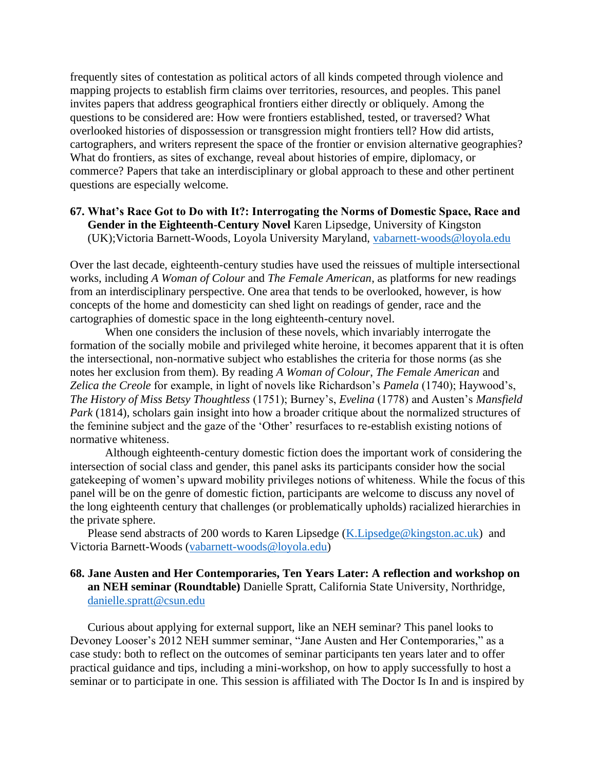frequently sites of contestation as political actors of all kinds competed through violence and mapping projects to establish firm claims over territories, resources, and peoples. This panel invites papers that address geographical frontiers either directly or obliquely. Among the questions to be considered are: How were frontiers established, tested, or traversed? What overlooked histories of dispossession or transgression might frontiers tell? How did artists, cartographers, and writers represent the space of the frontier or envision alternative geographies? What do frontiers, as sites of exchange, reveal about histories of empire, diplomacy, or commerce? Papers that take an interdisciplinary or global approach to these and other pertinent questions are especially welcome.

**67. What's Race Got to Do with It?: Interrogating the Norms of Domestic Space, Race and Gender in the Eighteenth-Century Novel** Karen Lipsedge, University of Kingston (UK);Victoria Barnett-Woods, Loyola University Maryland, vabarnett-woods@loyola.edu

Over the last decade, eighteenth-century studies have used the reissues of multiple intersectional works, including *A Woman of Colour* and *The Female American*, as platforms for new readings from an interdisciplinary perspective. One area that tends to be overlooked, however, is how concepts of the home and domesticity can shed light on readings of gender, race and the cartographies of domestic space in the long eighteenth-century novel.

When one considers the inclusion of these novels, which invariably interrogate the formation of the socially mobile and privileged white heroine, it becomes apparent that it is often the intersectional, non-normative subject who establishes the criteria for those norms (as she notes her exclusion from them). By reading *A Woman of Colour, The Female American* and *Zelica the Creole* for example, in light of novels like Richardson's *Pamela* (1740); Haywood's, *The History of Miss Betsy Thoughtless* (1751); Burney's, *Evelina* (1778) and Austen's *Mansfield Park* (1814), scholars gain insight into how a broader critique about the normalized structures of the feminine subject and the gaze of the 'Other' resurfaces to re-establish existing notions of normative whiteness.

Although eighteenth-century domestic fiction does the important work of considering the intersection of social class and gender, this panel asks its participants consider how the social gatekeeping of women's upward mobility privileges notions of whiteness. While the focus of this panel will be on the genre of domestic fiction, participants are welcome to discuss any novel of the long eighteenth century that challenges (or problematically upholds) racialized hierarchies in the private sphere.

Please send abstracts of 200 words to Karen Lipsedge (K.Lipsedge@kingston.ac.uk) and Victoria Barnett-Woods (vabarnett-woods@loyola.edu)

**68. Jane Austen and Her Contemporaries, Ten Years Later: A reflection and workshop on an NEH seminar (Roundtable)** Danielle Spratt, California State University, Northridge, danielle.spratt@csun.edu

Curious about applying for external support, like an NEH seminar? This panel looks to Devoney Looser's 2012 NEH summer seminar, "Jane Austen and Her Contemporaries," as a case study: both to reflect on the outcomes of seminar participants ten years later and to offer practical guidance and tips, including a mini-workshop, on how to apply successfully to host a seminar or to participate in one. This session is affiliated with The Doctor Is In and is inspired by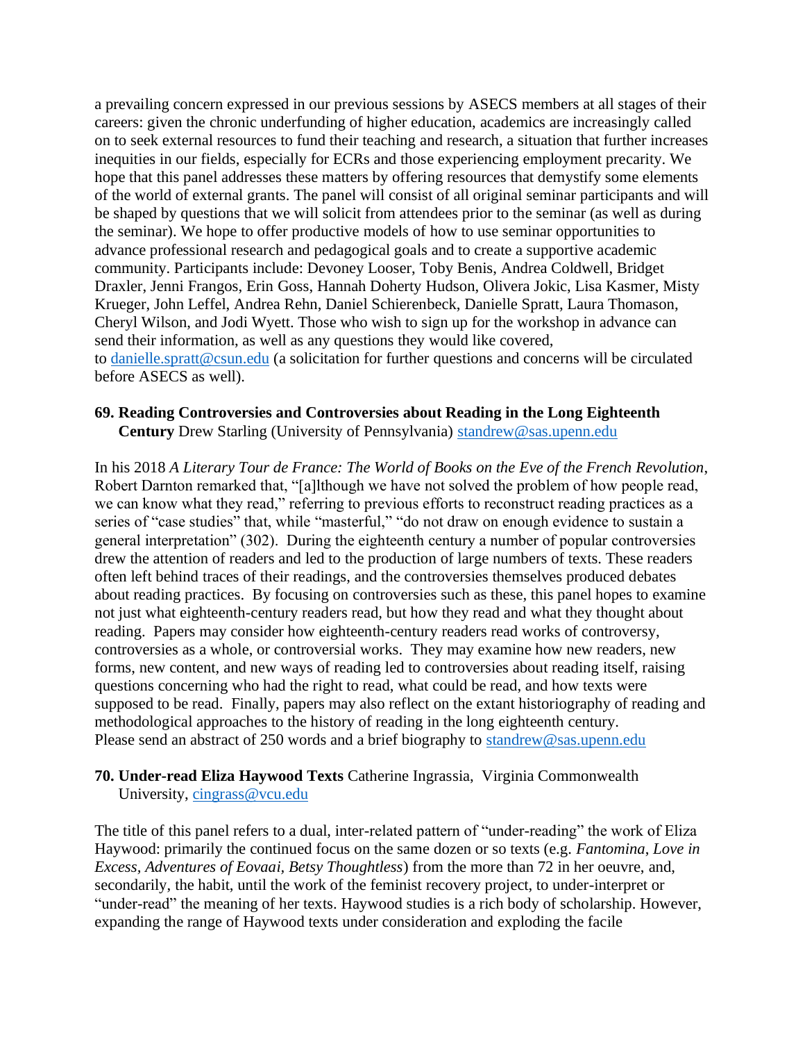a prevailing concern expressed in our previous sessions by ASECS members at all stages of their careers: given the chronic underfunding of higher education, academics are increasingly called on to seek external resources to fund their teaching and research, a situation that further increases inequities in our fields, especially for ECRs and those experiencing employment precarity. We hope that this panel addresses these matters by offering resources that demystify some elements of the world of external grants. The panel will consist of all original seminar participants and will be shaped by questions that we will solicit from attendees prior to the seminar (as well as during the seminar). We hope to offer productive models of how to use seminar opportunities to advance professional research and pedagogical goals and to create a supportive academic community. Participants include: Devoney Looser, Toby Benis, Andrea Coldwell, Bridget Draxler, Jenni Frangos, Erin Goss, Hannah Doherty Hudson, Olivera Jokic, Lisa Kasmer, Misty Krueger, John Leffel, Andrea Rehn, Daniel Schierenbeck, Danielle Spratt, Laura Thomason, Cheryl Wilson, and Jodi Wyett. Those who wish to sign up for the workshop in advance can send their information, as well as any questions they would like covered, to danielle.spratt@csun.edu (a solicitation for further questions and concerns will be circulated before ASECS as well).

**69. Reading Controversies and Controversies about Reading in the Long Eighteenth Century** Drew Starling (University of Pennsylvania) standrew@sas.upenn.edu

In his 2018 *A Literary Tour de France: The World of Books on the Eve of the French Revolution*, Robert Darnton remarked that, "[a]lthough we have not solved the problem of how people read, we can know what they read," referring to previous efforts to reconstruct reading practices as a series of "case studies" that, while "masterful," "do not draw on enough evidence to sustain a general interpretation" (302). During the eighteenth century a number of popular controversies drew the attention of readers and led to the production of large numbers of texts. These readers often left behind traces of their readings, and the controversies themselves produced debates about reading practices. By focusing on controversies such as these, this panel hopes to examine not just what eighteenth-century readers read, but how they read and what they thought about reading. Papers may consider how eighteenth-century readers read works of controversy, controversies as a whole, or controversial works. They may examine how new readers, new forms, new content, and new ways of reading led to controversies about reading itself, raising questions concerning who had the right to read, what could be read, and how texts were supposed to be read. Finally, papers may also reflect on the extant historiography of reading and methodological approaches to the history of reading in the long eighteenth century.
Please send an abstract of 250 words and a brief biography to standrew@sas.upenn.edu

**70. Under-read Eliza Haywood Texts** Catherine Ingrassia, Virginia Commonwealth University, cingrass@vcu.edu

The title of this panel refers to a dual, inter-related pattern of "under-reading" the work of Eliza Haywood: primarily the continued focus on the same dozen or so texts (e.g. *Fantomina*, *Love in Excess*, *Adventures of Eovaai*, *Betsy Thoughtless*) from the more than 72 in her oeuvre, and, secondarily, the habit, until the work of the feminist recovery project, to under-interpret or "under-read" the meaning of her texts. Haywood studies is a rich body of scholarship. However, expanding the range of Haywood texts under consideration and exploding the facile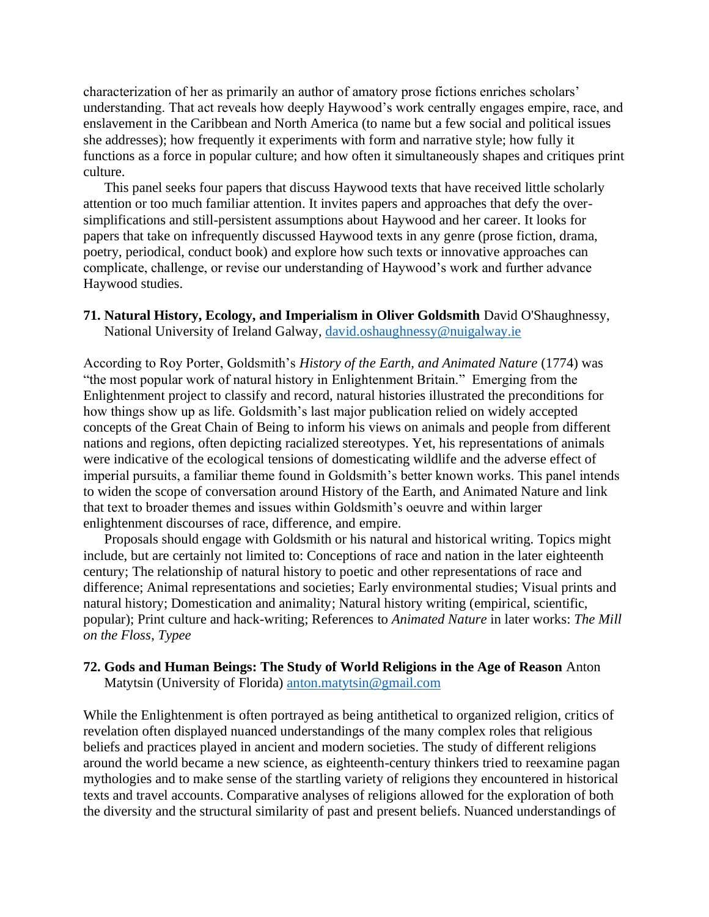characterization of her as primarily an author of amatory prose fictions enriches scholars' understanding. That act reveals how deeply Haywood's work centrally engages empire, race, and enslavement in the Caribbean and North America (to name but a few social and political issues she addresses); how frequently it experiments with form and narrative style; how fully it functions as a force in popular culture; and how often it simultaneously shapes and critiques print culture.

This panel seeks four papers that discuss Haywood texts that have received little scholarly attention or too much familiar attention. It invites papers and approaches that defy the over-simplifications and still-persistent assumptions about Haywood and her career. It looks for papers that take on infrequently discussed Haywood texts in any genre (prose fiction, drama, poetry, periodical, conduct book) and explore how such texts or innovative approaches can complicate, challenge, or revise our understanding of Haywood's work and further advance Haywood studies.

**71. Natural History, Ecology, and Imperialism in Oliver Goldsmith** David O'Shaughnessy, National University of Ireland Galway, david.oshaughnessy@nuigalway.ie

According to Roy Porter, Goldsmith's *History of the Earth, and Animated Nature* (1774) was "the most popular work of natural history in Enlightenment Britain." Emerging from the Enlightenment project to classify and record, natural histories illustrated the preconditions for how things show up as life. Goldsmith's last major publication relied on widely accepted concepts of the Great Chain of Being to inform his views on animals and people from different nations and regions, often depicting racialized stereotypes. Yet, his representations of animals were indicative of the ecological tensions of domesticating wildlife and the adverse effect of imperial pursuits, a familiar theme found in Goldsmith's better known works. This panel intends to widen the scope of conversation around History of the Earth, and Animated Nature and link that text to broader themes and issues within Goldsmith's oeuvre and within larger enlightenment discourses of race, difference, and empire.

Proposals should engage with Goldsmith or his natural and historical writing. Topics might include, but are certainly not limited to: Conceptions of race and nation in the later eighteenth century; The relationship of natural history to poetic and other representations of race and difference; Animal representations and societies; Early environmental studies; Visual prints and natural history; Domestication and animality; Natural history writing (empirical, scientific, popular); Print culture and hack-writing; References to *Animated Nature* in later works: *The Mill on the Floss*, *Typee*

**72. Gods and Human Beings: The Study of World Religions in the Age of Reason** Anton Matytsin (University of Florida) anton.matytsin@gmail.com

While the Enlightenment is often portrayed as being antithetical to organized religion, critics of revelation often displayed nuanced understandings of the many complex roles that religious beliefs and practices played in ancient and modern societies. The study of different religions around the world became a new science, as eighteenth-century thinkers tried to reexamine pagan mythologies and to make sense of the startling variety of religions they encountered in historical texts and travel accounts. Comparative analyses of religions allowed for the exploration of both the diversity and the structural similarity of past and present beliefs. Nuanced understandings of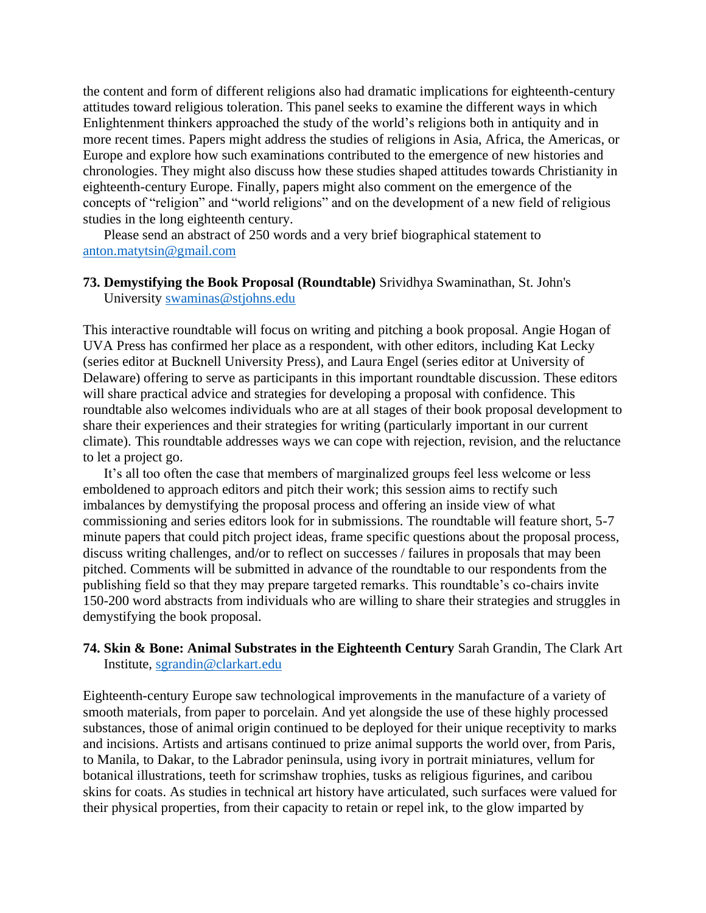the content and form of different religions also had dramatic implications for eighteenth-century attitudes toward religious toleration. This panel seeks to examine the different ways in which Enlightenment thinkers approached the study of the world's religions both in antiquity and in more recent times. Papers might address the studies of religions in Asia, Africa, the Americas, or Europe and explore how such examinations contributed to the emergence of new histories and chronologies. They might also discuss how these studies shaped attitudes towards Christianity in eighteenth-century Europe. Finally, papers might also comment on the emergence of the concepts of "religion" and "world religions" and on the development of a new field of religious studies in the long eighteenth century.

Please send an abstract of 250 words and a very brief biographical statement to anton.matytsin@gmail.com

**73. Demystifying the Book Proposal (Roundtable)** Srividhya Swaminathan, St. John's University swaminas@stjohns.edu

This interactive roundtable will focus on writing and pitching a book proposal. Angie Hogan of UVA Press has confirmed her place as a respondent, with other editors, including Kat Lecky (series editor at Bucknell University Press), and Laura Engel (series editor at University of Delaware) offering to serve as participants in this important roundtable discussion. These editors will share practical advice and strategies for developing a proposal with confidence. This roundtable also welcomes individuals who are at all stages of their book proposal development to share their experiences and their strategies for writing (particularly important in our current climate). This roundtable addresses ways we can cope with rejection, revision, and the reluctance to let a project go.

It's all too often the case that members of marginalized groups feel less welcome or less emboldened to approach editors and pitch their work; this session aims to rectify such imbalances by demystifying the proposal process and offering an inside view of what commissioning and series editors look for in submissions. The roundtable will feature short, 5-7 minute papers that could pitch project ideas, frame specific questions about the proposal process, discuss writing challenges, and/or to reflect on successes / failures in proposals that may been pitched. Comments will be submitted in advance of the roundtable to our respondents from the publishing field so that they may prepare targeted remarks. This roundtable's co-chairs invite 150-200 word abstracts from individuals who are willing to share their strategies and struggles in demystifying the book proposal.

**74. Skin & Bone: Animal Substrates in the Eighteenth Century** Sarah Grandin, The Clark Art Institute, sgrandin@clarkart.edu

Eighteenth-century Europe saw technological improvements in the manufacture of a variety of smooth materials, from paper to porcelain. And yet alongside the use of these highly processed substances, those of animal origin continued to be deployed for their unique receptivity to marks and incisions. Artists and artisans continued to prize animal supports the world over, from Paris, to Manila, to Dakar, to the Labrador peninsula, using ivory in portrait miniatures, vellum for botanical illustrations, teeth for scrimshaw trophies, tusks as religious figurines, and caribou skins for coats. As studies in technical art history have articulated, such surfaces were valued for their physical properties, from their capacity to retain or repel ink, to the glow imparted by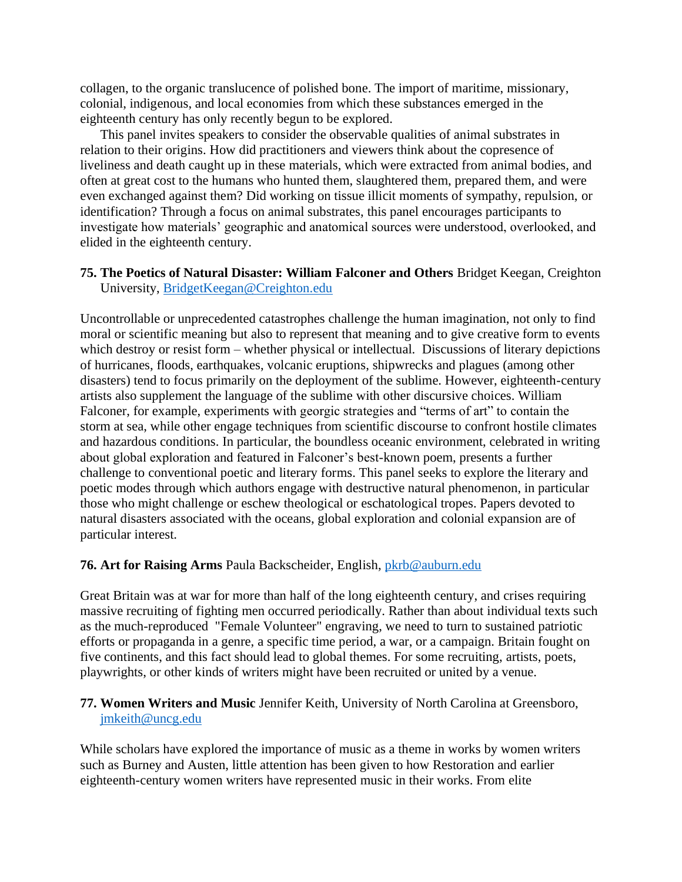collagen, to the organic translucence of polished bone. The import of maritime, missionary, colonial, indigenous, and local economies from which these substances emerged in the eighteenth century has only recently begun to be explored.

This panel invites speakers to consider the observable qualities of animal substrates in relation to their origins. How did practitioners and viewers think about the copresence of liveliness and death caught up in these materials, which were extracted from animal bodies, and often at great cost to the humans who hunted them, slaughtered them, prepared them, and were even exchanged against them? Did working on tissue illicit moments of sympathy, repulsion, or identification? Through a focus on animal substrates, this panel encourages participants to investigate how materials' geographic and anatomical sources were understood, overlooked, and elided in the eighteenth century.

**75. The Poetics of Natural Disaster: William Falconer and Others** Bridget Keegan, Creighton University, BridgetKeegan@Creighton.edu

Uncontrollable or unprecedented catastrophes challenge the human imagination, not only to find moral or scientific meaning but also to represent that meaning and to give creative form to events which destroy or resist form – whether physical or intellectual. Discussions of literary depictions of hurricanes, floods, earthquakes, volcanic eruptions, shipwrecks and plagues (among other disasters) tend to focus primarily on the deployment of the sublime. However, eighteenth-century artists also supplement the language of the sublime with other discursive choices. William Falconer, for example, experiments with georgic strategies and "terms of art" to contain the storm at sea, while other engage techniques from scientific discourse to confront hostile climates and hazardous conditions. In particular, the boundless oceanic environment, celebrated in writing about global exploration and featured in Falconer's best-known poem, presents a further challenge to conventional poetic and literary forms. This panel seeks to explore the literary and poetic modes through which authors engage with destructive natural phenomenon, in particular those who might challenge or eschew theological or eschatological tropes. Papers devoted to natural disasters associated with the oceans, global exploration and colonial expansion are of particular interest.

**76. Art for Raising Arms** Paula Backscheider, English, pkrb@auburn.edu

Great Britain was at war for more than half of the long eighteenth century, and crises requiring massive recruiting of fighting men occurred periodically. Rather than about individual texts such as the much-reproduced "Female Volunteer" engraving, we need to turn to sustained patriotic efforts or propaganda in a genre, a specific time period, a war, or a campaign. Britain fought on five continents, and this fact should lead to global themes. For some recruiting, artists, poets, playwrights, or other kinds of writers might have been recruited or united by a venue.

**77. Women Writers and Music** Jennifer Keith, University of North Carolina at Greensboro, jmkeith@uncg.edu

While scholars have explored the importance of music as a theme in works by women writers such as Burney and Austen, little attention has been given to how Restoration and earlier eighteenth-century women writers have represented music in their works. From elite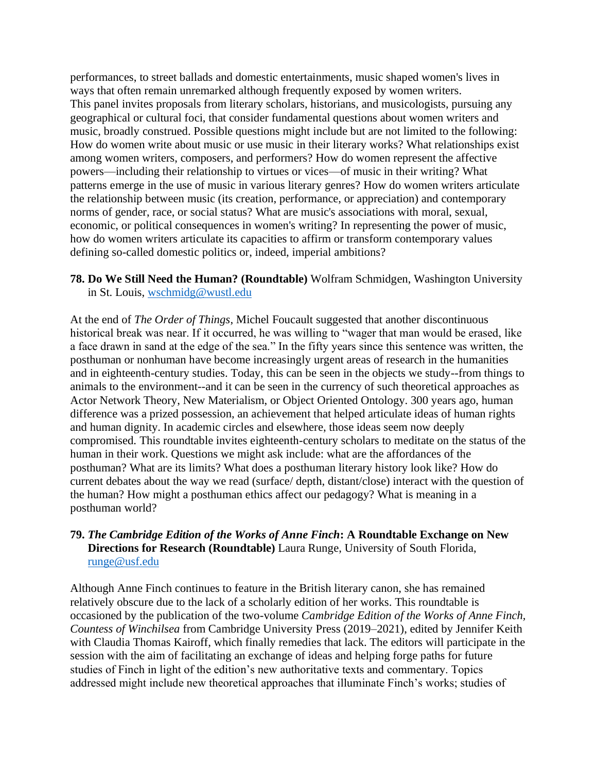performances, to street ballads and domestic entertainments, music shaped women's lives in ways that often remain unremarked although frequently exposed by women writers.
This panel invites proposals from literary scholars, historians, and musicologists, pursuing any geographical or cultural foci, that consider fundamental questions about women writers and music, broadly construed. Possible questions might include but are not limited to the following: How do women write about music or use music in their literary works? What relationships exist among women writers, composers, and performers? How do women represent the affective powers—including their relationship to virtues or vices—of music in their writing? What patterns emerge in the use of music in various literary genres? How do women writers articulate the relationship between music (its creation, performance, or appreciation) and contemporary norms of gender, race, or social status? What are music's associations with moral, sexual, economic, or political consequences in women's writing? In representing the power of music, how do women writers articulate its capacities to affirm or transform contemporary values defining so-called domestic politics or, indeed, imperial ambitions?

**78. Do We Still Need the Human? (Roundtable)** Wolfram Schmidgen, Washington University in St. Louis, wschmidg@wustl.edu

At the end of *The Order of Things*, Michel Foucault suggested that another discontinuous historical break was near. If it occurred, he was willing to "wager that man would be erased, like a face drawn in sand at the edge of the sea." In the fifty years since this sentence was written, the posthuman or nonhuman have become increasingly urgent areas of research in the humanities and in eighteenth-century studies. Today, this can be seen in the objects we study--from things to animals to the environment--and it can be seen in the currency of such theoretical approaches as Actor Network Theory, New Materialism, or Object Oriented Ontology. 300 years ago, human difference was a prized possession, an achievement that helped articulate ideas of human rights and human dignity. In academic circles and elsewhere, those ideas seem now deeply compromised. This roundtable invites eighteenth-century scholars to meditate on the status of the human in their work. Questions we might ask include: what are the affordances of the posthuman? What are its limits? What does a posthuman literary history look like? How do current debates about the way we read (surface/ depth, distant/close) interact with the question of the human? How might a posthuman ethics affect our pedagogy? What is meaning in a posthuman world?

**79. *The Cambridge Edition of the Works of Anne Finch*: A Roundtable Exchange on New Directions for Research (Roundtable)** Laura Runge, University of South Florida, runge@usf.edu

Although Anne Finch continues to feature in the British literary canon, she has remained relatively obscure due to the lack of a scholarly edition of her works. This roundtable is occasioned by the publication of the two-volume *Cambridge Edition of the Works of Anne Finch, Countess of Winchilsea* from Cambridge University Press (2019–2021), edited by Jennifer Keith with Claudia Thomas Kairoff, which finally remedies that lack. The editors will participate in the session with the aim of facilitating an exchange of ideas and helping forge paths for future studies of Finch in light of the edition's new authoritative texts and commentary. Topics addressed might include new theoretical approaches that illuminate Finch's works; studies of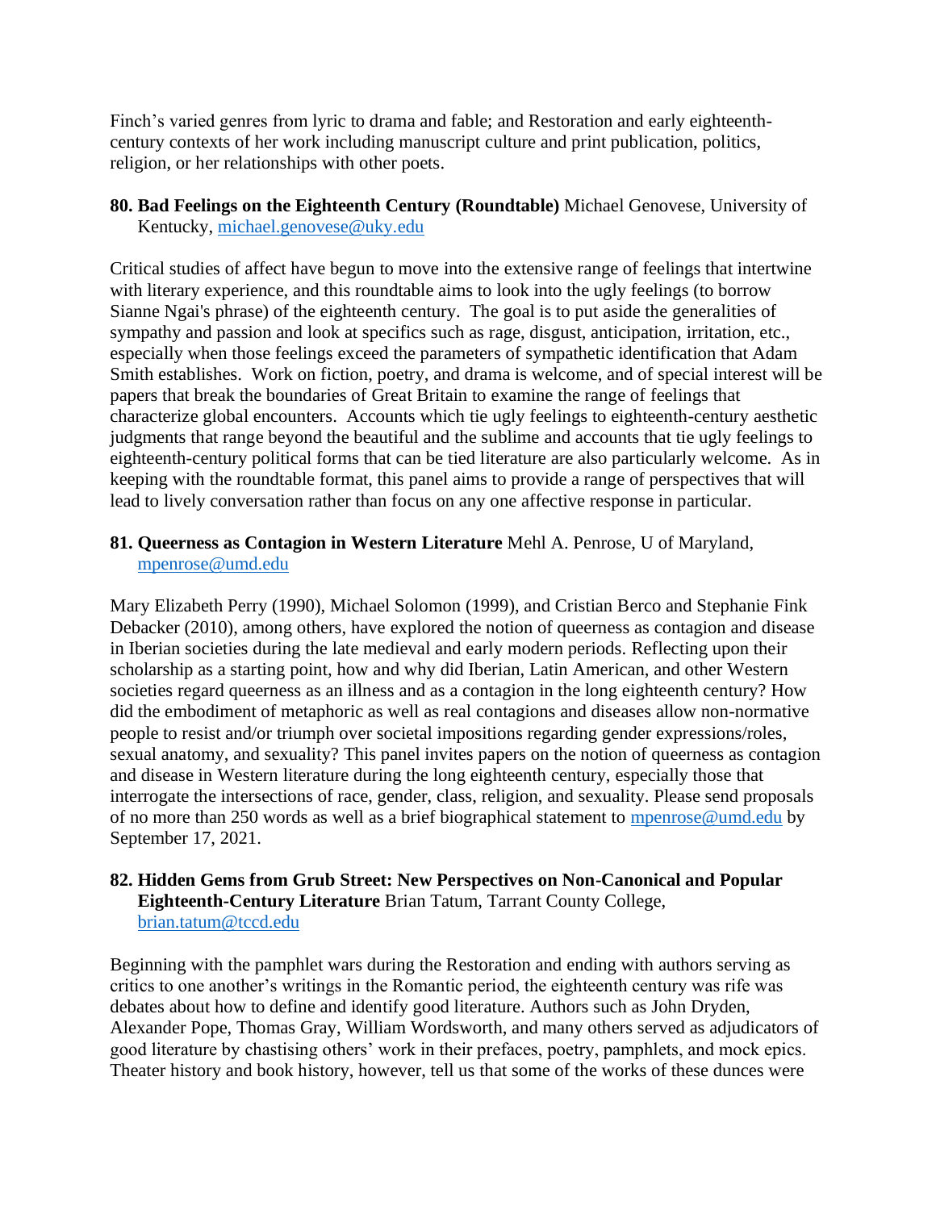Finch's varied genres from lyric to drama and fable; and Restoration and early eighteenth-century contexts of her work including manuscript culture and print publication, politics, religion, or her relationships with other poets.

**80. Bad Feelings on the Eighteenth Century (Roundtable)** Michael Genovese, University of Kentucky, michael.genovese@uky.edu

Critical studies of affect have begun to move into the extensive range of feelings that intertwine with literary experience, and this roundtable aims to look into the ugly feelings (to borrow Sianne Ngai's phrase) of the eighteenth century. The goal is to put aside the generalities of sympathy and passion and look at specifics such as rage, disgust, anticipation, irritation, etc., especially when those feelings exceed the parameters of sympathetic identification that Adam Smith establishes. Work on fiction, poetry, and drama is welcome, and of special interest will be papers that break the boundaries of Great Britain to examine the range of feelings that characterize global encounters. Accounts which tie ugly feelings to eighteenth-century aesthetic judgments that range beyond the beautiful and the sublime and accounts that tie ugly feelings to eighteenth-century political forms that can be tied literature are also particularly welcome. As in keeping with the roundtable format, this panel aims to provide a range of perspectives that will lead to lively conversation rather than focus on any one affective response in particular.

**81. Queerness as Contagion in Western Literature** Mehl A. Penrose, U of Maryland, mpenrose@umd.edu

Mary Elizabeth Perry (1990), Michael Solomon (1999), and Cristian Berco and Stephanie Fink Debacker (2010), among others, have explored the notion of queerness as contagion and disease in Iberian societies during the late medieval and early modern periods. Reflecting upon their scholarship as a starting point, how and why did Iberian, Latin American, and other Western societies regard queerness as an illness and as a contagion in the long eighteenth century? How did the embodiment of metaphoric as well as real contagions and diseases allow non-normative people to resist and/or triumph over societal impositions regarding gender expressions/roles, sexual anatomy, and sexuality? This panel invites papers on the notion of queerness as contagion and disease in Western literature during the long eighteenth century, especially those that interrogate the intersections of race, gender, class, religion, and sexuality. Please send proposals of no more than 250 words as well as a brief biographical statement to mpenrose@umd.edu by September 17, 2021.

**82. Hidden Gems from Grub Street: New Perspectives on Non-Canonical and Popular Eighteenth-Century Literature** Brian Tatum, Tarrant County College, brian.tatum@tccd.edu

Beginning with the pamphlet wars during the Restoration and ending with authors serving as critics to one another's writings in the Romantic period, the eighteenth century was rife was debates about how to define and identify good literature. Authors such as John Dryden, Alexander Pope, Thomas Gray, William Wordsworth, and many others served as adjudicators of good literature by chastising others' work in their prefaces, poetry, pamphlets, and mock epics. Theater history and book history, however, tell us that some of the works of these dunces were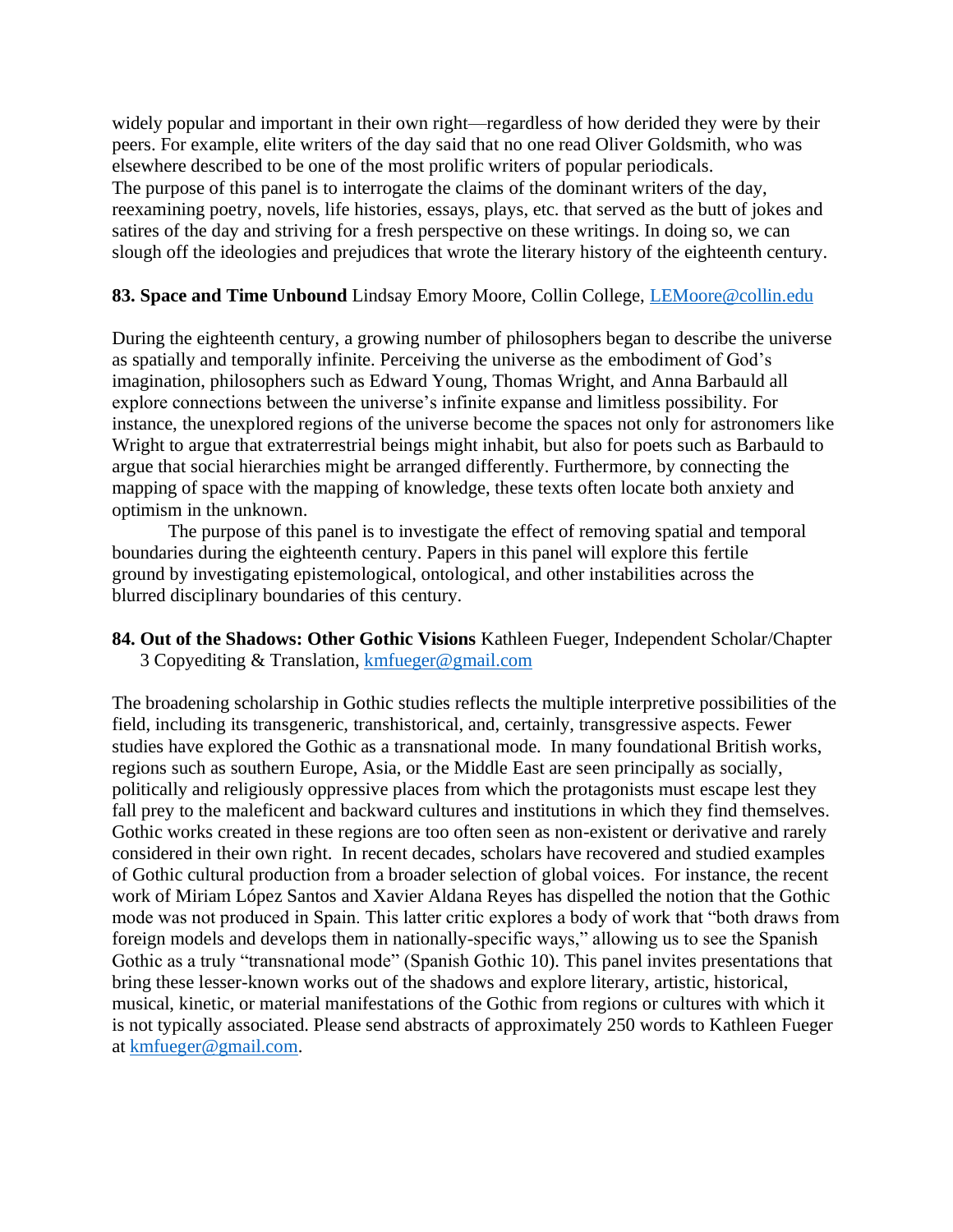widely popular and important in their own right—regardless of how derided they were by their peers. For example, elite writers of the day said that no one read Oliver Goldsmith, who was elsewhere described to be one of the most prolific writers of popular periodicals.
The purpose of this panel is to interrogate the claims of the dominant writers of the day, reexamining poetry, novels, life histories, essays, plays, etc. that served as the butt of jokes and satires of the day and striving for a fresh perspective on these writings. In doing so, we can slough off the ideologies and prejudices that wrote the literary history of the eighteenth century.

**83. Space and Time Unbound** Lindsay Emory Moore, Collin College, LEMoore@collin.edu

During the eighteenth century, a growing number of philosophers began to describe the universe as spatially and temporally infinite. Perceiving the universe as the embodiment of God's imagination, philosophers such as Edward Young, Thomas Wright, and Anna Barbauld all explore connections between the universe's infinite expanse and limitless possibility. For instance, the unexplored regions of the universe become the spaces not only for astronomers like Wright to argue that extraterrestrial beings might inhabit, but also for poets such as Barbauld to argue that social hierarchies might be arranged differently. Furthermore, by connecting the mapping of space with the mapping of knowledge, these texts often locate both anxiety and optimism in the unknown.

The purpose of this panel is to investigate the effect of removing spatial and temporal boundaries during the eighteenth century. Papers in this panel will explore this fertile ground by investigating epistemological, ontological, and other instabilities across the blurred disciplinary boundaries of this century.

**84. Out of the Shadows: Other Gothic Visions** Kathleen Fueger, Independent Scholar/Chapter 3 Copyediting & Translation, kmfueger@gmail.com

The broadening scholarship in Gothic studies reflects the multiple interpretive possibilities of the field, including its transgeneric, transhistorical, and, certainly, transgressive aspects. Fewer studies have explored the Gothic as a transnational mode. In many foundational British works, regions such as southern Europe, Asia, or the Middle East are seen principally as socially, politically and religiously oppressive places from which the protagonists must escape lest they fall prey to the maleficent and backward cultures and institutions in which they find themselves. Gothic works created in these regions are too often seen as non-existent or derivative and rarely considered in their own right. In recent decades, scholars have recovered and studied examples of Gothic cultural production from a broader selection of global voices. For instance, the recent work of Miriam López Santos and Xavier Aldana Reyes has dispelled the notion that the Gothic mode was not produced in Spain. This latter critic explores a body of work that "both draws from foreign models and develops them in nationally-specific ways," allowing us to see the Spanish Gothic as a truly "transnational mode" (Spanish Gothic 10). This panel invites presentations that bring these lesser-known works out of the shadows and explore literary, artistic, historical, musical, kinetic, or material manifestations of the Gothic from regions or cultures with which it is not typically associated. Please send abstracts of approximately 250 words to Kathleen Fueger at kmfueger@gmail.com.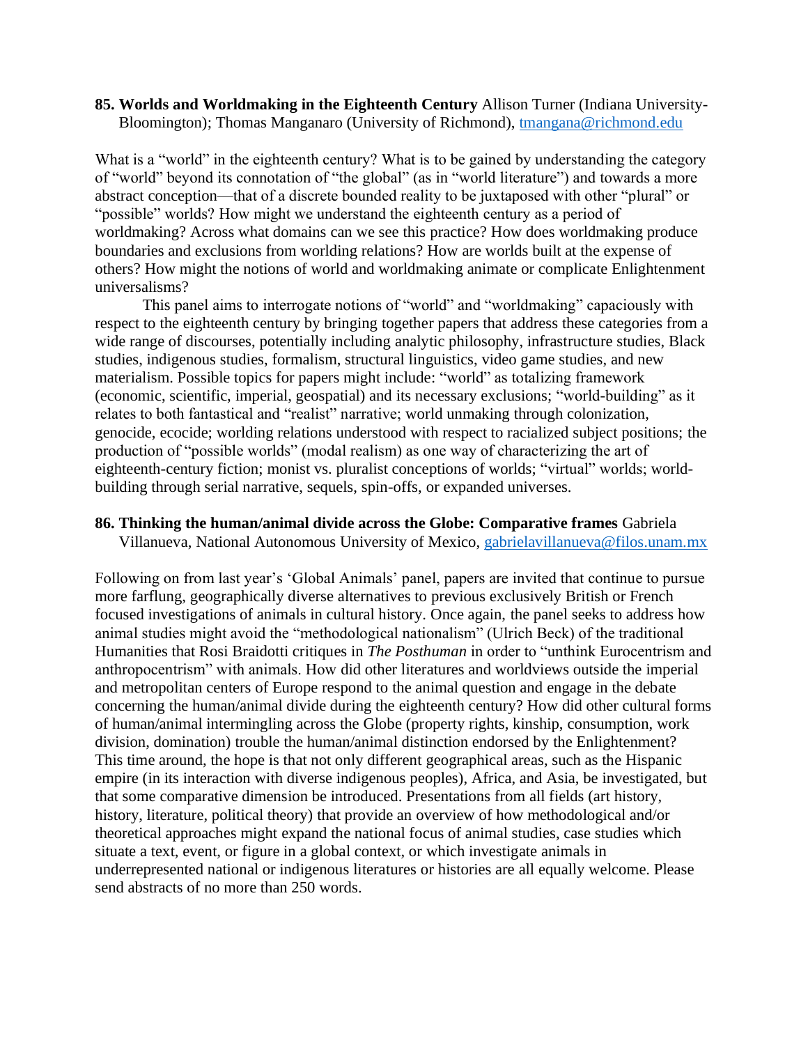**85. Worlds and Worldmaking in the Eighteenth Century** Allison Turner (Indiana University-Bloomington); Thomas Manganaro (University of Richmond), tmangana@richmond.edu

What is a "world" in the eighteenth century? What is to be gained by understanding the category of "world" beyond its connotation of "the global" (as in "world literature") and towards a more abstract conception—that of a discrete bounded reality to be juxtaposed with other "plural" or "possible" worlds? How might we understand the eighteenth century as a period of worldmaking? Across what domains can we see this practice? How does worldmaking produce boundaries and exclusions from worlding relations? How are worlds built at the expense of others? How might the notions of world and worldmaking animate or complicate Enlightenment universalisms?

This panel aims to interrogate notions of "world" and "worldmaking" capaciously with respect to the eighteenth century by bringing together papers that address these categories from a wide range of discourses, potentially including analytic philosophy, infrastructure studies, Black studies, indigenous studies, formalism, structural linguistics, video game studies, and new materialism. Possible topics for papers might include: "world" as totalizing framework (economic, scientific, imperial, geospatial) and its necessary exclusions; "world-building" as it relates to both fantastical and "realist" narrative; world unmaking through colonization, genocide, ecocide; worlding relations understood with respect to racialized subject positions; the production of "possible worlds" (modal realism) as one way of characterizing the art of eighteenth-century fiction; monist vs. pluralist conceptions of worlds; "virtual" worlds; world-building through serial narrative, sequels, spin-offs, or expanded universes.

**86. Thinking the human/animal divide across the Globe: Comparative frames** Gabriela Villanueva, National Autonomous University of Mexico, gabrielavillanueva@filos.unam.mx

Following on from last year's 'Global Animals' panel, papers are invited that continue to pursue more farflung, geographically diverse alternatives to previous exclusively British or French focused investigations of animals in cultural history. Once again, the panel seeks to address how animal studies might avoid the "methodological nationalism" (Ulrich Beck) of the traditional Humanities that Rosi Braidotti critiques in *The Posthuman* in order to "unthink Eurocentrism and anthropocentrism" with animals. How did other literatures and worldviews outside the imperial and metropolitan centers of Europe respond to the animal question and engage in the debate concerning the human/animal divide during the eighteenth century? How did other cultural forms of human/animal intermingling across the Globe (property rights, kinship, consumption, work division, domination) trouble the human/animal distinction endorsed by the Enlightenment? This time around, the hope is that not only different geographical areas, such as the Hispanic empire (in its interaction with diverse indigenous peoples), Africa, and Asia, be investigated, but that some comparative dimension be introduced. Presentations from all fields (art history, history, literature, political theory) that provide an overview of how methodological and/or theoretical approaches might expand the national focus of animal studies, case studies which situate a text, event, or figure in a global context, or which investigate animals in underrepresented national or indigenous literatures or histories are all equally welcome. Please send abstracts of no more than 250 words.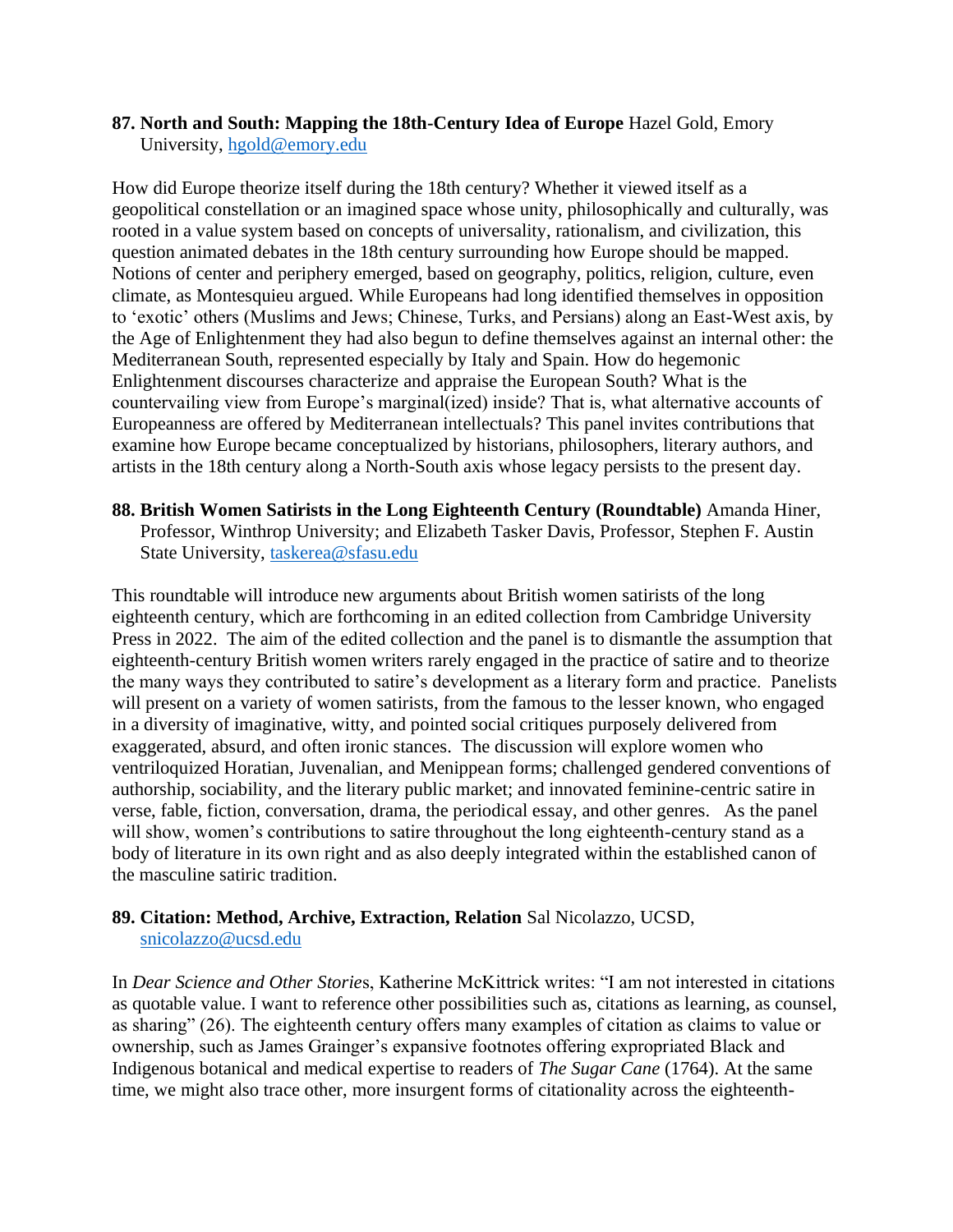**87. North and South: Mapping the 18th-Century Idea of Europe** Hazel Gold, Emory University, hgold@emory.edu

How did Europe theorize itself during the 18th century? Whether it viewed itself as a geopolitical constellation or an imagined space whose unity, philosophically and culturally, was rooted in a value system based on concepts of universality, rationalism, and civilization, this question animated debates in the 18th century surrounding how Europe should be mapped. Notions of center and periphery emerged, based on geography, politics, religion, culture, even climate, as Montesquieu argued. While Europeans had long identified themselves in opposition to 'exotic' others (Muslims and Jews; Chinese, Turks, and Persians) along an East-West axis, by the Age of Enlightenment they had also begun to define themselves against an internal other: the Mediterranean South, represented especially by Italy and Spain. How do hegemonic Enlightenment discourses characterize and appraise the European South? What is the countervailing view from Europe's marginal(ized) inside? That is, what alternative accounts of Europeanness are offered by Mediterranean intellectuals? This panel invites contributions that examine how Europe became conceptualized by historians, philosophers, literary authors, and artists in the 18th century along a North-South axis whose legacy persists to the present day.

**88. British Women Satirists in the Long Eighteenth Century (Roundtable)** Amanda Hiner, Professor, Winthrop University; and Elizabeth Tasker Davis, Professor, Stephen F. Austin State University, taskerea@sfasu.edu

This roundtable will introduce new arguments about British women satirists of the long eighteenth century, which are forthcoming in an edited collection from Cambridge University Press in 2022. The aim of the edited collection and the panel is to dismantle the assumption that eighteenth-century British women writers rarely engaged in the practice of satire and to theorize the many ways they contributed to satire's development as a literary form and practice. Panelists will present on a variety of women satirists, from the famous to the lesser known, who engaged in a diversity of imaginative, witty, and pointed social critiques purposely delivered from exaggerated, absurd, and often ironic stances. The discussion will explore women who ventriloquized Horatian, Juvenalian, and Menippean forms; challenged gendered conventions of authorship, sociability, and the literary public market; and innovated feminine-centric satire in verse, fable, fiction, conversation, drama, the periodical essay, and other genres. As the panel will show, women's contributions to satire throughout the long eighteenth-century stand as a body of literature in its own right and as also deeply integrated within the established canon of the masculine satiric tradition.

**89. Citation: Method, Archive, Extraction, Relation** Sal Nicolazzo, UCSD, snicolazzo@ucsd.edu

In *Dear Science and Other Stories*, Katherine McKittrick writes: "I am not interested in citations as quotable value. I want to reference other possibilities such as, citations as learning, as counsel, as sharing" (26). The eighteenth century offers many examples of citation as claims to value or ownership, such as James Grainger's expansive footnotes offering expropriated Black and Indigenous botanical and medical expertise to readers of *The Sugar Cane* (1764). At the same time, we might also trace other, more insurgent forms of citationality across the eighteenth-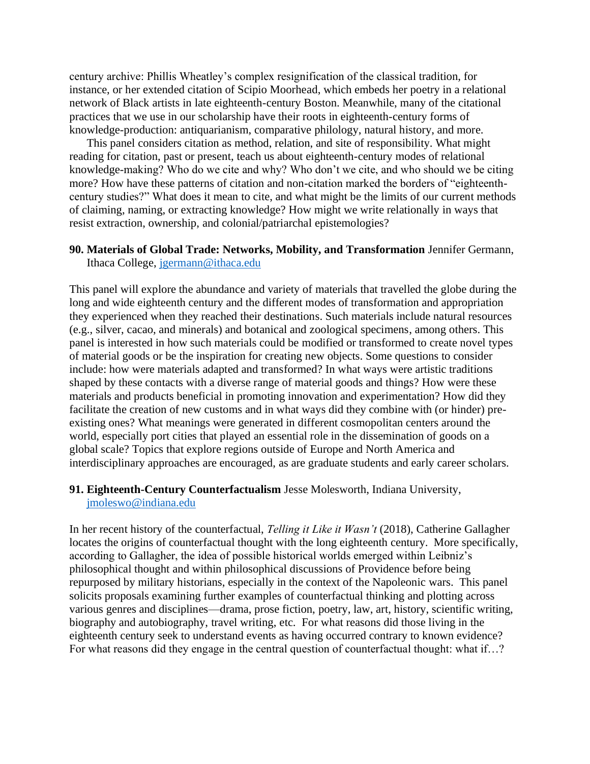century archive: Phillis Wheatley's complex resignification of the classical tradition, for instance, or her extended citation of Scipio Moorhead, which embeds her poetry in a relational network of Black artists in late eighteenth-century Boston. Meanwhile, many of the citational practices that we use in our scholarship have their roots in eighteenth-century forms of knowledge-production: antiquarianism, comparative philology, natural history, and more.

This panel considers citation as method, relation, and site of responsibility. What might reading for citation, past or present, teach us about eighteenth-century modes of relational knowledge-making? Who do we cite and why? Who don't we cite, and who should we be citing more? How have these patterns of citation and non-citation marked the borders of "eighteenth-century studies?" What does it mean to cite, and what might be the limits of our current methods of claiming, naming, or extracting knowledge? How might we write relationally in ways that resist extraction, ownership, and colonial/patriarchal epistemologies?

**90. Materials of Global Trade: Networks, Mobility, and Transformation** Jennifer Germann, Ithaca College, jgermann@ithaca.edu

This panel will explore the abundance and variety of materials that travelled the globe during the long and wide eighteenth century and the different modes of transformation and appropriation they experienced when they reached their destinations. Such materials include natural resources (e.g., silver, cacao, and minerals) and botanical and zoological specimens, among others. This panel is interested in how such materials could be modified or transformed to create novel types of material goods or be the inspiration for creating new objects. Some questions to consider include: how were materials adapted and transformed? In what ways were artistic traditions shaped by these contacts with a diverse range of material goods and things? How were these materials and products beneficial in promoting innovation and experimentation? How did they facilitate the creation of new customs and in what ways did they combine with (or hinder) pre-existing ones? What meanings were generated in different cosmopolitan centers around the world, especially port cities that played an essential role in the dissemination of goods on a global scale? Topics that explore regions outside of Europe and North America and interdisciplinary approaches are encouraged, as are graduate students and early career scholars.

**91. Eighteenth-Century Counterfactualism** Jesse Molesworth, Indiana University, jmoleswo@indiana.edu

In her recent history of the counterfactual, *Telling it Like it Wasn't* (2018), Catherine Gallagher locates the origins of counterfactual thought with the long eighteenth century. More specifically, according to Gallagher, the idea of possible historical worlds emerged within Leibniz's philosophical thought and within philosophical discussions of Providence before being repurposed by military historians, especially in the context of the Napoleonic wars. This panel solicits proposals examining further examples of counterfactual thinking and plotting across various genres and disciplines—drama, prose fiction, poetry, law, art, history, scientific writing, biography and autobiography, travel writing, etc. For what reasons did those living in the eighteenth century seek to understand events as having occurred contrary to known evidence? For what reasons did they engage in the central question of counterfactual thought: what if…?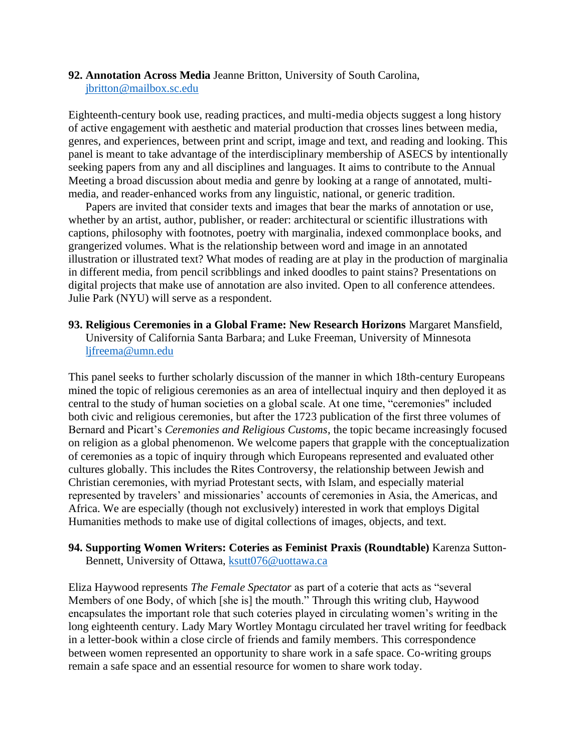**92. Annotation Across Media** Jeanne Britton, University of South Carolina, jbritton@mailbox.sc.edu

Eighteenth-century book use, reading practices, and multi-media objects suggest a long history of active engagement with aesthetic and material production that crosses lines between media, genres, and experiences, between print and script, image and text, and reading and looking. This panel is meant to take advantage of the interdisciplinary membership of ASECS by intentionally seeking papers from any and all disciplines and languages. It aims to contribute to the Annual Meeting a broad discussion about media and genre by looking at a range of annotated, multi-media, and reader-enhanced works from any linguistic, national, or generic tradition.

Papers are invited that consider texts and images that bear the marks of annotation or use, whether by an artist, author, publisher, or reader: architectural or scientific illustrations with captions, philosophy with footnotes, poetry with marginalia, indexed commonplace books, and grangerized volumes. What is the relationship between word and image in an annotated illustration or illustrated text? What modes of reading are at play in the production of marginalia in different media, from pencil scribblings and inked doodles to paint stains? Presentations on digital projects that make use of annotation are also invited. Open to all conference attendees. Julie Park (NYU) will serve as a respondent.

**93. Religious Ceremonies in a Global Frame: New Research Horizons** Margaret Mansfield, University of California Santa Barbara; and Luke Freeman, University of Minnesota ljfreema@umn.edu

This panel seeks to further scholarly discussion of the manner in which 18th-century Europeans mined the topic of religious ceremonies as an area of intellectual inquiry and then deployed it as central to the study of human societies on a global scale. At one time, "ceremonies" included both civic and religious ceremonies, but after the 1723 publication of the first three volumes of Bernard and Picart's *Ceremonies and Religious Customs*, the topic became increasingly focused on religion as a global phenomenon. We welcome papers that grapple with the conceptualization of ceremonies as a topic of inquiry through which Europeans represented and evaluated other cultures globally. This includes the Rites Controversy, the relationship between Jewish and Christian ceremonies, with myriad Protestant sects, with Islam, and especially material represented by travelers' and missionaries' accounts of ceremonies in Asia, the Americas, and Africa. We are especially (though not exclusively) interested in work that employs Digital Humanities methods to make use of digital collections of images, objects, and text.

**94. Supporting Women Writers: Coteries as Feminist Praxis (Roundtable)** Karenza Sutton-Bennett, University of Ottawa, ksutt076@uottawa.ca

Eliza Haywood represents *The Female Spectator* as part of a coterie that acts as "several Members of one Body, of which [she is] the mouth." Through this writing club, Haywood encapsulates the important role that such coteries played in circulating women's writing in the long eighteenth century. Lady Mary Wortley Montagu circulated her travel writing for feedback in a letter-book within a close circle of friends and family members. This correspondence between women represented an opportunity to share work in a safe space. Co-writing groups remain a safe space and an essential resource for women to share work today.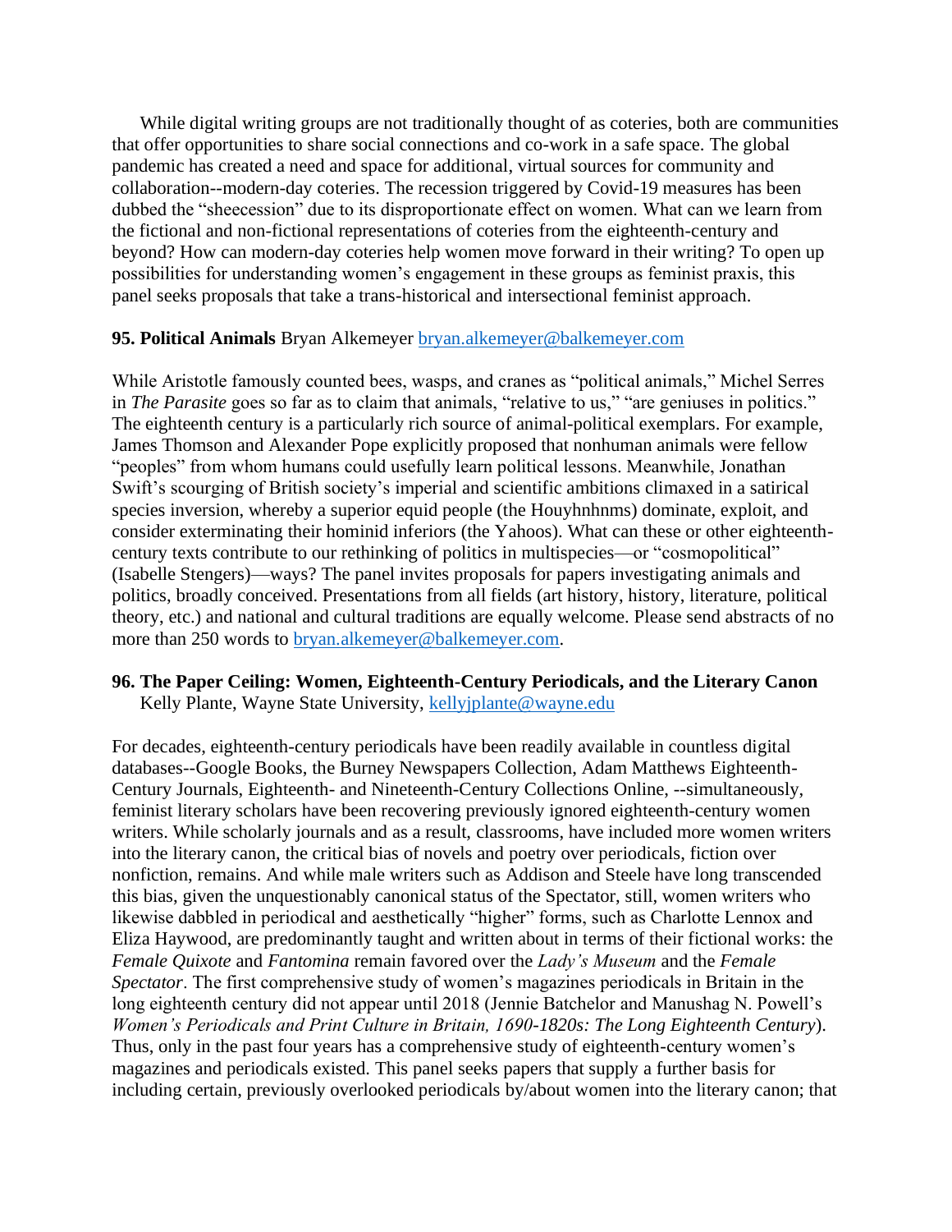While digital writing groups are not traditionally thought of as coteries, both are communities that offer opportunities to share social connections and co-work in a safe space. The global pandemic has created a need and space for additional, virtual sources for community and collaboration--modern-day coteries. The recession triggered by Covid-19 measures has been dubbed the "sheecession" due to its disproportionate effect on women. What can we learn from the fictional and non-fictional representations of coteries from the eighteenth-century and beyond? How can modern-day coteries help women move forward in their writing? To open up possibilities for understanding women's engagement in these groups as feminist praxis, this panel seeks proposals that take a trans-historical and intersectional feminist approach.

**95. Political Animals** Bryan Alkemeyer bryan.alkemeyer@balkemeyer.com

While Aristotle famously counted bees, wasps, and cranes as "political animals," Michel Serres in *The Parasite* goes so far as to claim that animals, "relative to us," "are geniuses in politics." The eighteenth century is a particularly rich source of animal-political exemplars. For example, James Thomson and Alexander Pope explicitly proposed that nonhuman animals were fellow "peoples" from whom humans could usefully learn political lessons. Meanwhile, Jonathan Swift's scourging of British society's imperial and scientific ambitions climaxed in a satirical species inversion, whereby a superior equid people (the Houyhnhnms) dominate, exploit, and consider exterminating their hominid inferiors (the Yahoos). What can these or other eighteenth-century texts contribute to our rethinking of politics in multispecies—or "cosmopolitical" (Isabelle Stengers)—ways? The panel invites proposals for papers investigating animals and politics, broadly conceived. Presentations from all fields (art history, history, literature, political theory, etc.) and national and cultural traditions are equally welcome. Please send abstracts of no more than 250 words to bryan.alkemeyer@balkemeyer.com.

**96. The Paper Ceiling: Women, Eighteenth-Century Periodicals, and the Literary Canon** Kelly Plante, Wayne State University, kellyjplante@wayne.edu

For decades, eighteenth-century periodicals have been readily available in countless digital databases--Google Books, the Burney Newspapers Collection, Adam Matthews Eighteenth-Century Journals, Eighteenth- and Nineteenth-Century Collections Online, --simultaneously, feminist literary scholars have been recovering previously ignored eighteenth-century women writers. While scholarly journals and as a result, classrooms, have included more women writers into the literary canon, the critical bias of novels and poetry over periodicals, fiction over nonfiction, remains. And while male writers such as Addison and Steele have long transcended this bias, given the unquestionably canonical status of the Spectator, still, women writers who likewise dabbled in periodical and aesthetically "higher" forms, such as Charlotte Lennox and Eliza Haywood, are predominantly taught and written about in terms of their fictional works: the *Female Quixote* and *Fantomina* remain favored over the *Lady's Museum* and the *Female Spectator*. The first comprehensive study of women's magazines periodicals in Britain in the long eighteenth century did not appear until 2018 (Jennie Batchelor and Manushag N. Powell's *Women's Periodicals and Print Culture in Britain, 1690-1820s: The Long Eighteenth Century*). Thus, only in the past four years has a comprehensive study of eighteenth-century women's magazines and periodicals existed. This panel seeks papers that supply a further basis for including certain, previously overlooked periodicals by/about women into the literary canon; that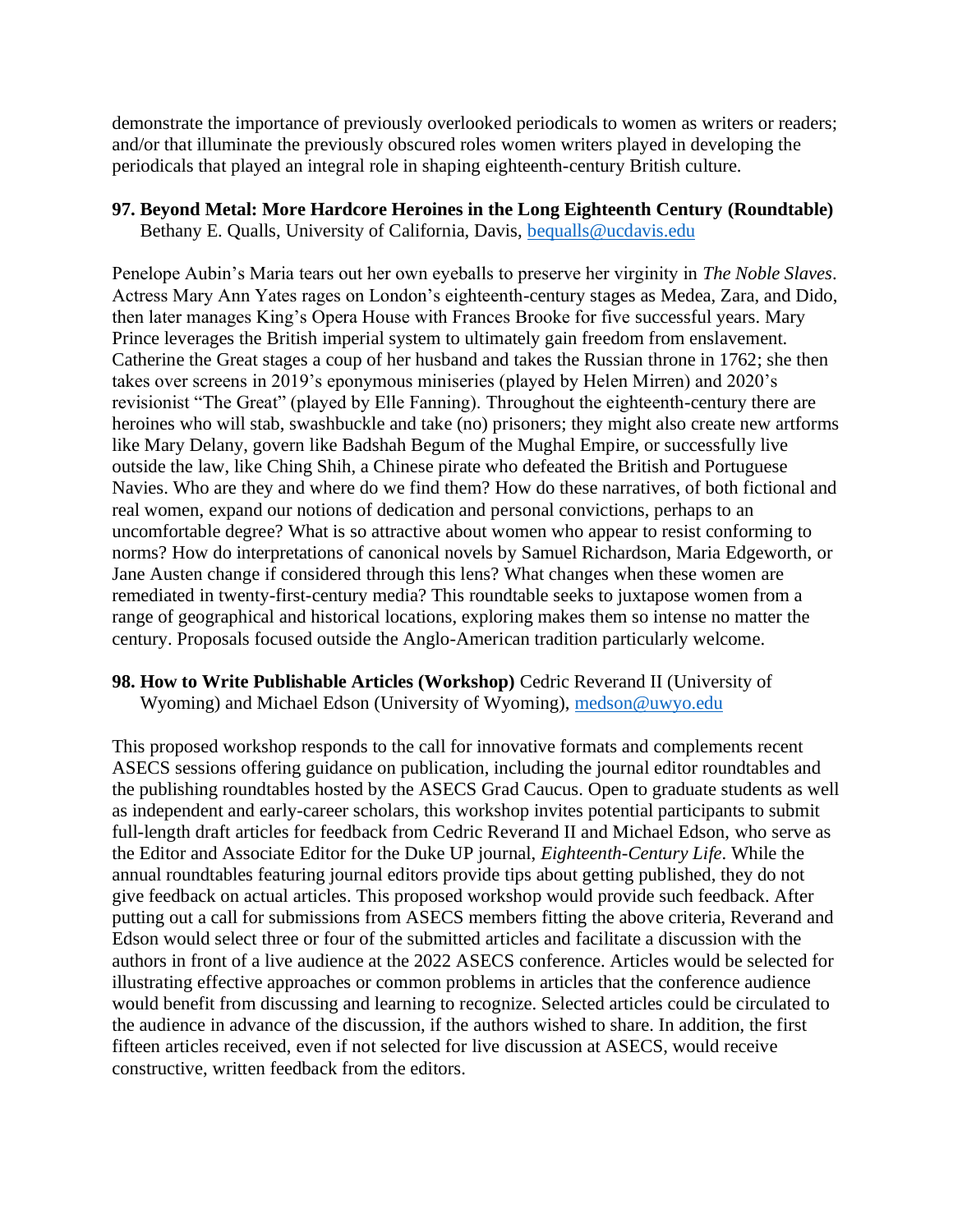demonstrate the importance of previously overlooked periodicals to women as writers or readers; and/or that illuminate the previously obscured roles women writers played in developing the periodicals that played an integral role in shaping eighteenth-century British culture.

**97. Beyond Metal: More Hardcore Heroines in the Long Eighteenth Century (Roundtable)**
Bethany E. Qualls, University of California, Davis, bequalls@ucdavis.edu

Penelope Aubin's Maria tears out her own eyeballs to preserve her virginity in *The Noble Slaves*. Actress Mary Ann Yates rages on London's eighteenth-century stages as Medea, Zara, and Dido, then later manages King's Opera House with Frances Brooke for five successful years. Mary Prince leverages the British imperial system to ultimately gain freedom from enslavement. Catherine the Great stages a coup of her husband and takes the Russian throne in 1762; she then takes over screens in 2019's eponymous miniseries (played by Helen Mirren) and 2020's revisionist "The Great" (played by Elle Fanning). Throughout the eighteenth-century there are heroines who will stab, swashbuckle and take (no) prisoners; they might also create new artforms like Mary Delany, govern like Badshah Begum of the Mughal Empire, or successfully live outside the law, like Ching Shih, a Chinese pirate who defeated the British and Portuguese Navies. Who are they and where do we find them? How do these narratives, of both fictional and real women, expand our notions of dedication and personal convictions, perhaps to an uncomfortable degree? What is so attractive about women who appear to resist conforming to norms? How do interpretations of canonical novels by Samuel Richardson, Maria Edgeworth, or Jane Austen change if considered through this lens? What changes when these women are remediated in twenty-first-century media? This roundtable seeks to juxtapose women from a range of geographical and historical locations, exploring makes them so intense no matter the century. Proposals focused outside the Anglo-American tradition particularly welcome.

**98. How to Write Publishable Articles (Workshop)** Cedric Reverand II (University of Wyoming) and Michael Edson (University of Wyoming), medson@uwyo.edu

This proposed workshop responds to the call for innovative formats and complements recent ASECS sessions offering guidance on publication, including the journal editor roundtables and the publishing roundtables hosted by the ASECS Grad Caucus. Open to graduate students as well as independent and early-career scholars, this workshop invites potential participants to submit full-length draft articles for feedback from Cedric Reverand II and Michael Edson, who serve as the Editor and Associate Editor for the Duke UP journal, *Eighteenth-Century Life*. While the annual roundtables featuring journal editors provide tips about getting published, they do not give feedback on actual articles. This proposed workshop would provide such feedback. After putting out a call for submissions from ASECS members fitting the above criteria, Reverand and Edson would select three or four of the submitted articles and facilitate a discussion with the authors in front of a live audience at the 2022 ASECS conference. Articles would be selected for illustrating effective approaches or common problems in articles that the conference audience would benefit from discussing and learning to recognize. Selected articles could be circulated to the audience in advance of the discussion, if the authors wished to share. In addition, the first fifteen articles received, even if not selected for live discussion at ASECS, would receive constructive, written feedback from the editors.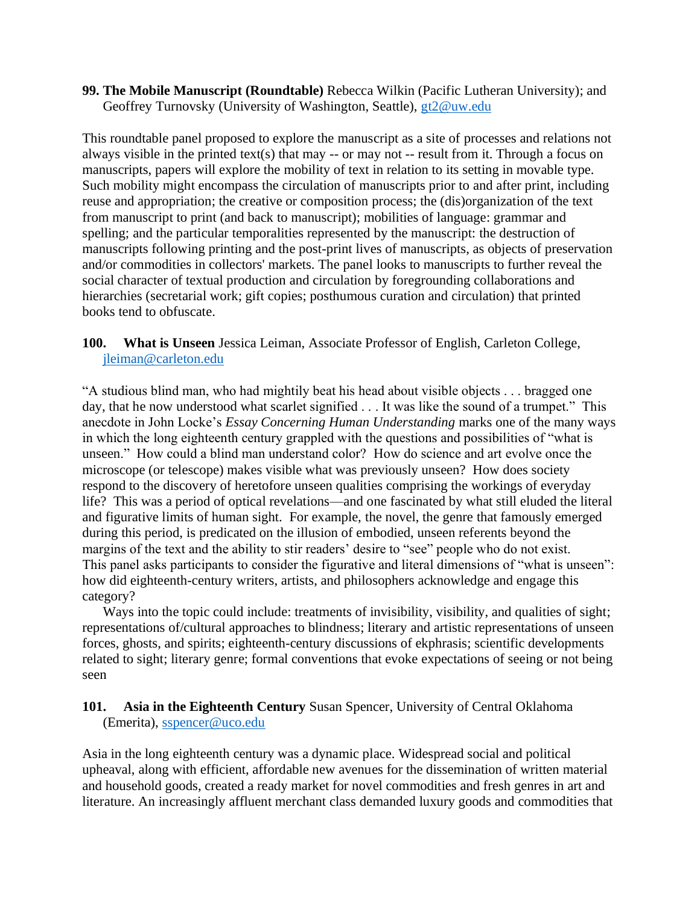**99. The Mobile Manuscript (Roundtable)** Rebecca Wilkin (Pacific Lutheran University); and Geoffrey Turnovsky (University of Washington, Seattle), gt2@uw.edu

This roundtable panel proposed to explore the manuscript as a site of processes and relations not always visible in the printed text(s) that may -- or may not -- result from it. Through a focus on manuscripts, papers will explore the mobility of text in relation to its setting in movable type. Such mobility might encompass the circulation of manuscripts prior to and after print, including reuse and appropriation; the creative or composition process; the (dis)organization of the text from manuscript to print (and back to manuscript); mobilities of language: grammar and spelling; and the particular temporalities represented by the manuscript: the destruction of manuscripts following printing and the post-print lives of manuscripts, as objects of preservation and/or commodities in collectors' markets. The panel looks to manuscripts to further reveal the social character of textual production and circulation by foregrounding collaborations and hierarchies (secretarial work; gift copies; posthumous curation and circulation) that printed books tend to obfuscate.

**100. What is Unseen** Jessica Leiman, Associate Professor of English, Carleton College, jleiman@carleton.edu

"A studious blind man, who had mightily beat his head about visible objects . . . bragged one day, that he now understood what scarlet signified . . . It was like the sound of a trumpet." This anecdote in John Locke's *Essay Concerning Human Understanding* marks one of the many ways in which the long eighteenth century grappled with the questions and possibilities of "what is unseen." How could a blind man understand color? How do science and art evolve once the microscope (or telescope) makes visible what was previously unseen? How does society respond to the discovery of heretofore unseen qualities comprising the workings of everyday life? This was a period of optical revelations—and one fascinated by what still eluded the literal and figurative limits of human sight. For example, the novel, the genre that famously emerged during this period, is predicated on the illusion of embodied, unseen referents beyond the margins of the text and the ability to stir readers' desire to "see" people who do not exist. This panel asks participants to consider the figurative and literal dimensions of "what is unseen": how did eighteenth-century writers, artists, and philosophers acknowledge and engage this category?

Ways into the topic could include: treatments of invisibility, visibility, and qualities of sight; representations of/cultural approaches to blindness; literary and artistic representations of unseen forces, ghosts, and spirits; eighteenth-century discussions of ekphrasis; scientific developments related to sight; literary genre; formal conventions that evoke expectations of seeing or not being seen

**101. Asia in the Eighteenth Century** Susan Spencer, University of Central Oklahoma (Emerita), sspencer@uco.edu

Asia in the long eighteenth century was a dynamic place. Widespread social and political upheaval, along with efficient, affordable new avenues for the dissemination of written material and household goods, created a ready market for novel commodities and fresh genres in art and literature. An increasingly affluent merchant class demanded luxury goods and commodities that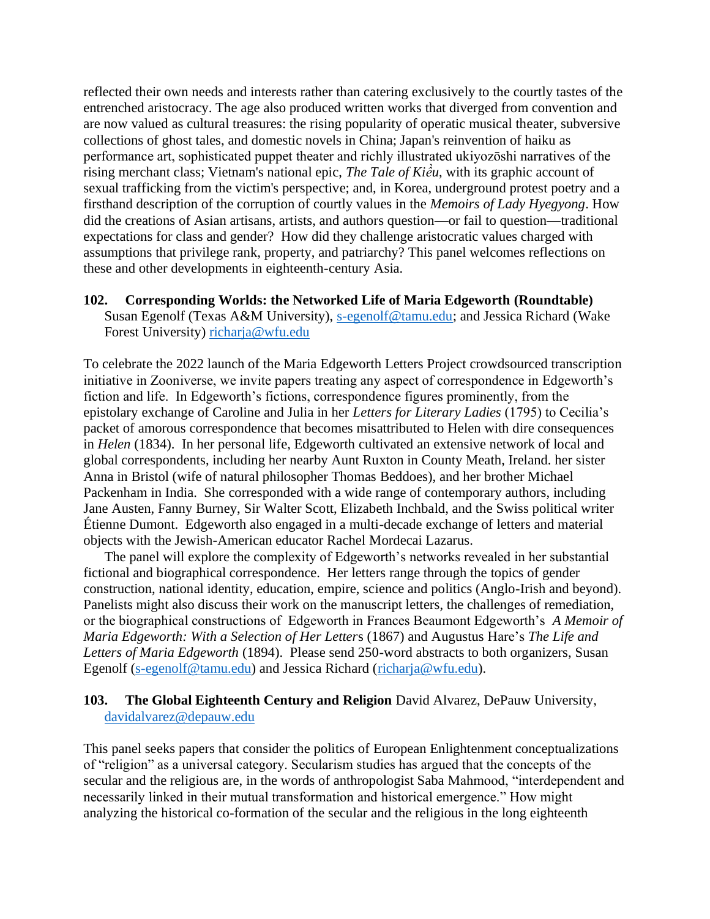reflected their own needs and interests rather than catering exclusively to the courtly tastes of the entrenched aristocracy. The age also produced written works that diverged from convention and are now valued as cultural treasures: the rising popularity of operatic musical theater, subversive collections of ghost tales, and domestic novels in China; Japan's reinvention of haiku as performance art, sophisticated puppet theater and richly illustrated ukiyozōshi narratives of the rising merchant class; Vietnam's national epic, *The Tale of Kiều*, with its graphic account of sexual trafficking from the victim's perspective; and, in Korea, underground protest poetry and a firsthand description of the corruption of courtly values in the *Memoirs of Lady Hyegyong*. How did the creations of Asian artisans, artists, and authors question—or fail to question—traditional expectations for class and gender? How did they challenge aristocratic values charged with assumptions that privilege rank, property, and patriarchy? This panel welcomes reflections on these and other developments in eighteenth-century Asia.

**102. Corresponding Worlds: the Networked Life of Maria Edgeworth (Roundtable)**
Susan Egenolf (Texas A&M University), s-egenolf@tamu.edu; and Jessica Richard (Wake Forest University) richarja@wfu.edu

To celebrate the 2022 launch of the Maria Edgeworth Letters Project crowdsourced transcription initiative in Zooniverse, we invite papers treating any aspect of correspondence in Edgeworth's fiction and life. In Edgeworth's fictions, correspondence figures prominently, from the epistolary exchange of Caroline and Julia in her *Letters for Literary Ladies* (1795) to Cecilia's packet of amorous correspondence that becomes misattributed to Helen with dire consequences in *Helen* (1834). In her personal life, Edgeworth cultivated an extensive network of local and global correspondents, including her nearby Aunt Ruxton in County Meath, Ireland. her sister Anna in Bristol (wife of natural philosopher Thomas Beddoes), and her brother Michael Packenham in India. She corresponded with a wide range of contemporary authors, including Jane Austen, Fanny Burney, Sir Walter Scott, Elizabeth Inchbald, and the Swiss political writer Étienne Dumont. Edgeworth also engaged in a multi-decade exchange of letters and material objects with the Jewish-American educator Rachel Mordecai Lazarus.

The panel will explore the complexity of Edgeworth's networks revealed in her substantial fictional and biographical correspondence. Her letters range through the topics of gender construction, national identity, education, empire, science and politics (Anglo-Irish and beyond). Panelists might also discuss their work on the manuscript letters, the challenges of remediation, or the biographical constructions of Edgeworth in Frances Beaumont Edgeworth's *A Memoir of Maria Edgeworth: With a Selection of Her Letters* (1867) and Augustus Hare's *The Life and Letters of Maria Edgeworth* (1894). Please send 250-word abstracts to both organizers, Susan Egenolf (s-egenolf@tamu.edu) and Jessica Richard (richarja@wfu.edu).

**103. The Global Eighteenth Century and Religion** David Alvarez, DePauw University, davidalvarez@depauw.edu

This panel seeks papers that consider the politics of European Enlightenment conceptualizations of "religion" as a universal category. Secularism studies has argued that the concepts of the secular and the religious are, in the words of anthropologist Saba Mahmood, "interdependent and necessarily linked in their mutual transformation and historical emergence." How might analyzing the historical co-formation of the secular and the religious in the long eighteenth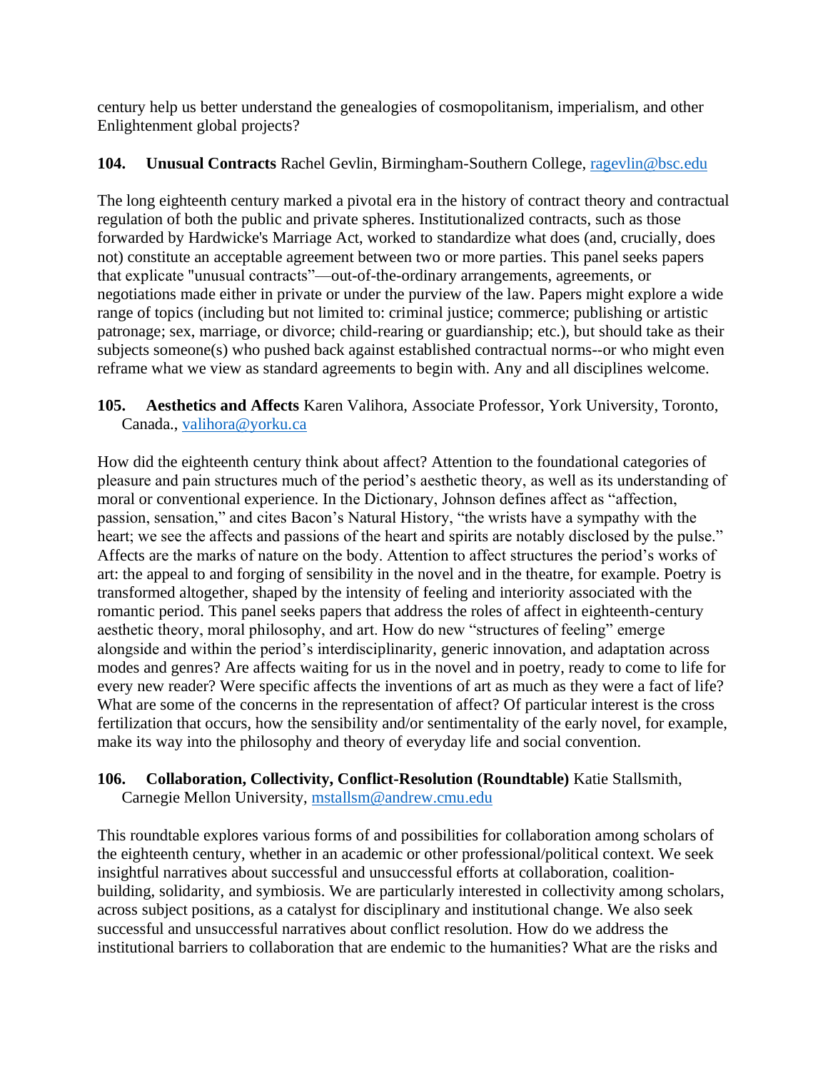century help us better understand the genealogies of cosmopolitanism, imperialism, and other Enlightenment global projects?

**104. Unusual Contracts** Rachel Gevlin, Birmingham-Southern College, ragevlin@bsc.edu

The long eighteenth century marked a pivotal era in the history of contract theory and contractual regulation of both the public and private spheres. Institutionalized contracts, such as those forwarded by Hardwicke's Marriage Act, worked to standardize what does (and, crucially, does not) constitute an acceptable agreement between two or more parties. This panel seeks papers that explicate "unusual contracts"—out-of-the-ordinary arrangements, agreements, or negotiations made either in private or under the purview of the law. Papers might explore a wide range of topics (including but not limited to: criminal justice; commerce; publishing or artistic patronage; sex, marriage, or divorce; child-rearing or guardianship; etc.), but should take as their subjects someone(s) who pushed back against established contractual norms--or who might even reframe what we view as standard agreements to begin with. Any and all disciplines welcome.

**105. Aesthetics and Affects** Karen Valihora, Associate Professor, York University, Toronto, Canada., valihora@yorku.ca

How did the eighteenth century think about affect? Attention to the foundational categories of pleasure and pain structures much of the period's aesthetic theory, as well as its understanding of moral or conventional experience. In the Dictionary, Johnson defines affect as "affection, passion, sensation," and cites Bacon's Natural History, "the wrists have a sympathy with the heart; we see the affects and passions of the heart and spirits are notably disclosed by the pulse." Affects are the marks of nature on the body. Attention to affect structures the period's works of art: the appeal to and forging of sensibility in the novel and in the theatre, for example. Poetry is transformed altogether, shaped by the intensity of feeling and interiority associated with the romantic period. This panel seeks papers that address the roles of affect in eighteenth-century aesthetic theory, moral philosophy, and art. How do new "structures of feeling" emerge alongside and within the period's interdisciplinarity, generic innovation, and adaptation across modes and genres? Are affects waiting for us in the novel and in poetry, ready to come to life for every new reader? Were specific affects the inventions of art as much as they were a fact of life? What are some of the concerns in the representation of affect? Of particular interest is the cross fertilization that occurs, how the sensibility and/or sentimentality of the early novel, for example, make its way into the philosophy and theory of everyday life and social convention.

**106. Collaboration, Collectivity, Conflict-Resolution (Roundtable)** Katie Stallsmith, Carnegie Mellon University, mstallsm@andrew.cmu.edu

This roundtable explores various forms of and possibilities for collaboration among scholars of the eighteenth century, whether in an academic or other professional/political context. We seek insightful narratives about successful and unsuccessful efforts at collaboration, coalition-building, solidarity, and symbiosis. We are particularly interested in collectivity among scholars, across subject positions, as a catalyst for disciplinary and institutional change. We also seek successful and unsuccessful narratives about conflict resolution. How do we address the institutional barriers to collaboration that are endemic to the humanities? What are the risks and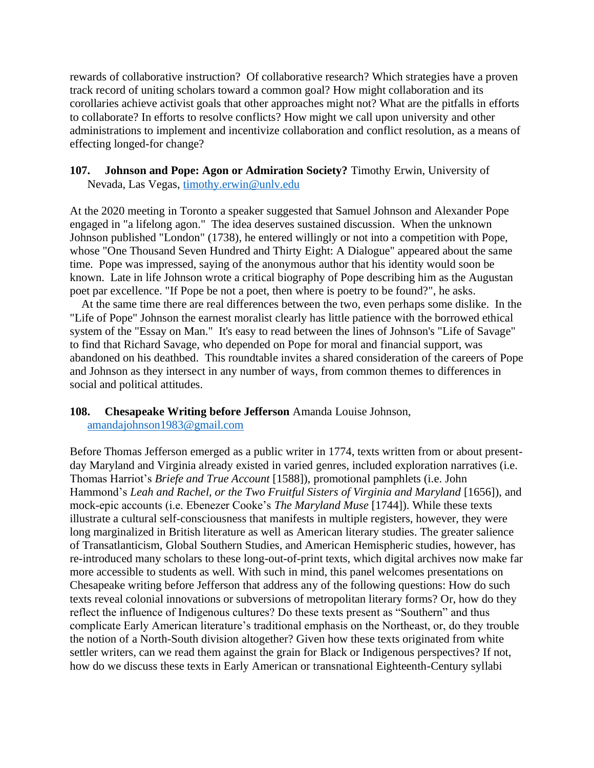rewards of collaborative instruction? Of collaborative research? Which strategies have a proven track record of uniting scholars toward a common goal? How might collaboration and its corollaries achieve activist goals that other approaches might not? What are the pitfalls in efforts to collaborate? In efforts to resolve conflicts? How might we call upon university and other administrations to implement and incentivize collaboration and conflict resolution, as a means of effecting longed-for change?

**107. Johnson and Pope: Agon or Admiration Society?** Timothy Erwin, University of Nevada, Las Vegas, timothy.erwin@unlv.edu

At the 2020 meeting in Toronto a speaker suggested that Samuel Johnson and Alexander Pope engaged in "a lifelong agon." The idea deserves sustained discussion. When the unknown Johnson published "London" (1738), he entered willingly or not into a competition with Pope, whose "One Thousand Seven Hundred and Thirty Eight: A Dialogue" appeared about the same time. Pope was impressed, saying of the anonymous author that his identity would soon be known. Late in life Johnson wrote a critical biography of Pope describing him as the Augustan poet par excellence. "If Pope be not a poet, then where is poetry to be found?", he asks.

At the same time there are real differences between the two, even perhaps some dislike. In the "Life of Pope" Johnson the earnest moralist clearly has little patience with the borrowed ethical system of the "Essay on Man." It's easy to read between the lines of Johnson's "Life of Savage" to find that Richard Savage, who depended on Pope for moral and financial support, was abandoned on his deathbed. This roundtable invites a shared consideration of the careers of Pope and Johnson as they intersect in any number of ways, from common themes to differences in social and political attitudes.

**108. Chesapeake Writing before Jefferson** Amanda Louise Johnson, amandajohnson1983@gmail.com

Before Thomas Jefferson emerged as a public writer in 1774, texts written from or about present-day Maryland and Virginia already existed in varied genres, included exploration narratives (i.e. Thomas Harriot's *Briefe and True Account* [1588]), promotional pamphlets (i.e. John Hammond's *Leah and Rachel, or the Two Fruitful Sisters of Virginia and Maryland* [1656]), and mock-epic accounts (i.e. Ebenezer Cooke's *The Maryland Muse* [1744]). While these texts illustrate a cultural self-consciousness that manifests in multiple registers, however, they were long marginalized in British literature as well as American literary studies. The greater salience of Transatlanticism, Global Southern Studies, and American Hemispheric studies, however, has re-introduced many scholars to these long-out-of-print texts, which digital archives now make far more accessible to students as well. With such in mind, this panel welcomes presentations on Chesapeake writing before Jefferson that address any of the following questions: How do such texts reveal colonial innovations or subversions of metropolitan literary forms? Or, how do they reflect the influence of Indigenous cultures? Do these texts present as "Southern" and thus complicate Early American literature's traditional emphasis on the Northeast, or, do they trouble the notion of a North-South division altogether? Given how these texts originated from white settler writers, can we read them against the grain for Black or Indigenous perspectives? If not, how do we discuss these texts in Early American or transnational Eighteenth-Century syllabi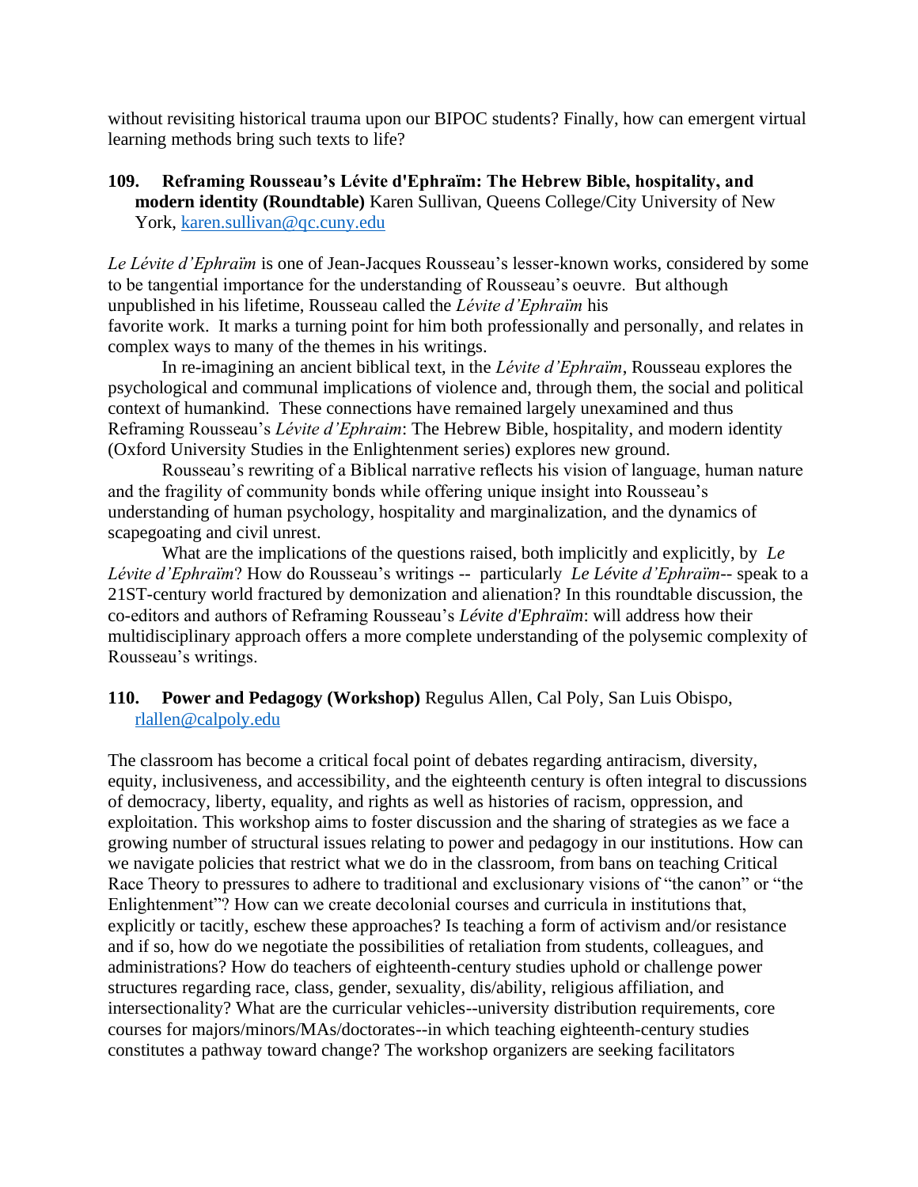without revisiting historical trauma upon our BIPOC students? Finally, how can emergent virtual learning methods bring such texts to life?

**109. Reframing Rousseau's Lévite d'Ephraïm: The Hebrew Bible, hospitality, and modern identity (Roundtable)** Karen Sullivan, Queens College/City University of New York, karen.sullivan@qc.cuny.edu

*Le Lévite d'Ephraïm* is one of Jean-Jacques Rousseau's lesser-known works, considered by some to be tangential importance for the understanding of Rousseau's oeuvre. But although unpublished in his lifetime, Rousseau called the *Lévite d'Ephraïm* his favorite work. It marks a turning point for him both professionally and personally, and relates in complex ways to many of the themes in his writings.

In re-imagining an ancient biblical text, in the *Lévite d'Ephraïm*, Rousseau explores the psychological and communal implications of violence and, through them, the social and political context of humankind. These connections have remained largely unexamined and thus Reframing Rousseau's *Lévite d'Ephraim*: The Hebrew Bible, hospitality, and modern identity (Oxford University Studies in the Enlightenment series) explores new ground.

Rousseau's rewriting of a Biblical narrative reflects his vision of language, human nature and the fragility of community bonds while offering unique insight into Rousseau's understanding of human psychology, hospitality and marginalization, and the dynamics of scapegoating and civil unrest.

What are the implications of the questions raised, both implicitly and explicitly, by *Le Lévite d'Ephraïm*? How do Rousseau's writings -- particularly *Le Lévite d'Ephraïm*-- speak to a 21ST-century world fractured by demonization and alienation? In this roundtable discussion, the co-editors and authors of Reframing Rousseau's *Lévite d'Ephraïm*: will address how their multidisciplinary approach offers a more complete understanding of the polysemic complexity of Rousseau's writings.

**110. Power and Pedagogy (Workshop)** Regulus Allen, Cal Poly, San Luis Obispo, rlallen@calpoly.edu

The classroom has become a critical focal point of debates regarding antiracism, diversity, equity, inclusiveness, and accessibility, and the eighteenth century is often integral to discussions of democracy, liberty, equality, and rights as well as histories of racism, oppression, and exploitation. This workshop aims to foster discussion and the sharing of strategies as we face a growing number of structural issues relating to power and pedagogy in our institutions. How can we navigate policies that restrict what we do in the classroom, from bans on teaching Critical Race Theory to pressures to adhere to traditional and exclusionary visions of "the canon" or "the Enlightenment"? How can we create decolonial courses and curricula in institutions that, explicitly or tacitly, eschew these approaches? Is teaching a form of activism and/or resistance and if so, how do we negotiate the possibilities of retaliation from students, colleagues, and administrations? How do teachers of eighteenth-century studies uphold or challenge power structures regarding race, class, gender, sexuality, dis/ability, religious affiliation, and intersectionality? What are the curricular vehicles--university distribution requirements, core courses for majors/minors/MAs/doctorates--in which teaching eighteenth-century studies constitutes a pathway toward change? The workshop organizers are seeking facilitators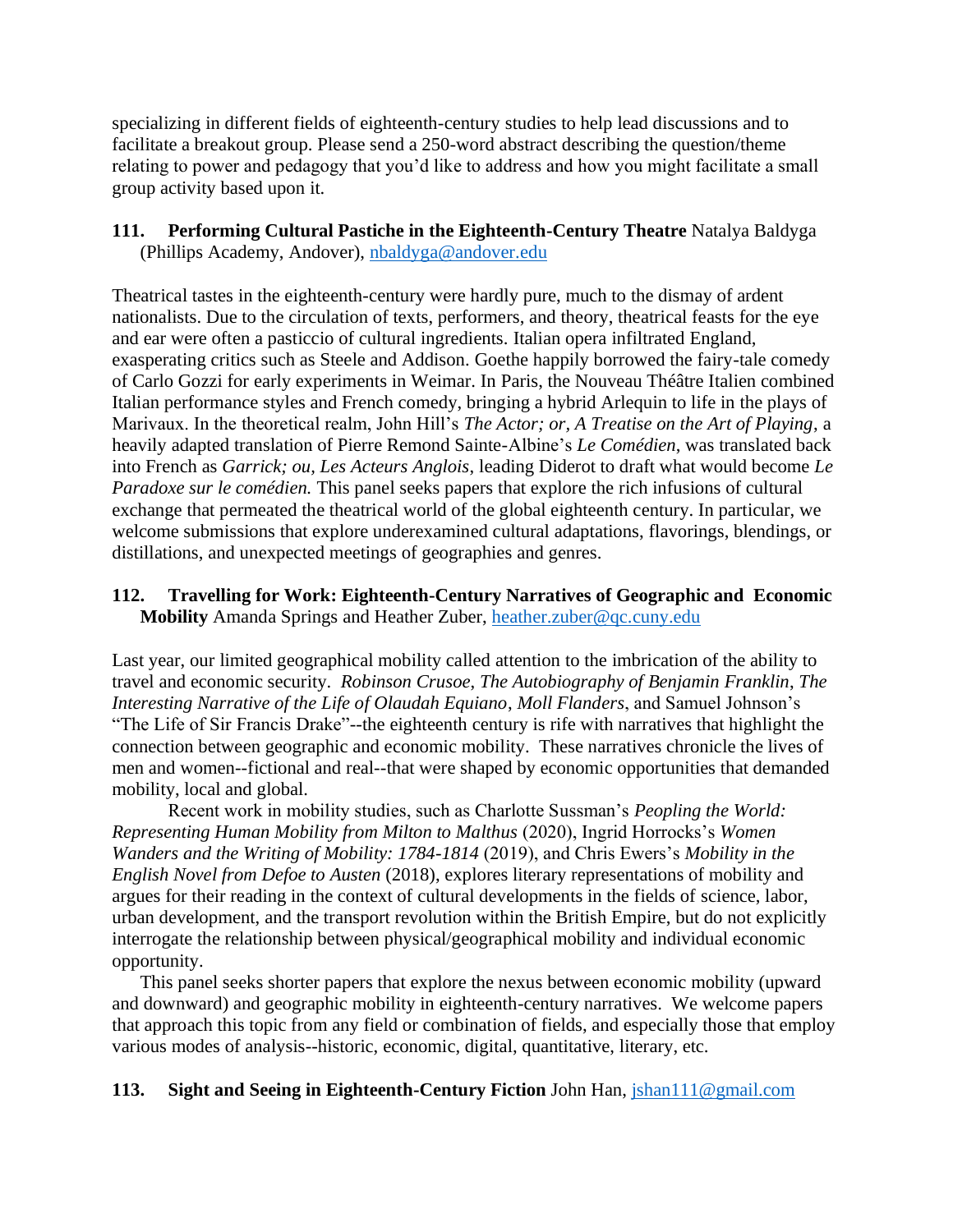specializing in different fields of eighteenth-century studies to help lead discussions and to facilitate a breakout group. Please send a 250-word abstract describing the question/theme relating to power and pedagogy that you'd like to address and how you might facilitate a small group activity based upon it.

**111. Performing Cultural Pastiche in the Eighteenth-Century Theatre** Natalya Baldyga (Phillips Academy, Andover), nbaldyga@andover.edu

Theatrical tastes in the eighteenth-century were hardly pure, much to the dismay of ardent nationalists. Due to the circulation of texts, performers, and theory, theatrical feasts for the eye and ear were often a pasticcio of cultural ingredients. Italian opera infiltrated England, exasperating critics such as Steele and Addison. Goethe happily borrowed the fairy-tale comedy of Carlo Gozzi for early experiments in Weimar. In Paris, the Nouveau Théâtre Italien combined Italian performance styles and French comedy, bringing a hybrid Arlequin to life in the plays of Marivaux. In the theoretical realm, John Hill's *The Actor; or, A Treatise on the Art of Playing*, a heavily adapted translation of Pierre Remond Sainte-Albine's *Le Comédien*, was translated back into French as *Garrick; ou, Les Acteurs Anglois*, leading Diderot to draft what would become *Le Paradoxe sur le comédien.* This panel seeks papers that explore the rich infusions of cultural exchange that permeated the theatrical world of the global eighteenth century. In particular, we welcome submissions that explore underexamined cultural adaptations, flavorings, blendings, or distillations, and unexpected meetings of geographies and genres.

**112. Travelling for Work: Eighteenth-Century Narratives of Geographic and Economic Mobility** Amanda Springs and Heather Zuber, heather.zuber@qc.cuny.edu

Last year, our limited geographical mobility called attention to the imbrication of the ability to travel and economic security. *Robinson Crusoe*, *The Autobiography of Benjamin Franklin*, *The Interesting Narrative of the Life of Olaudah Equiano*, *Moll Flanders*, and Samuel Johnson's "The Life of Sir Francis Drake"--the eighteenth century is rife with narratives that highlight the connection between geographic and economic mobility. These narratives chronicle the lives of men and women--fictional and real--that were shaped by economic opportunities that demanded mobility, local and global.

Recent work in mobility studies, such as Charlotte Sussman's *Peopling the World: Representing Human Mobility from Milton to Malthus* (2020), Ingrid Horrocks's *Women Wanders and the Writing of Mobility: 1784-1814* (2019), and Chris Ewers's *Mobility in the English Novel from Defoe to Austen* (2018), explores literary representations of mobility and argues for their reading in the context of cultural developments in the fields of science, labor, urban development, and the transport revolution within the British Empire, but do not explicitly interrogate the relationship between physical/geographical mobility and individual economic opportunity.

This panel seeks shorter papers that explore the nexus between economic mobility (upward and downward) and geographic mobility in eighteenth-century narratives. We welcome papers that approach this topic from any field or combination of fields, and especially those that employ various modes of analysis--historic, economic, digital, quantitative, literary, etc.

**113. Sight and Seeing in Eighteenth-Century Fiction** John Han, jshan111@gmail.com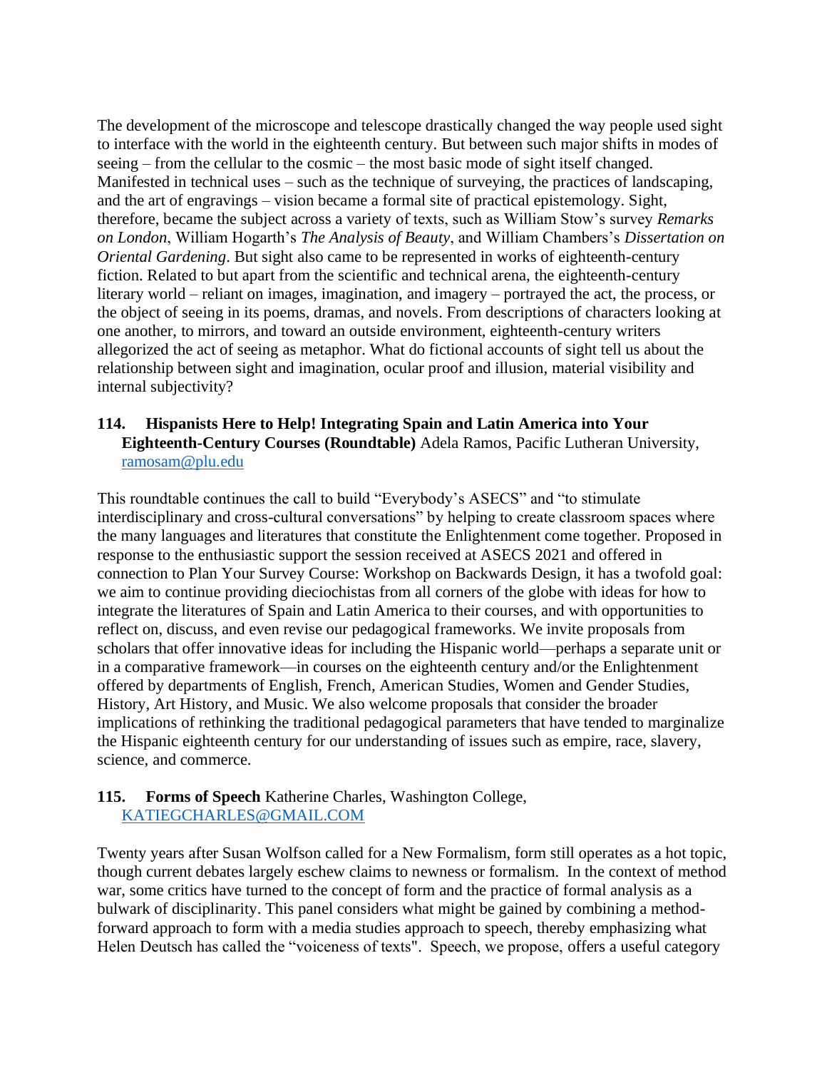The development of the microscope and telescope drastically changed the way people used sight to interface with the world in the eighteenth century. But between such major shifts in modes of seeing – from the cellular to the cosmic – the most basic mode of sight itself changed. Manifested in technical uses – such as the technique of surveying, the practices of landscaping, and the art of engravings – vision became a formal site of practical epistemology. Sight, therefore, became the subject across a variety of texts, such as William Stow's survey *Remarks on London*, William Hogarth's *The Analysis of Beauty*, and William Chambers's *Dissertation on Oriental Gardening*. But sight also came to be represented in works of eighteenth-century fiction. Related to but apart from the scientific and technical arena, the eighteenth-century literary world – reliant on images, imagination, and imagery – portrayed the act, the process, or the object of seeing in its poems, dramas, and novels. From descriptions of characters looking at one another, to mirrors, and toward an outside environment, eighteenth-century writers allegorized the act of seeing as metaphor. What do fictional accounts of sight tell us about the relationship between sight and imagination, ocular proof and illusion, material visibility and internal subjectivity?

**114. Hispanists Here to Help! Integrating Spain and Latin America into Your Eighteenth-Century Courses (Roundtable)** Adela Ramos, Pacific Lutheran University, ramosam@plu.edu

This roundtable continues the call to build "Everybody's ASECS" and "to stimulate interdisciplinary and cross-cultural conversations" by helping to create classroom spaces where the many languages and literatures that constitute the Enlightenment come together. Proposed in response to the enthusiastic support the session received at ASECS 2021 and offered in connection to Plan Your Survey Course: Workshop on Backwards Design, it has a twofold goal: we aim to continue providing dieciochistas from all corners of the globe with ideas for how to integrate the literatures of Spain and Latin America to their courses, and with opportunities to reflect on, discuss, and even revise our pedagogical frameworks. We invite proposals from scholars that offer innovative ideas for including the Hispanic world—perhaps a separate unit or in a comparative framework—in courses on the eighteenth century and/or the Enlightenment offered by departments of English, French, American Studies, Women and Gender Studies, History, Art History, and Music. We also welcome proposals that consider the broader implications of rethinking the traditional pedagogical parameters that have tended to marginalize the Hispanic eighteenth century for our understanding of issues such as empire, race, slavery, science, and commerce.

**115. Forms of Speech** Katherine Charles, Washington College, KATIEGCHARLES@GMAIL.COM

Twenty years after Susan Wolfson called for a New Formalism, form still operates as a hot topic, though current debates largely eschew claims to newness or formalism. In the context of method war, some critics have turned to the concept of form and the practice of formal analysis as a bulwark of disciplinarity. This panel considers what might be gained by combining a method-forward approach to form with a media studies approach to speech, thereby emphasizing what Helen Deutsch has called the "voiceness of texts". Speech, we propose, offers a useful category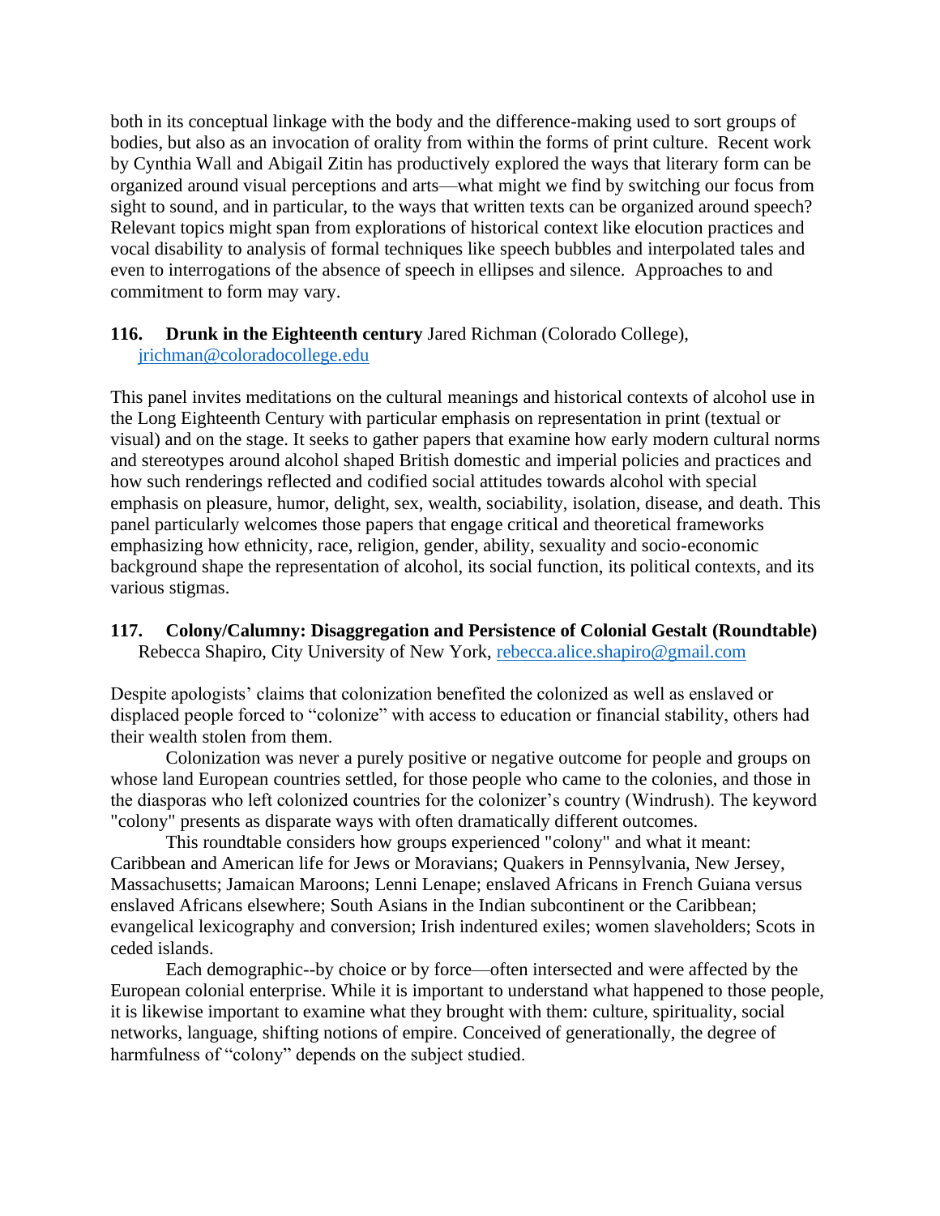both in its conceptual linkage with the body and the difference-making used to sort groups of bodies, but also as an invocation of orality from within the forms of print culture. Recent work by Cynthia Wall and Abigail Zitin has productively explored the ways that literary form can be organized around visual perceptions and arts—what might we find by switching our focus from sight to sound, and in particular, to the ways that written texts can be organized around speech? Relevant topics might span from explorations of historical context like elocution practices and vocal disability to analysis of formal techniques like speech bubbles and interpolated tales and even to interrogations of the absence of speech in ellipses and silence. Approaches to and commitment to form may vary.

**116. Drunk in the Eighteenth century** Jared Richman (Colorado College), jrichman@coloradocollege.edu

This panel invites meditations on the cultural meanings and historical contexts of alcohol use in the Long Eighteenth Century with particular emphasis on representation in print (textual or visual) and on the stage. It seeks to gather papers that examine how early modern cultural norms and stereotypes around alcohol shaped British domestic and imperial policies and practices and how such renderings reflected and codified social attitudes towards alcohol with special emphasis on pleasure, humor, delight, sex, wealth, sociability, isolation, disease, and death. This panel particularly welcomes those papers that engage critical and theoretical frameworks emphasizing how ethnicity, race, religion, gender, ability, sexuality and socio-economic background shape the representation of alcohol, its social function, its political contexts, and its various stigmas.

**117. Colony/Calumny: Disaggregation and Persistence of Colonial Gestalt (Roundtable)** Rebecca Shapiro, City University of New York, rebecca.alice.shapiro@gmail.com

Despite apologists' claims that colonization benefited the colonized as well as enslaved or displaced people forced to "colonize" with access to education or financial stability, others had their wealth stolen from them.

Colonization was never a purely positive or negative outcome for people and groups on whose land European countries settled, for those people who came to the colonies, and those in the diasporas who left colonized countries for the colonizer's country (Windrush). The keyword "colony" presents as disparate ways with often dramatically different outcomes.

This roundtable considers how groups experienced "colony" and what it meant: Caribbean and American life for Jews or Moravians; Quakers in Pennsylvania, New Jersey, Massachusetts; Jamaican Maroons; Lenni Lenape; enslaved Africans in French Guiana versus enslaved Africans elsewhere; South Asians in the Indian subcontinent or the Caribbean; evangelical lexicography and conversion; Irish indentured exiles; women slaveholders; Scots in ceded islands.

Each demographic--by choice or by force—often intersected and were affected by the European colonial enterprise. While it is important to understand what happened to those people, it is likewise important to examine what they brought with them: culture, spirituality, social networks, language, shifting notions of empire. Conceived of generationally, the degree of harmfulness of "colony" depends on the subject studied.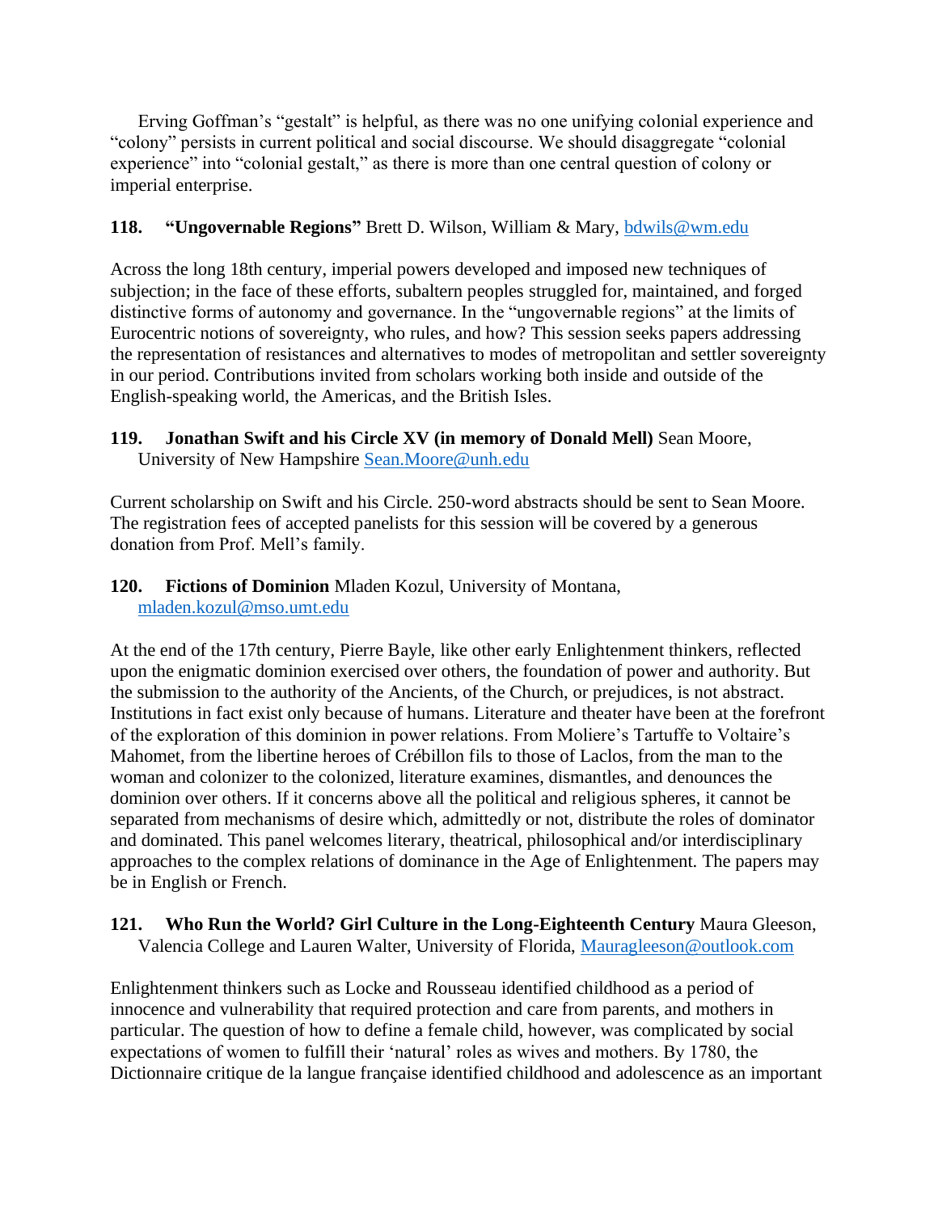Erving Goffman's "gestalt" is helpful, as there was no one unifying colonial experience and "colony" persists in current political and social discourse. We should disaggregate "colonial experience" into "colonial gestalt," as there is more than one central question of colony or imperial enterprise.

**118. "Ungovernable Regions"** Brett D. Wilson, William & Mary, bdwils@wm.edu

Across the long 18th century, imperial powers developed and imposed new techniques of subjection; in the face of these efforts, subaltern peoples struggled for, maintained, and forged distinctive forms of autonomy and governance. In the "ungovernable regions" at the limits of Eurocentric notions of sovereignty, who rules, and how? This session seeks papers addressing the representation of resistances and alternatives to modes of metropolitan and settler sovereignty in our period. Contributions invited from scholars working both inside and outside of the English-speaking world, the Americas, and the British Isles.

**119. Jonathan Swift and his Circle XV (in memory of Donald Mell)** Sean Moore, University of New Hampshire Sean.Moore@unh.edu

Current scholarship on Swift and his Circle. 250-word abstracts should be sent to Sean Moore. The registration fees of accepted panelists for this session will be covered by a generous donation from Prof. Mell's family.

**120. Fictions of Dominion** Mladen Kozul, University of Montana, mladen.kozul@mso.umt.edu

At the end of the 17th century, Pierre Bayle, like other early Enlightenment thinkers, reflected upon the enigmatic dominion exercised over others, the foundation of power and authority. But the submission to the authority of the Ancients, of the Church, or prejudices, is not abstract. Institutions in fact exist only because of humans. Literature and theater have been at the forefront of the exploration of this dominion in power relations. From Moliere's Tartuffe to Voltaire's Mahomet, from the libertine heroes of Crébillon fils to those of Laclos, from the man to the woman and colonizer to the colonized, literature examines, dismantles, and denounces the dominion over others. If it concerns above all the political and religious spheres, it cannot be separated from mechanisms of desire which, admittedly or not, distribute the roles of dominator and dominated. This panel welcomes literary, theatrical, philosophical and/or interdisciplinary approaches to the complex relations of dominance in the Age of Enlightenment. The papers may be in English or French.

**121. Who Run the World? Girl Culture in the Long-Eighteenth Century** Maura Gleeson, Valencia College and Lauren Walter, University of Florida, Mauragleeson@outlook.com

Enlightenment thinkers such as Locke and Rousseau identified childhood as a period of innocence and vulnerability that required protection and care from parents, and mothers in particular. The question of how to define a female child, however, was complicated by social expectations of women to fulfill their 'natural' roles as wives and mothers. By 1780, the Dictionnaire critique de la langue française identified childhood and adolescence as an important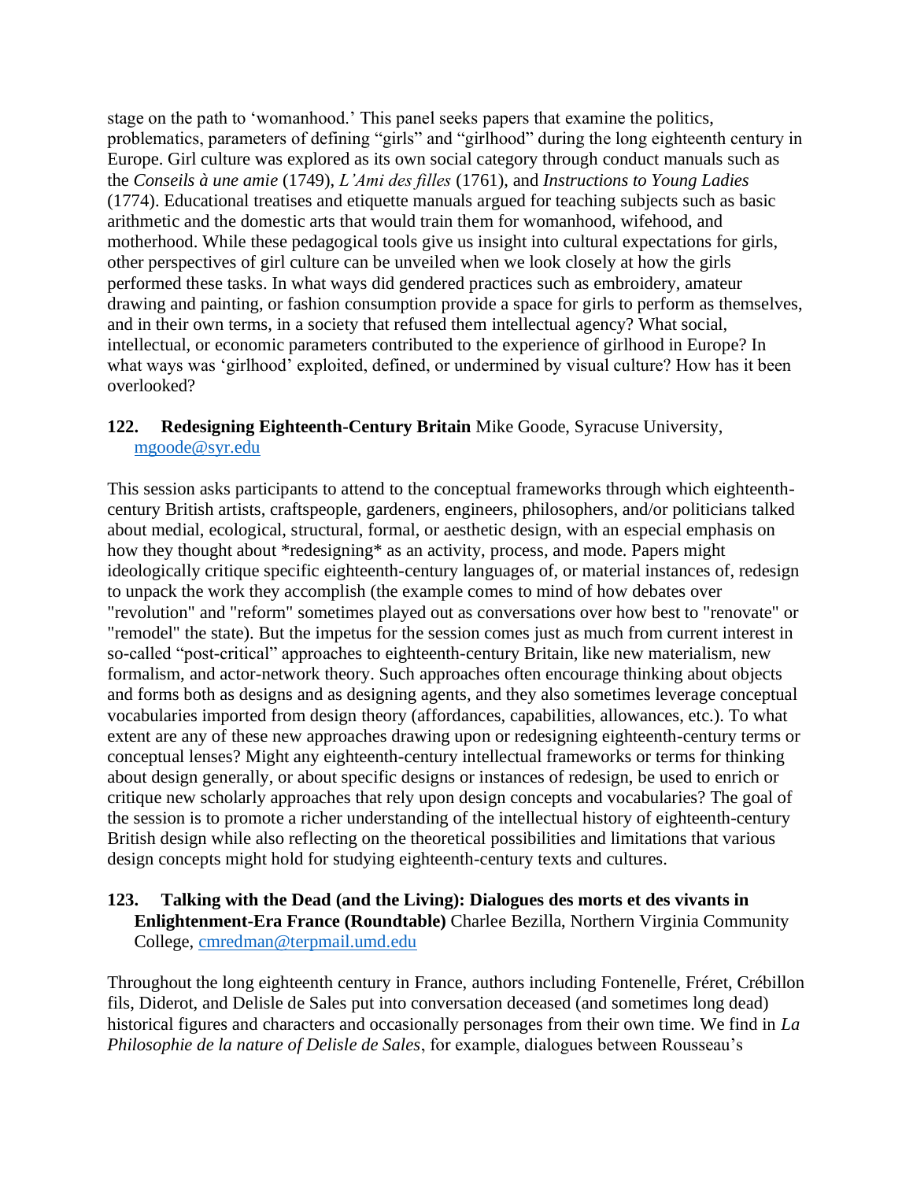stage on the path to 'womanhood.' This panel seeks papers that examine the politics, problematics, parameters of defining "girls" and "girlhood" during the long eighteenth century in Europe. Girl culture was explored as its own social category through conduct manuals such as the *Conseils à une amie* (1749), *L'Ami des filles* (1761), and *Instructions to Young Ladies* (1774). Educational treatises and etiquette manuals argued for teaching subjects such as basic arithmetic and the domestic arts that would train them for womanhood, wifehood, and motherhood. While these pedagogical tools give us insight into cultural expectations for girls, other perspectives of girl culture can be unveiled when we look closely at how the girls performed these tasks. In what ways did gendered practices such as embroidery, amateur drawing and painting, or fashion consumption provide a space for girls to perform as themselves, and in their own terms, in a society that refused them intellectual agency? What social, intellectual, or economic parameters contributed to the experience of girlhood in Europe? In what ways was 'girlhood' exploited, defined, or undermined by visual culture? How has it been overlooked?

**122. Redesigning Eighteenth-Century Britain** Mike Goode, Syracuse University, mgoode@syr.edu

This session asks participants to attend to the conceptual frameworks through which eighteenth-century British artists, craftspeople, gardeners, engineers, philosophers, and/or politicians talked about medial, ecological, structural, formal, or aesthetic design, with an especial emphasis on how they thought about *redesigning* as an activity, process, and mode. Papers might ideologically critique specific eighteenth-century languages of, or material instances of, redesign to unpack the work they accomplish (the example comes to mind of how debates over "revolution" and "reform" sometimes played out as conversations over how best to "renovate" or "remodel" the state). But the impetus for the session comes just as much from current interest in so-called "post-critical" approaches to eighteenth-century Britain, like new materialism, new formalism, and actor-network theory. Such approaches often encourage thinking about objects and forms both as designs and as designing agents, and they also sometimes leverage conceptual vocabularies imported from design theory (affordances, capabilities, allowances, etc.). To what extent are any of these new approaches drawing upon or redesigning eighteenth-century terms or conceptual lenses? Might any eighteenth-century intellectual frameworks or terms for thinking about design generally, or about specific designs or instances of redesign, be used to enrich or critique new scholarly approaches that rely upon design concepts and vocabularies? The goal of the session is to promote a richer understanding of the intellectual history of eighteenth-century British design while also reflecting on the theoretical possibilities and limitations that various design concepts might hold for studying eighteenth-century texts and cultures.

**123. Talking with the Dead (and the Living): Dialogues des morts et des vivants in Enlightenment-Era France (Roundtable)** Charlee Bezilla, Northern Virginia Community College, cmredman@terpmail.umd.edu

Throughout the long eighteenth century in France, authors including Fontenelle, Fréret, Crébillon fils, Diderot, and Delisle de Sales put into conversation deceased (and sometimes long dead) historical figures and characters and occasionally personages from their own time. We find in *La Philosophie de la nature of Delisle de Sales*, for example, dialogues between Rousseau's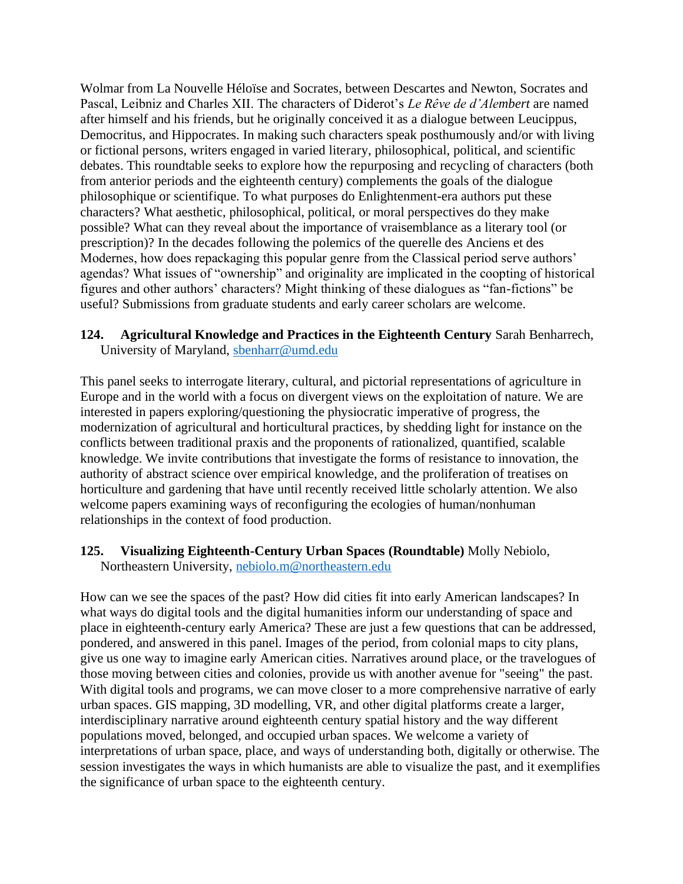Wolmar from La Nouvelle Héloïse and Socrates, between Descartes and Newton, Socrates and Pascal, Leibniz and Charles XII. The characters of Diderot's *Le Rêve de d'Alembert* are named after himself and his friends, but he originally conceived it as a dialogue between Leucippus, Democritus, and Hippocrates. In making such characters speak posthumously and/or with living or fictional persons, writers engaged in varied literary, philosophical, political, and scientific debates. This roundtable seeks to explore how the repurposing and recycling of characters (both from anterior periods and the eighteenth century) complements the goals of the dialogue philosophique or scientifique. To what purposes do Enlightenment-era authors put these characters? What aesthetic, philosophical, political, or moral perspectives do they make possible? What can they reveal about the importance of vraisemblance as a literary tool (or prescription)? In the decades following the polemics of the querelle des Anciens et des Modernes, how does repackaging this popular genre from the Classical period serve authors' agendas? What issues of "ownership" and originality are implicated in the coopting of historical figures and other authors' characters? Might thinking of these dialogues as "fan-fictions" be useful? Submissions from graduate students and early career scholars are welcome.

**124. Agricultural Knowledge and Practices in the Eighteenth Century** Sarah Benharrech, University of Maryland, sbenharr@umd.edu

This panel seeks to interrogate literary, cultural, and pictorial representations of agriculture in Europe and in the world with a focus on divergent views on the exploitation of nature. We are interested in papers exploring/questioning the physiocratic imperative of progress, the modernization of agricultural and horticultural practices, by shedding light for instance on the conflicts between traditional praxis and the proponents of rationalized, quantified, scalable knowledge. We invite contributions that investigate the forms of resistance to innovation, the authority of abstract science over empirical knowledge, and the proliferation of treatises on horticulture and gardening that have until recently received little scholarly attention. We also welcome papers examining ways of reconfiguring the ecologies of human/nonhuman relationships in the context of food production.

**125. Visualizing Eighteenth-Century Urban Spaces (Roundtable)** Molly Nebiolo, Northeastern University, nebiolo.m@northeastern.edu

How can we see the spaces of the past? How did cities fit into early American landscapes? In what ways do digital tools and the digital humanities inform our understanding of space and place in eighteenth-century early America? These are just a few questions that can be addressed, pondered, and answered in this panel. Images of the period, from colonial maps to city plans, give us one way to imagine early American cities. Narratives around place, or the travelogues of those moving between cities and colonies, provide us with another avenue for "seeing" the past. With digital tools and programs, we can move closer to a more comprehensive narrative of early urban spaces. GIS mapping, 3D modelling, VR, and other digital platforms create a larger, interdisciplinary narrative around eighteenth century spatial history and the way different populations moved, belonged, and occupied urban spaces. We welcome a variety of interpretations of urban space, place, and ways of understanding both, digitally or otherwise. The session investigates the ways in which humanists are able to visualize the past, and it exemplifies the significance of urban space to the eighteenth century.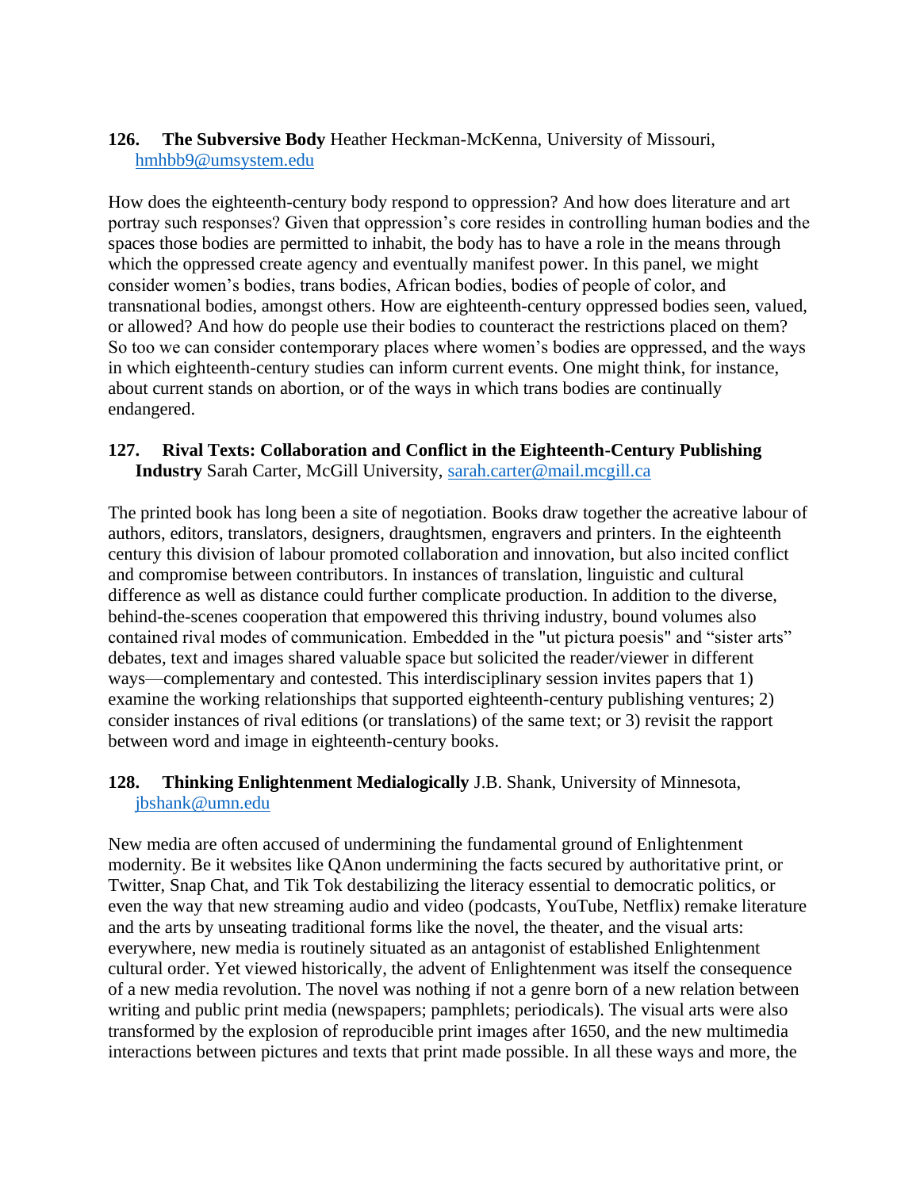**126. The Subversive Body** Heather Heckman-McKenna, University of Missouri, hmhbb9@umsystem.edu

How does the eighteenth-century body respond to oppression? And how does literature and art portray such responses? Given that oppression's core resides in controlling human bodies and the spaces those bodies are permitted to inhabit, the body has to have a role in the means through which the oppressed create agency and eventually manifest power. In this panel, we might consider women's bodies, trans bodies, African bodies, bodies of people of color, and transnational bodies, amongst others. How are eighteenth-century oppressed bodies seen, valued, or allowed? And how do people use their bodies to counteract the restrictions placed on them? So too we can consider contemporary places where women's bodies are oppressed, and the ways in which eighteenth-century studies can inform current events. One might think, for instance, about current stands on abortion, or of the ways in which trans bodies are continually endangered.

**127. Rival Texts: Collaboration and Conflict in the Eighteenth-Century Publishing Industry** Sarah Carter, McGill University, sarah.carter@mail.mcgill.ca

The printed book has long been a site of negotiation. Books draw together the acreative labour of authors, editors, translators, designers, draughtsmen, engravers and printers. In the eighteenth century this division of labour promoted collaboration and innovation, but also incited conflict and compromise between contributors. In instances of translation, linguistic and cultural difference as well as distance could further complicate production. In addition to the diverse, behind-the-scenes cooperation that empowered this thriving industry, bound volumes also contained rival modes of communication. Embedded in the "ut pictura poesis" and "sister arts" debates, text and images shared valuable space but solicited the reader/viewer in different ways—complementary and contested. This interdisciplinary session invites papers that 1) examine the working relationships that supported eighteenth-century publishing ventures; 2) consider instances of rival editions (or translations) of the same text; or 3) revisit the rapport between word and image in eighteenth-century books.

**128. Thinking Enlightenment Medialogically** J.B. Shank, University of Minnesota, jbshank@umn.edu

New media are often accused of undermining the fundamental ground of Enlightenment modernity. Be it websites like QAnon undermining the facts secured by authoritative print, or Twitter, Snap Chat, and Tik Tok destabilizing the literacy essential to democratic politics, or even the way that new streaming audio and video (podcasts, YouTube, Netflix) remake literature and the arts by unseating traditional forms like the novel, the theater, and the visual arts: everywhere, new media is routinely situated as an antagonist of established Enlightenment cultural order. Yet viewed historically, the advent of Enlightenment was itself the consequence of a new media revolution. The novel was nothing if not a genre born of a new relation between writing and public print media (newspapers; pamphlets; periodicals). The visual arts were also transformed by the explosion of reproducible print images after 1650, and the new multimedia interactions between pictures and texts that print made possible. In all these ways and more, the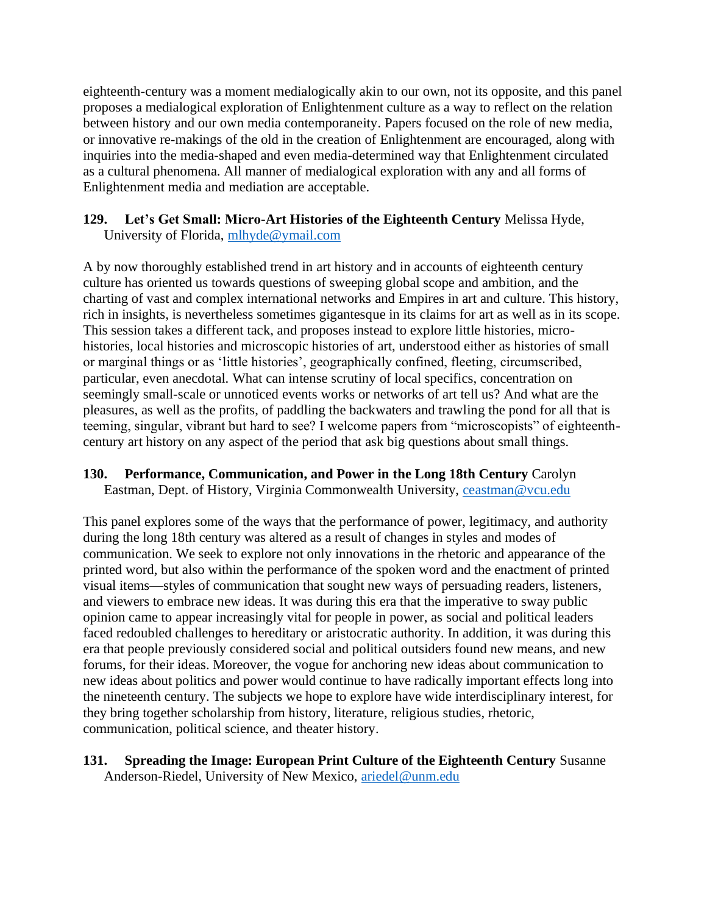eighteenth-century was a moment medialogically akin to our own, not its opposite, and this panel proposes a medialogical exploration of Enlightenment culture as a way to reflect on the relation between history and our own media contemporaneity. Papers focused on the role of new media, or innovative re-makings of the old in the creation of Enlightenment are encouraged, along with inquiries into the media-shaped and even media-determined way that Enlightenment circulated as a cultural phenomena. All manner of medialogical exploration with any and all forms of Enlightenment media and mediation are acceptable.

**129. Let's Get Small: Micro-Art Histories of the Eighteenth Century** Melissa Hyde, University of Florida, mlhyde@ymail.com

A by now thoroughly established trend in art history and in accounts of eighteenth century culture has oriented us towards questions of sweeping global scope and ambition, and the charting of vast and complex international networks and Empires in art and culture. This history, rich in insights, is nevertheless sometimes gigantesque in its claims for art as well as in its scope. This session takes a different tack, and proposes instead to explore little histories, micro-histories, local histories and microscopic histories of art, understood either as histories of small or marginal things or as 'little histories', geographically confined, fleeting, circumscribed, particular, even anecdotal. What can intense scrutiny of local specifics, concentration on seemingly small-scale or unnoticed events works or networks of art tell us? And what are the pleasures, as well as the profits, of paddling the backwaters and trawling the pond for all that is teeming, singular, vibrant but hard to see? I welcome papers from "microscopists" of eighteenth-century art history on any aspect of the period that ask big questions about small things.

**130. Performance, Communication, and Power in the Long 18th Century** Carolyn Eastman, Dept. of History, Virginia Commonwealth University, ceastman@vcu.edu

This panel explores some of the ways that the performance of power, legitimacy, and authority during the long 18th century was altered as a result of changes in styles and modes of communication. We seek to explore not only innovations in the rhetoric and appearance of the printed word, but also within the performance of the spoken word and the enactment of printed visual items—styles of communication that sought new ways of persuading readers, listeners, and viewers to embrace new ideas. It was during this era that the imperative to sway public opinion came to appear increasingly vital for people in power, as social and political leaders faced redoubled challenges to hereditary or aristocratic authority. In addition, it was during this era that people previously considered social and political outsiders found new means, and new forums, for their ideas. Moreover, the vogue for anchoring new ideas about communication to new ideas about politics and power would continue to have radically important effects long into the nineteenth century. The subjects we hope to explore have wide interdisciplinary interest, for they bring together scholarship from history, literature, religious studies, rhetoric, communication, political science, and theater history.

**131. Spreading the Image: European Print Culture of the Eighteenth Century** Susanne Anderson-Riedel, University of New Mexico, ariedel@unm.edu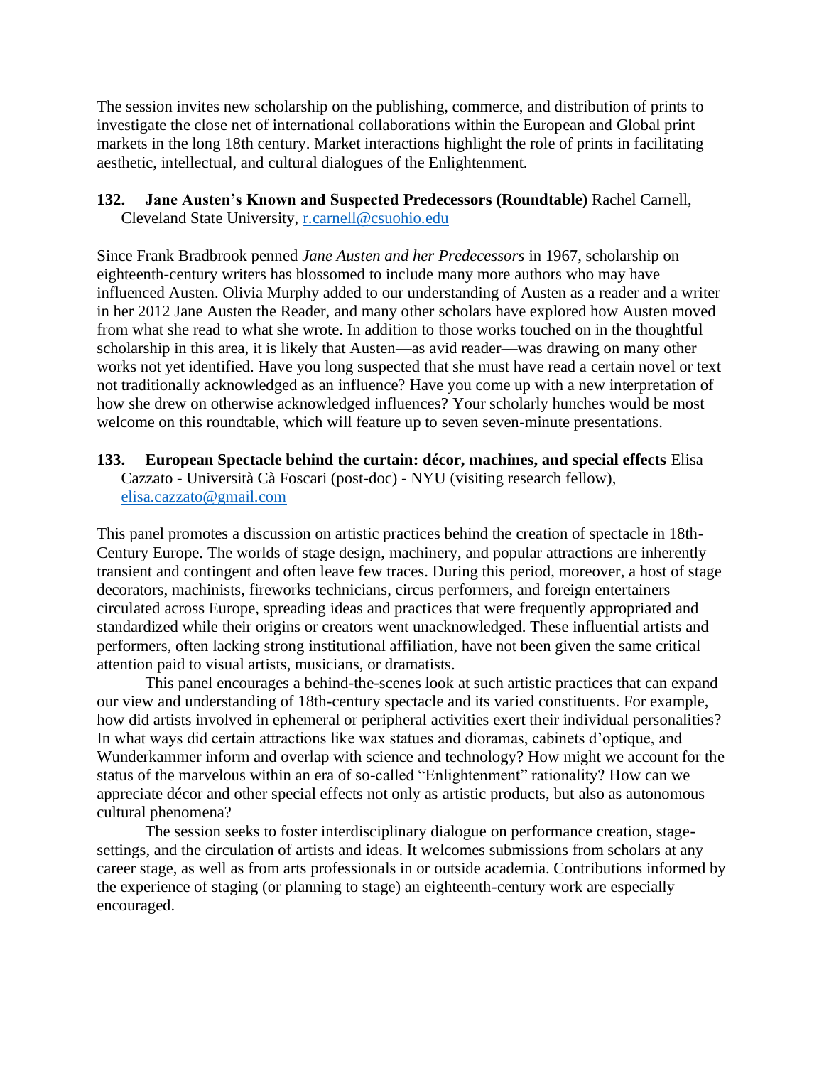The session invites new scholarship on the publishing, commerce, and distribution of prints to investigate the close net of international collaborations within the European and Global print markets in the long 18th century. Market interactions highlight the role of prints in facilitating aesthetic, intellectual, and cultural dialogues of the Enlightenment.

**132. Jane Austen's Known and Suspected Predecessors (Roundtable)** Rachel Carnell, Cleveland State University, r.carnell@csuohio.edu

Since Frank Bradbrook penned *Jane Austen and her Predecessors* in 1967, scholarship on eighteenth-century writers has blossomed to include many more authors who may have influenced Austen. Olivia Murphy added to our understanding of Austen as a reader and a writer in her 2012 Jane Austen the Reader, and many other scholars have explored how Austen moved from what she read to what she wrote. In addition to those works touched on in the thoughtful scholarship in this area, it is likely that Austen—as avid reader—was drawing on many other works not yet identified. Have you long suspected that she must have read a certain novel or text not traditionally acknowledged as an influence? Have you come up with a new interpretation of how she drew on otherwise acknowledged influences? Your scholarly hunches would be most welcome on this roundtable, which will feature up to seven seven-minute presentations.

**133. European Spectacle behind the curtain: décor, machines, and special effects** Elisa Cazzato - Università Cà Foscari (post-doc) - NYU (visiting research fellow), elisa.cazzato@gmail.com

This panel promotes a discussion on artistic practices behind the creation of spectacle in 18th-Century Europe. The worlds of stage design, machinery, and popular attractions are inherently transient and contingent and often leave few traces. During this period, moreover, a host of stage decorators, machinists, fireworks technicians, circus performers, and foreign entertainers circulated across Europe, spreading ideas and practices that were frequently appropriated and standardized while their origins or creators went unacknowledged. These influential artists and performers, often lacking strong institutional affiliation, have not been given the same critical attention paid to visual artists, musicians, or dramatists.

This panel encourages a behind-the-scenes look at such artistic practices that can expand our view and understanding of 18th-century spectacle and its varied constituents. For example, how did artists involved in ephemeral or peripheral activities exert their individual personalities? In what ways did certain attractions like wax statues and dioramas, cabinets d'optique, and Wunderkammer inform and overlap with science and technology? How might we account for the status of the marvelous within an era of so-called "Enlightenment" rationality? How can we appreciate décor and other special effects not only as artistic products, but also as autonomous cultural phenomena?

The session seeks to foster interdisciplinary dialogue on performance creation, stage-settings, and the circulation of artists and ideas. It welcomes submissions from scholars at any career stage, as well as from arts professionals in or outside academia. Contributions informed by the experience of staging (or planning to stage) an eighteenth-century work are especially encouraged.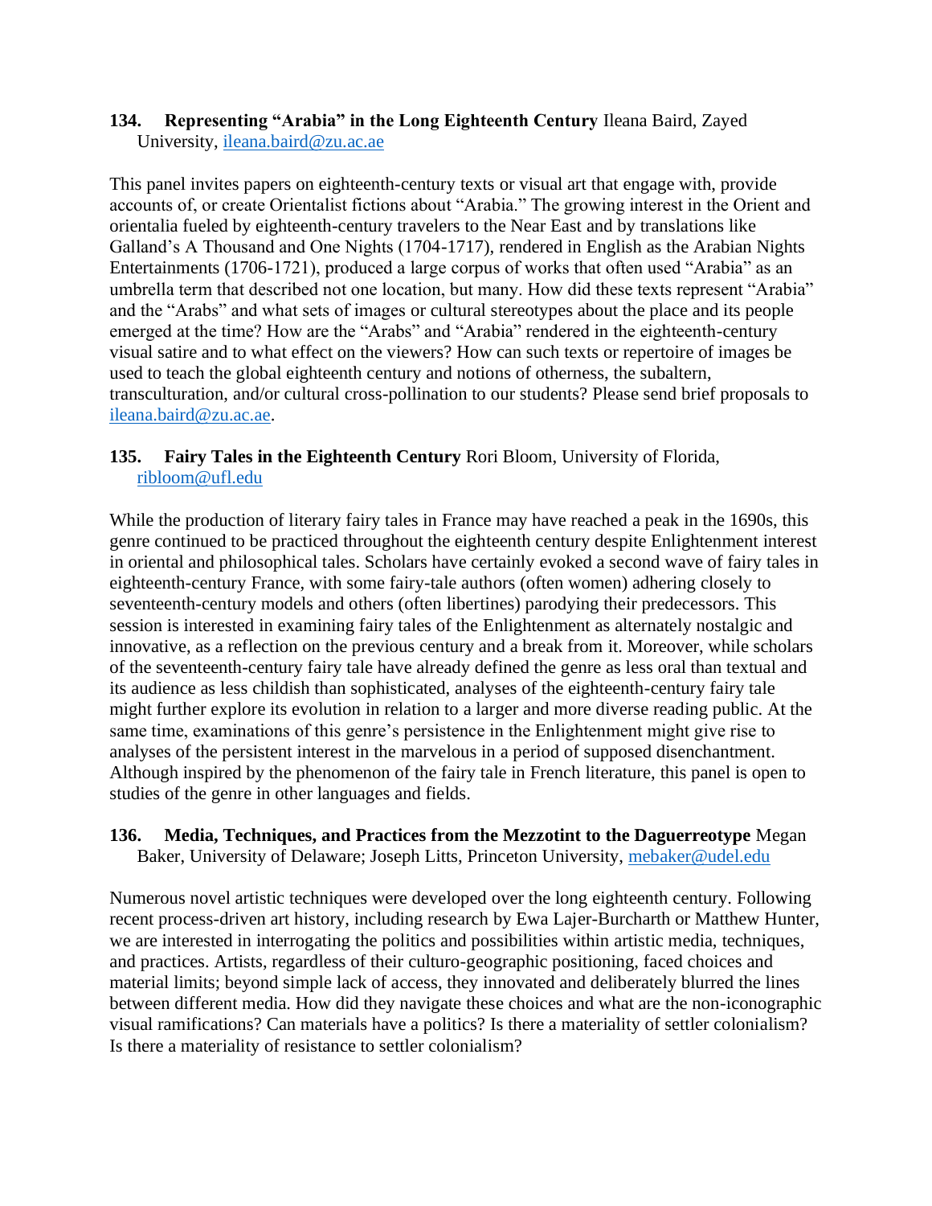**134. Representing "Arabia" in the Long Eighteenth Century** Ileana Baird, Zayed University, ileana.baird@zu.ac.ae

This panel invites papers on eighteenth-century texts or visual art that engage with, provide accounts of, or create Orientalist fictions about "Arabia." The growing interest in the Orient and orientalia fueled by eighteenth-century travelers to the Near East and by translations like Galland's A Thousand and One Nights (1704-1717), rendered in English as the Arabian Nights Entertainments (1706-1721), produced a large corpus of works that often used "Arabia" as an umbrella term that described not one location, but many. How did these texts represent "Arabia" and the "Arabs" and what sets of images or cultural stereotypes about the place and its people emerged at the time? How are the "Arabs" and "Arabia" rendered in the eighteenth-century visual satire and to what effect on the viewers? How can such texts or repertoire of images be used to teach the global eighteenth century and notions of otherness, the subaltern, transculturation, and/or cultural cross-pollination to our students? Please send brief proposals to ileana.baird@zu.ac.ae.

**135. Fairy Tales in the Eighteenth Century** Rori Bloom, University of Florida, ribloom@ufl.edu

While the production of literary fairy tales in France may have reached a peak in the 1690s, this genre continued to be practiced throughout the eighteenth century despite Enlightenment interest in oriental and philosophical tales. Scholars have certainly evoked a second wave of fairy tales in eighteenth-century France, with some fairy-tale authors (often women) adhering closely to seventeenth-century models and others (often libertines) parodying their predecessors. This session is interested in examining fairy tales of the Enlightenment as alternately nostalgic and innovative, as a reflection on the previous century and a break from it. Moreover, while scholars of the seventeenth-century fairy tale have already defined the genre as less oral than textual and its audience as less childish than sophisticated, analyses of the eighteenth-century fairy tale might further explore its evolution in relation to a larger and more diverse reading public. At the same time, examinations of this genre's persistence in the Enlightenment might give rise to analyses of the persistent interest in the marvelous in a period of supposed disenchantment. Although inspired by the phenomenon of the fairy tale in French literature, this panel is open to studies of the genre in other languages and fields.

**136. Media, Techniques, and Practices from the Mezzotint to the Daguerreotype** Megan Baker, University of Delaware; Joseph Litts, Princeton University, mebaker@udel.edu

Numerous novel artistic techniques were developed over the long eighteenth century. Following recent process-driven art history, including research by Ewa Lajer-Burcharth or Matthew Hunter, we are interested in interrogating the politics and possibilities within artistic media, techniques, and practices. Artists, regardless of their culturo-geographic positioning, faced choices and material limits; beyond simple lack of access, they innovated and deliberately blurred the lines between different media. How did they navigate these choices and what are the non-iconographic visual ramifications? Can materials have a politics? Is there a materiality of settler colonialism? Is there a materiality of resistance to settler colonialism?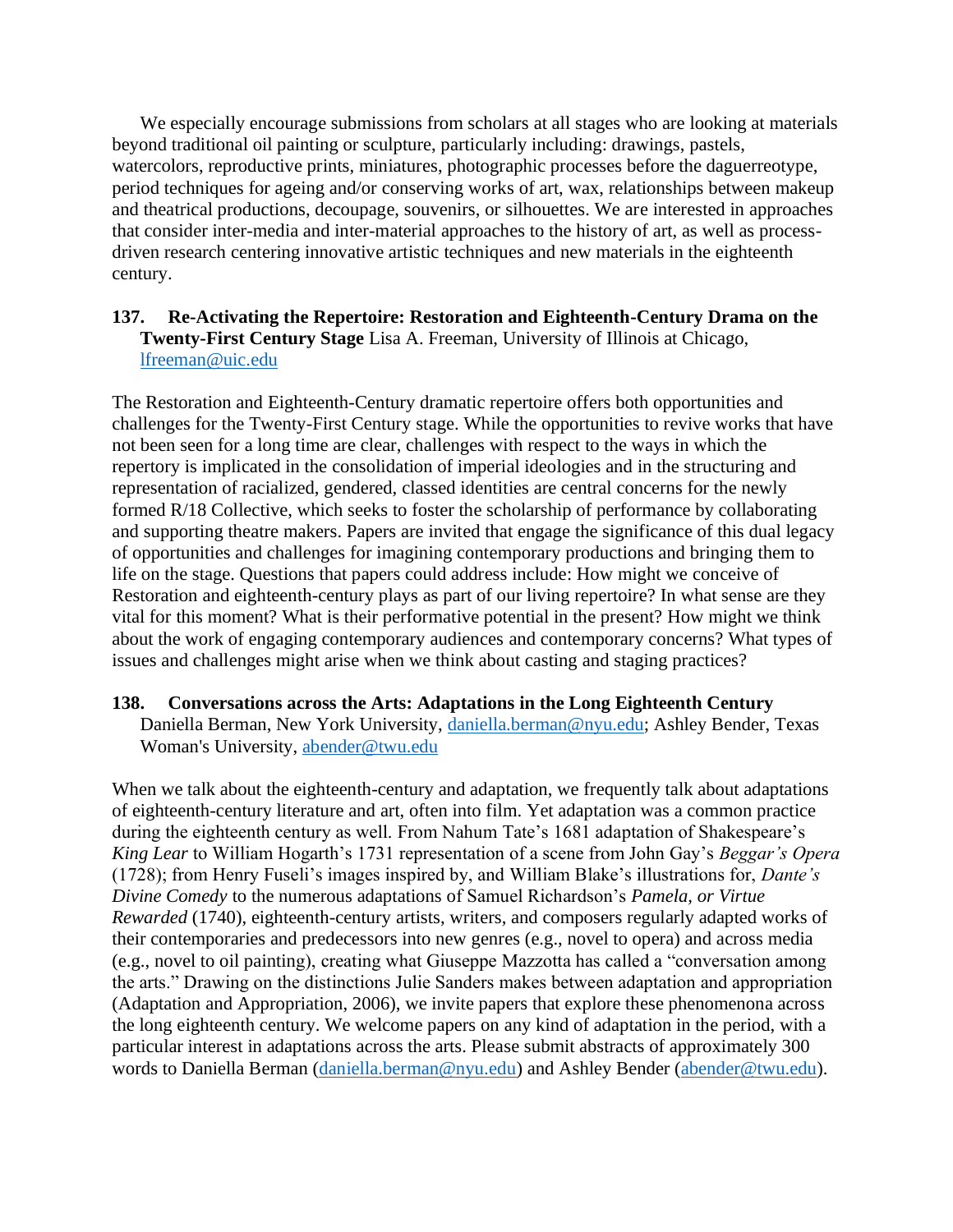We especially encourage submissions from scholars at all stages who are looking at materials beyond traditional oil painting or sculpture, particularly including: drawings, pastels, watercolors, reproductive prints, miniatures, photographic processes before the daguerreotype, period techniques for ageing and/or conserving works of art, wax, relationships between makeup and theatrical productions, decoupage, souvenirs, or silhouettes. We are interested in approaches that consider inter-media and inter-material approaches to the history of art, as well as process-driven research centering innovative artistic techniques and new materials in the eighteenth century.

**137. Re-Activating the Repertoire: Restoration and Eighteenth-Century Drama on the Twenty-First Century Stage** Lisa A. Freeman, University of Illinois at Chicago, lfreeman@uic.edu

The Restoration and Eighteenth-Century dramatic repertoire offers both opportunities and challenges for the Twenty-First Century stage. While the opportunities to revive works that have not been seen for a long time are clear, challenges with respect to the ways in which the repertory is implicated in the consolidation of imperial ideologies and in the structuring and representation of racialized, gendered, classed identities are central concerns for the newly formed R/18 Collective, which seeks to foster the scholarship of performance by collaborating and supporting theatre makers. Papers are invited that engage the significance of this dual legacy of opportunities and challenges for imagining contemporary productions and bringing them to life on the stage. Questions that papers could address include: How might we conceive of Restoration and eighteenth-century plays as part of our living repertoire? In what sense are they vital for this moment? What is their performative potential in the present? How might we think about the work of engaging contemporary audiences and contemporary concerns? What types of issues and challenges might arise when we think about casting and staging practices?

**138. Conversations across the Arts: Adaptations in the Long Eighteenth Century** Daniella Berman, New York University, daniella.berman@nyu.edu; Ashley Bender, Texas Woman's University, abender@twu.edu

When we talk about the eighteenth-century and adaptation, we frequently talk about adaptations of eighteenth-century literature and art, often into film. Yet adaptation was a common practice during the eighteenth century as well. From Nahum Tate's 1681 adaptation of Shakespeare's *King Lear* to William Hogarth's 1731 representation of a scene from John Gay's *Beggar's Opera* (1728); from Henry Fuseli's images inspired by, and William Blake's illustrations for, *Dante's Divine Comedy* to the numerous adaptations of Samuel Richardson's *Pamela, or Virtue Rewarded* (1740), eighteenth-century artists, writers, and composers regularly adapted works of their contemporaries and predecessors into new genres (e.g., novel to opera) and across media (e.g., novel to oil painting), creating what Giuseppe Mazzotta has called a "conversation among the arts." Drawing on the distinctions Julie Sanders makes between adaptation and appropriation (Adaptation and Appropriation, 2006), we invite papers that explore these phenomenona across the long eighteenth century. We welcome papers on any kind of adaptation in the period, with a particular interest in adaptations across the arts. Please submit abstracts of approximately 300 words to Daniella Berman (daniella.berman@nyu.edu) and Ashley Bender (abender@twu.edu).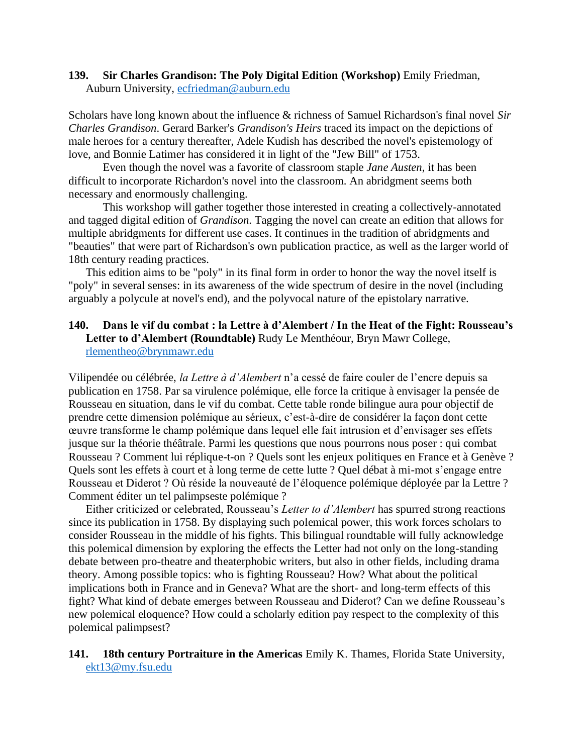**139. Sir Charles Grandison: The Poly Digital Edition (Workshop)** Emily Friedman, Auburn University, ecfriedman@auburn.edu

Scholars have long known about the influence & richness of Samuel Richardson's final novel *Sir Charles Grandison*. Gerard Barker's *Grandison's Heirs* traced its impact on the depictions of male heroes for a century thereafter, Adele Kudish has described the novel's epistemology of love, and Bonnie Latimer has considered it in light of the "Jew Bill" of 1753.

Even though the novel was a favorite of classroom staple *Jane Austen*, it has been difficult to incorporate Richardon's novel into the classroom. An abridgment seems both necessary and enormously challenging.

This workshop will gather together those interested in creating a collectively-annotated and tagged digital edition of *Grandison*. Tagging the novel can create an edition that allows for multiple abridgments for different use cases. It continues in the tradition of abridgments and "beauties" that were part of Richardson's own publication practice, as well as the larger world of 18th century reading practices.

This edition aims to be "poly" in its final form in order to honor the way the novel itself is "poly" in several senses: in its awareness of the wide spectrum of desire in the novel (including arguably a polycule at novel's end), and the polyvocal nature of the epistolary narrative.

**140. Dans le vif du combat : la Lettre à d'Alembert / In the Heat of the Fight: Rousseau's Letter to d'Alembert (Roundtable)** Rudy Le Menthéour, Bryn Mawr College, rlementheo@brynmawr.edu

Vilipendée ou célébrée, *la Lettre à d'Alembert* n'a cessé de faire couler de l'encre depuis sa publication en 1758. Par sa virulence polémique, elle force la critique à envisager la pensée de Rousseau en situation, dans le vif du combat. Cette table ronde bilingue aura pour objectif de prendre cette dimension polémique au sérieux, c'est-à-dire de considérer la façon dont cette œuvre transforme le champ polémique dans lequel elle fait intrusion et d'envisager ses effets jusque sur la théorie théâtrale. Parmi les questions que nous pourrons nous poser : qui combat Rousseau ? Comment lui réplique-t-on ? Quels sont les enjeux politiques en France et à Genève ? Quels sont les effets à court et à long terme de cette lutte ? Quel débat à mi-mot s'engage entre Rousseau et Diderot ? Où réside la nouveauté de l'éloquence polémique déployée par la Lettre ? Comment éditer un tel palimpseste polémique ?

Either criticized or celebrated, Rousseau's *Letter to d'Alembert* has spurred strong reactions since its publication in 1758. By displaying such polemical power, this work forces scholars to consider Rousseau in the middle of his fights. This bilingual roundtable will fully acknowledge this polemical dimension by exploring the effects the Letter had not only on the long-standing debate between pro-theatre and theaterphobic writers, but also in other fields, including drama theory. Among possible topics: who is fighting Rousseau? How? What about the political implications both in France and in Geneva? What are the short- and long-term effects of this fight? What kind of debate emerges between Rousseau and Diderot? Can we define Rousseau's new polemical eloquence? How could a scholarly edition pay respect to the complexity of this polemical palimpsest?

**141. 18th century Portraiture in the Americas** Emily K. Thames, Florida State University, ekt13@my.fsu.edu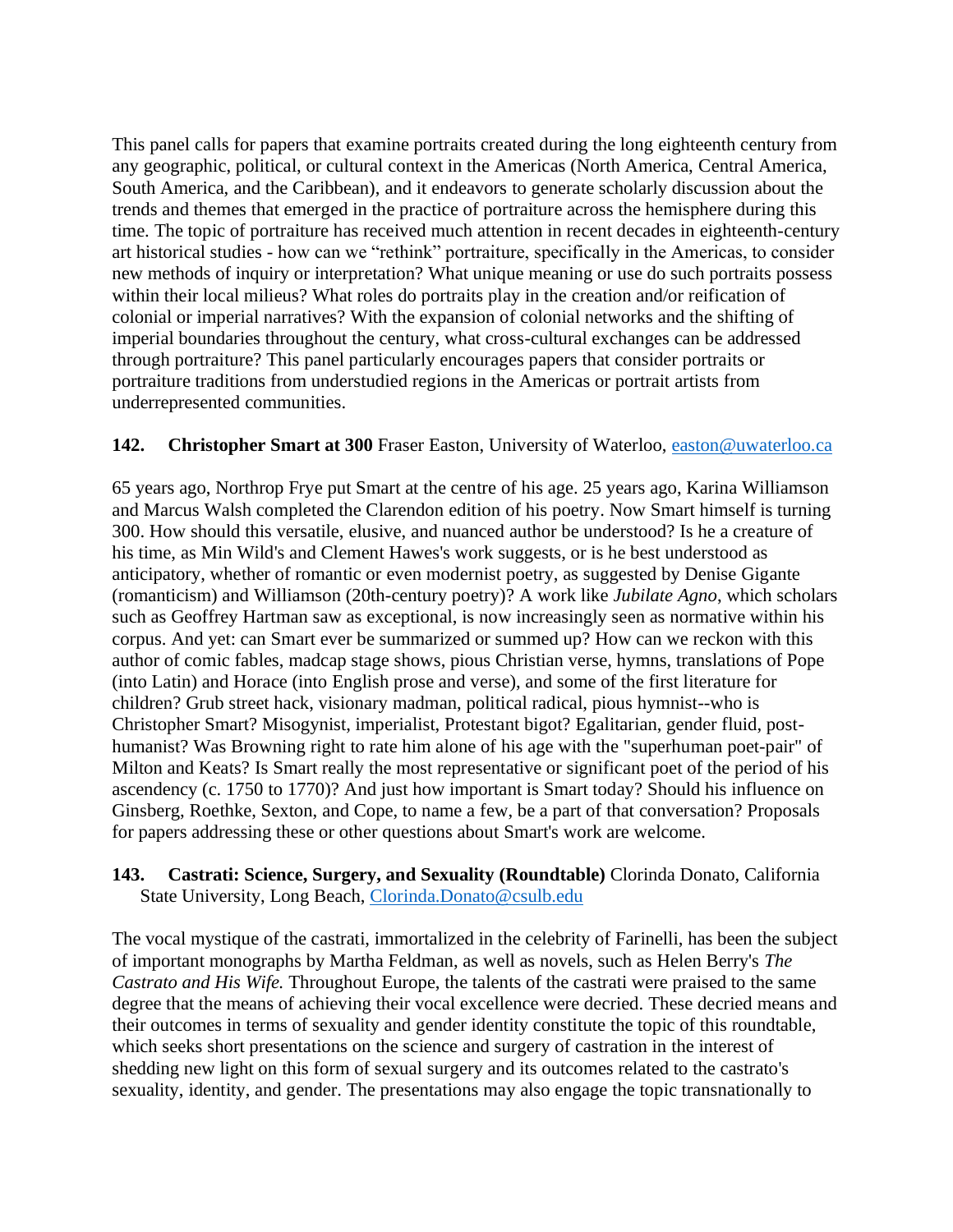This panel calls for papers that examine portraits created during the long eighteenth century from any geographic, political, or cultural context in the Americas (North America, Central America, South America, and the Caribbean), and it endeavors to generate scholarly discussion about the trends and themes that emerged in the practice of portraiture across the hemisphere during this time. The topic of portraiture has received much attention in recent decades in eighteenth-century art historical studies - how can we "rethink" portraiture, specifically in the Americas, to consider new methods of inquiry or interpretation? What unique meaning or use do such portraits possess within their local milieus? What roles do portraits play in the creation and/or reification of colonial or imperial narratives? With the expansion of colonial networks and the shifting of imperial boundaries throughout the century, what cross-cultural exchanges can be addressed through portraiture? This panel particularly encourages papers that consider portraits or portraiture traditions from understudied regions in the Americas or portrait artists from underrepresented communities.

**142. Christopher Smart at 300** Fraser Easton, University of Waterloo, easton@uwaterloo.ca

65 years ago, Northrop Frye put Smart at the centre of his age. 25 years ago, Karina Williamson and Marcus Walsh completed the Clarendon edition of his poetry. Now Smart himself is turning 300. How should this versatile, elusive, and nuanced author be understood? Is he a creature of his time, as Min Wild's and Clement Hawes's work suggests, or is he best understood as anticipatory, whether of romantic or even modernist poetry, as suggested by Denise Gigante (romanticism) and Williamson (20th-century poetry)? A work like *Jubilate Agno*, which scholars such as Geoffrey Hartman saw as exceptional, is now increasingly seen as normative within his corpus. And yet: can Smart ever be summarized or summed up? How can we reckon with this author of comic fables, madcap stage shows, pious Christian verse, hymns, translations of Pope (into Latin) and Horace (into English prose and verse), and some of the first literature for children? Grub street hack, visionary madman, political radical, pious hymnist--who is Christopher Smart? Misogynist, imperialist, Protestant bigot? Egalitarian, gender fluid, post-humanist? Was Browning right to rate him alone of his age with the "superhuman poet-pair" of Milton and Keats? Is Smart really the most representative or significant poet of the period of his ascendency (c. 1750 to 1770)? And just how important is Smart today? Should his influence on Ginsberg, Roethke, Sexton, and Cope, to name a few, be a part of that conversation? Proposals for papers addressing these or other questions about Smart's work are welcome.

**143. Castrati: Science, Surgery, and Sexuality (Roundtable)** Clorinda Donato, California State University, Long Beach, Clorinda.Donato@csulb.edu

The vocal mystique of the castrati, immortalized in the celebrity of Farinelli, has been the subject of important monographs by Martha Feldman, as well as novels, such as Helen Berry's *The Castrato and His Wife.* Throughout Europe, the talents of the castrati were praised to the same degree that the means of achieving their vocal excellence were decried. These decried means and their outcomes in terms of sexuality and gender identity constitute the topic of this roundtable, which seeks short presentations on the science and surgery of castration in the interest of shedding new light on this form of sexual surgery and its outcomes related to the castrato's sexuality, identity, and gender. The presentations may also engage the topic transnationally to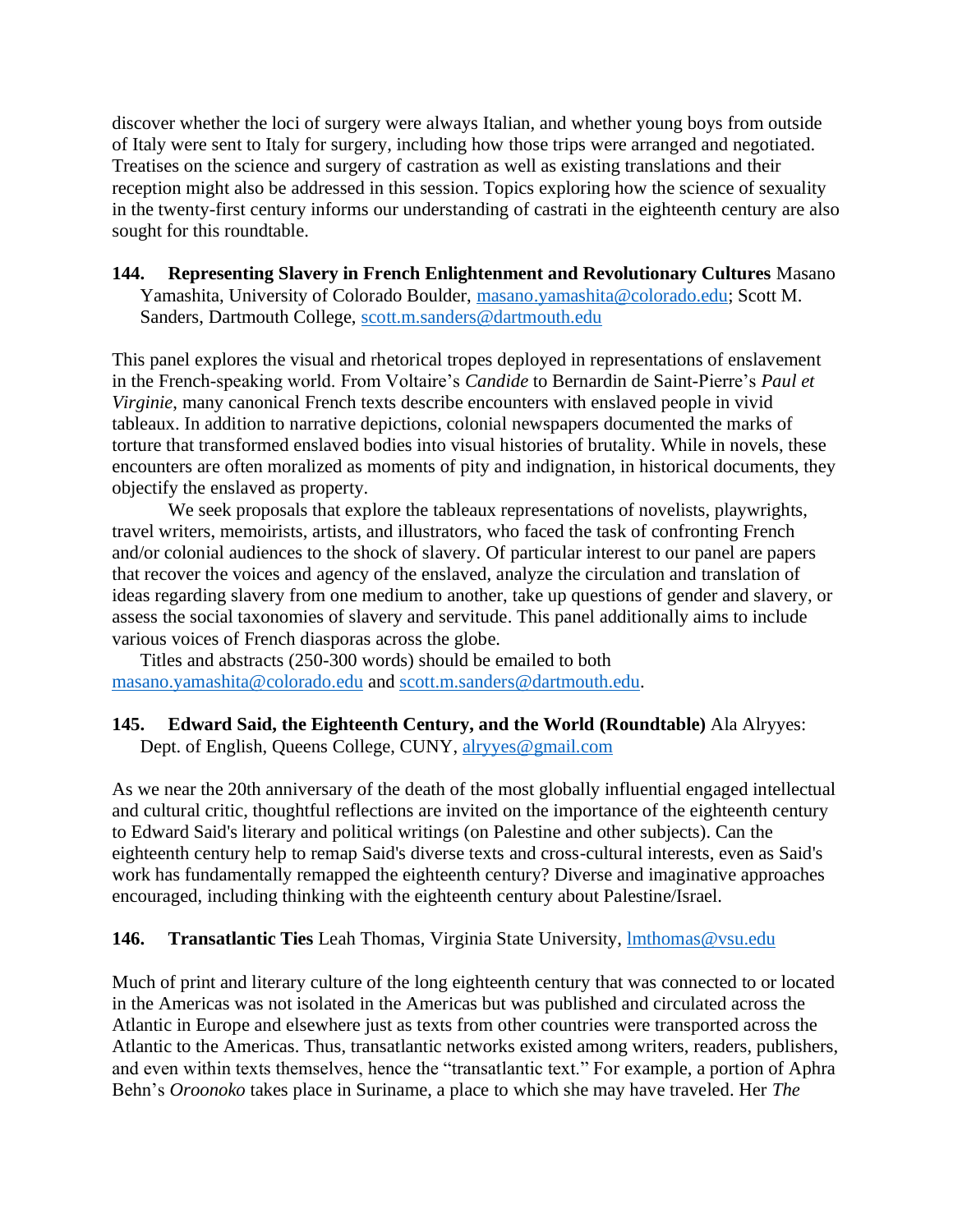discover whether the loci of surgery were always Italian, and whether young boys from outside of Italy were sent to Italy for surgery, including how those trips were arranged and negotiated. Treatises on the science and surgery of castration as well as existing translations and their reception might also be addressed in this session. Topics exploring how the science of sexuality in the twenty-first century informs our understanding of castrati in the eighteenth century are also sought for this roundtable.

**144. Representing Slavery in French Enlightenment and Revolutionary Cultures** Masano Yamashita, University of Colorado Boulder, masano.yamashita@colorado.edu; Scott M. Sanders, Dartmouth College, scott.m.sanders@dartmouth.edu

This panel explores the visual and rhetorical tropes deployed in representations of enslavement in the French-speaking world. From Voltaire's *Candide* to Bernardin de Saint-Pierre's *Paul et Virginie*, many canonical French texts describe encounters with enslaved people in vivid tableaux. In addition to narrative depictions, colonial newspapers documented the marks of torture that transformed enslaved bodies into visual histories of brutality. While in novels, these encounters are often moralized as moments of pity and indignation, in historical documents, they objectify the enslaved as property.

We seek proposals that explore the tableaux representations of novelists, playwrights, travel writers, memoirists, artists, and illustrators, who faced the task of confronting French and/or colonial audiences to the shock of slavery. Of particular interest to our panel are papers that recover the voices and agency of the enslaved, analyze the circulation and translation of ideas regarding slavery from one medium to another, take up questions of gender and slavery, or assess the social taxonomies of slavery and servitude. This panel additionally aims to include various voices of French diasporas across the globe.

Titles and abstracts (250-300 words) should be emailed to both masano.yamashita@colorado.edu and scott.m.sanders@dartmouth.edu.

**145. Edward Said, the Eighteenth Century, and the World (Roundtable)** Ala Alryyes: Dept. of English, Queens College, CUNY, alryyes@gmail.com

As we near the 20th anniversary of the death of the most globally influential engaged intellectual and cultural critic, thoughtful reflections are invited on the importance of the eighteenth century to Edward Said's literary and political writings (on Palestine and other subjects). Can the eighteenth century help to remap Said's diverse texts and cross-cultural interests, even as Said's work has fundamentally remapped the eighteenth century? Diverse and imaginative approaches encouraged, including thinking with the eighteenth century about Palestine/Israel.

**146. Transatlantic Ties** Leah Thomas, Virginia State University, lmthomas@vsu.edu

Much of print and literary culture of the long eighteenth century that was connected to or located in the Americas was not isolated in the Americas but was published and circulated across the Atlantic in Europe and elsewhere just as texts from other countries were transported across the Atlantic to the Americas. Thus, transatlantic networks existed among writers, readers, publishers, and even within texts themselves, hence the "transatlantic text." For example, a portion of Aphra Behn's *Oroonoko* takes place in Suriname, a place to which she may have traveled. Her *The*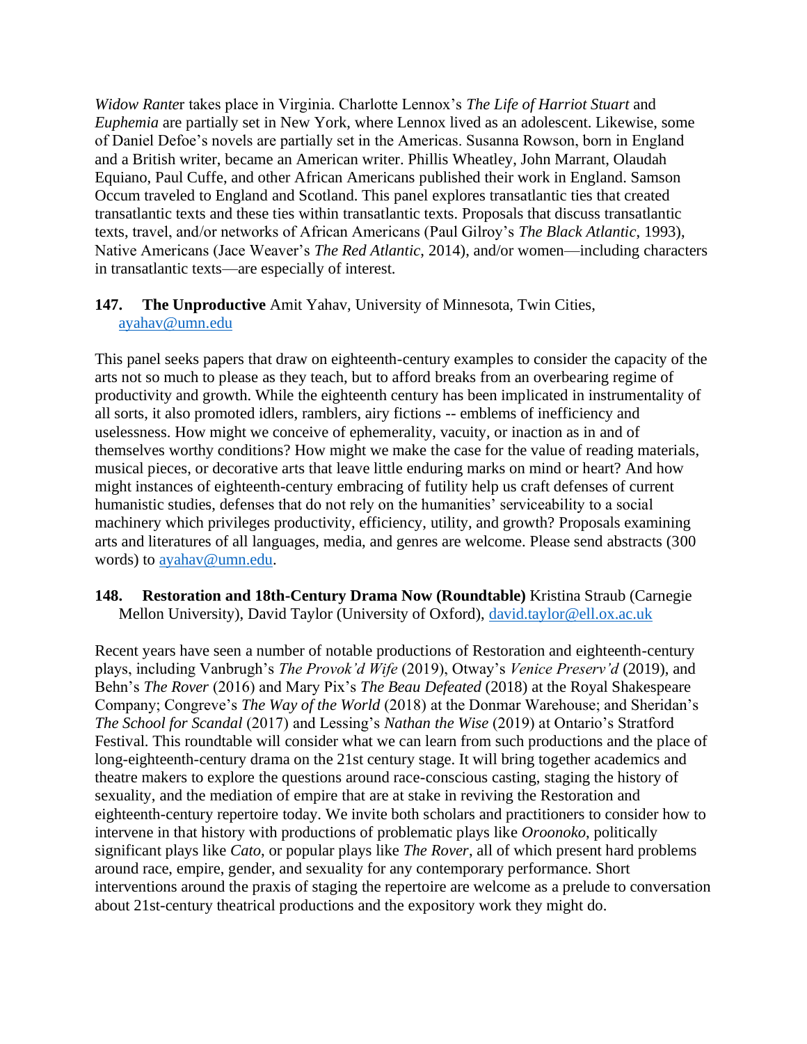*Widow Ranter* takes place in Virginia. Charlotte Lennox's *The Life of Harriot Stuart* and *Euphemia* are partially set in New York, where Lennox lived as an adolescent. Likewise, some of Daniel Defoe's novels are partially set in the Americas. Susanna Rowson, born in England and a British writer, became an American writer. Phillis Wheatley, John Marrant, Olaudah Equiano, Paul Cuffe, and other African Americans published their work in England. Samson Occum traveled to England and Scotland. This panel explores transatlantic ties that created transatlantic texts and these ties within transatlantic texts. Proposals that discuss transatlantic texts, travel, and/or networks of African Americans (Paul Gilroy's *The Black Atlantic*, 1993), Native Americans (Jace Weaver's *The Red Atlantic*, 2014), and/or women—including characters in transatlantic texts—are especially of interest.

**147. The Unproductive** Amit Yahav, University of Minnesota, Twin Cities, ayahav@umn.edu

This panel seeks papers that draw on eighteenth-century examples to consider the capacity of the arts not so much to please as they teach, but to afford breaks from an overbearing regime of productivity and growth. While the eighteenth century has been implicated in instrumentality of all sorts, it also promoted idlers, ramblers, airy fictions -- emblems of inefficiency and uselessness. How might we conceive of ephemerality, vacuity, or inaction as in and of themselves worthy conditions? How might we make the case for the value of reading materials, musical pieces, or decorative arts that leave little enduring marks on mind or heart? And how might instances of eighteenth-century embracing of futility help us craft defenses of current humanistic studies, defenses that do not rely on the humanities' serviceability to a social machinery which privileges productivity, efficiency, utility, and growth? Proposals examining arts and literatures of all languages, media, and genres are welcome. Please send abstracts (300 words) to ayahav@umn.edu.

**148. Restoration and 18th-Century Drama Now (Roundtable)** Kristina Straub (Carnegie Mellon University), David Taylor (University of Oxford), david.taylor@ell.ox.ac.uk

Recent years have seen a number of notable productions of Restoration and eighteenth-century plays, including Vanbrugh's *The Provok'd Wife* (2019), Otway's *Venice Preserv'd* (2019), and Behn's *The Rover* (2016) and Mary Pix's *The Beau Defeated* (2018) at the Royal Shakespeare Company; Congreve's *The Way of the World* (2018) at the Donmar Warehouse; and Sheridan's *The School for Scandal* (2017) and Lessing's *Nathan the Wise* (2019) at Ontario's Stratford Festival. This roundtable will consider what we can learn from such productions and the place of long-eighteenth-century drama on the 21st century stage. It will bring together academics and theatre makers to explore the questions around race-conscious casting, staging the history of sexuality, and the mediation of empire that are at stake in reviving the Restoration and eighteenth-century repertoire today. We invite both scholars and practitioners to consider how to intervene in that history with productions of problematic plays like *Oroonoko*, politically significant plays like *Cato*, or popular plays like *The Rover*, all of which present hard problems around race, empire, gender, and sexuality for any contemporary performance. Short interventions around the praxis of staging the repertoire are welcome as a prelude to conversation about 21st-century theatrical productions and the expository work they might do.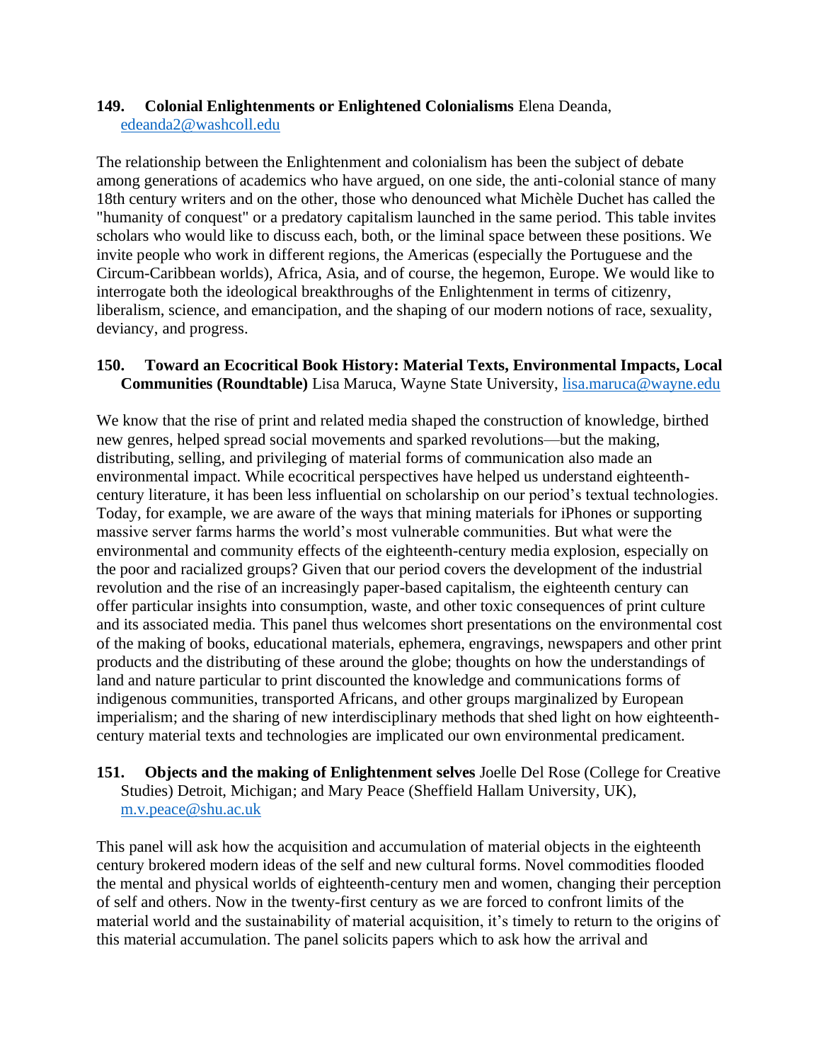**149. Colonial Enlightenments or Enlightened Colonialisms** Elena Deanda, edeanda2@washcoll.edu

The relationship between the Enlightenment and colonialism has been the subject of debate among generations of academics who have argued, on one side, the anti-colonial stance of many 18th century writers and on the other, those who denounced what Michèle Duchet has called the "humanity of conquest" or a predatory capitalism launched in the same period. This table invites scholars who would like to discuss each, both, or the liminal space between these positions. We invite people who work in different regions, the Americas (especially the Portuguese and the Circum-Caribbean worlds), Africa, Asia, and of course, the hegemon, Europe. We would like to interrogate both the ideological breakthroughs of the Enlightenment in terms of citizenry, liberalism, science, and emancipation, and the shaping of our modern notions of race, sexuality, deviancy, and progress.

**150. Toward an Ecocritical Book History: Material Texts, Environmental Impacts, Local Communities (Roundtable)** Lisa Maruca, Wayne State University, lisa.maruca@wayne.edu

We know that the rise of print and related media shaped the construction of knowledge, birthed new genres, helped spread social movements and sparked revolutions—but the making, distributing, selling, and privileging of material forms of communication also made an environmental impact. While ecocritical perspectives have helped us understand eighteenth-century literature, it has been less influential on scholarship on our period's textual technologies. Today, for example, we are aware of the ways that mining materials for iPhones or supporting massive server farms harms the world's most vulnerable communities. But what were the environmental and community effects of the eighteenth-century media explosion, especially on the poor and racialized groups? Given that our period covers the development of the industrial revolution and the rise of an increasingly paper-based capitalism, the eighteenth century can offer particular insights into consumption, waste, and other toxic consequences of print culture and its associated media. This panel thus welcomes short presentations on the environmental cost of the making of books, educational materials, ephemera, engravings, newspapers and other print products and the distributing of these around the globe; thoughts on how the understandings of land and nature particular to print discounted the knowledge and communications forms of indigenous communities, transported Africans, and other groups marginalized by European imperialism; and the sharing of new interdisciplinary methods that shed light on how eighteenth-century material texts and technologies are implicated our own environmental predicament.

**151. Objects and the making of Enlightenment selves** Joelle Del Rose (College for Creative Studies) Detroit, Michigan; and Mary Peace (Sheffield Hallam University, UK), m.v.peace@shu.ac.uk

This panel will ask how the acquisition and accumulation of material objects in the eighteenth century brokered modern ideas of the self and new cultural forms. Novel commodities flooded the mental and physical worlds of eighteenth-century men and women, changing their perception of self and others. Now in the twenty-first century as we are forced to confront limits of the material world and the sustainability of material acquisition, it's timely to return to the origins of this material accumulation. The panel solicits papers which to ask how the arrival and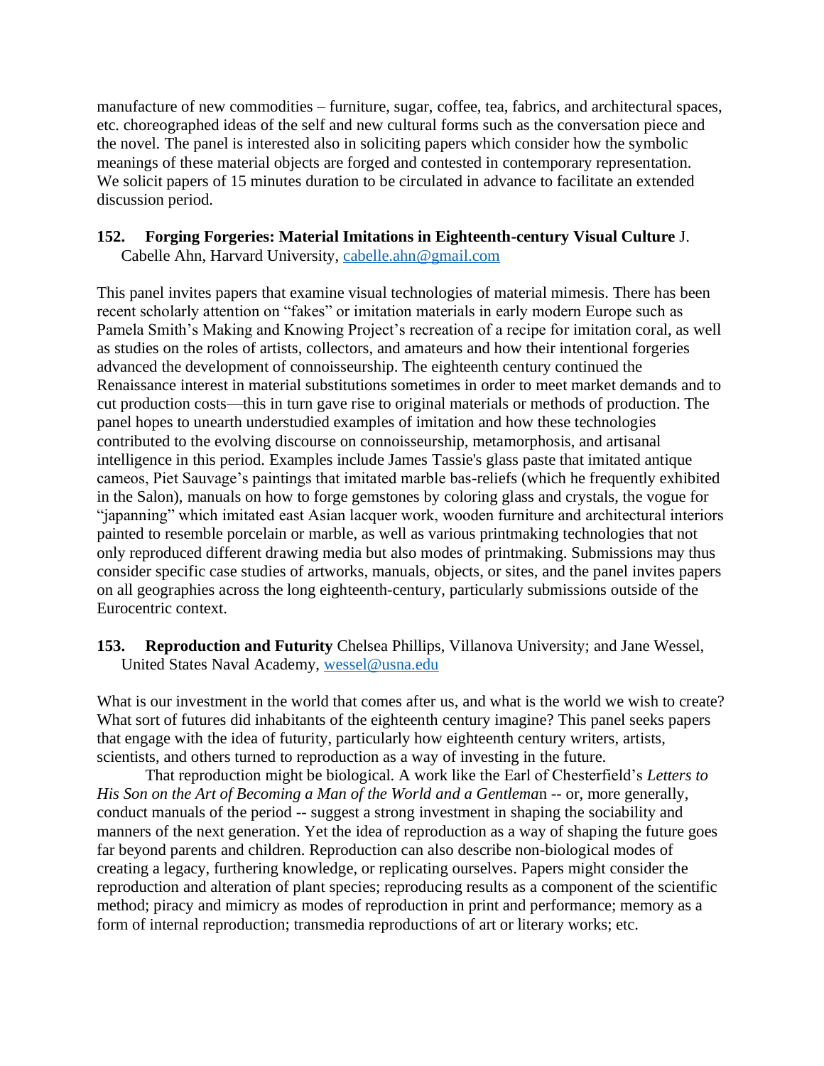manufacture of new commodities – furniture, sugar, coffee, tea, fabrics, and architectural spaces, etc. choreographed ideas of the self and new cultural forms such as the conversation piece and the novel. The panel is interested also in soliciting papers which consider how the symbolic meanings of these material objects are forged and contested in contemporary representation. We solicit papers of 15 minutes duration to be circulated in advance to facilitate an extended discussion period.

**152. Forging Forgeries: Material Imitations in Eighteenth-century Visual Culture** J. Cabelle Ahn, Harvard University, cabelle.ahn@gmail.com

This panel invites papers that examine visual technologies of material mimesis. There has been recent scholarly attention on "fakes" or imitation materials in early modern Europe such as Pamela Smith's Making and Knowing Project's recreation of a recipe for imitation coral, as well as studies on the roles of artists, collectors, and amateurs and how their intentional forgeries advanced the development of connoisseurship. The eighteenth century continued the Renaissance interest in material substitutions sometimes in order to meet market demands and to cut production costs—this in turn gave rise to original materials or methods of production. The panel hopes to unearth understudied examples of imitation and how these technologies contributed to the evolving discourse on connoisseurship, metamorphosis, and artisanal intelligence in this period. Examples include James Tassie's glass paste that imitated antique cameos, Piet Sauvage's paintings that imitated marble bas-reliefs (which he frequently exhibited in the Salon), manuals on how to forge gemstones by coloring glass and crystals, the vogue for "japanning" which imitated east Asian lacquer work, wooden furniture and architectural interiors painted to resemble porcelain or marble, as well as various printmaking technologies that not only reproduced different drawing media but also modes of printmaking. Submissions may thus consider specific case studies of artworks, manuals, objects, or sites, and the panel invites papers on all geographies across the long eighteenth-century, particularly submissions outside of the Eurocentric context.

**153. Reproduction and Futurity** Chelsea Phillips, Villanova University; and Jane Wessel, United States Naval Academy, wessel@usna.edu

What is our investment in the world that comes after us, and what is the world we wish to create? What sort of futures did inhabitants of the eighteenth century imagine? This panel seeks papers that engage with the idea of futurity, particularly how eighteenth century writers, artists, scientists, and others turned to reproduction as a way of investing in the future.

That reproduction might be biological. A work like the Earl of Chesterfield's *Letters to His Son on the Art of Becoming a Man of the World and a Gentleman* -- or, more generally, conduct manuals of the period -- suggest a strong investment in shaping the sociability and manners of the next generation. Yet the idea of reproduction as a way of shaping the future goes far beyond parents and children. Reproduction can also describe non-biological modes of creating a legacy, furthering knowledge, or replicating ourselves. Papers might consider the reproduction and alteration of plant species; reproducing results as a component of the scientific method; piracy and mimicry as modes of reproduction in print and performance; memory as a form of internal reproduction; transmedia reproductions of art or literary works; etc.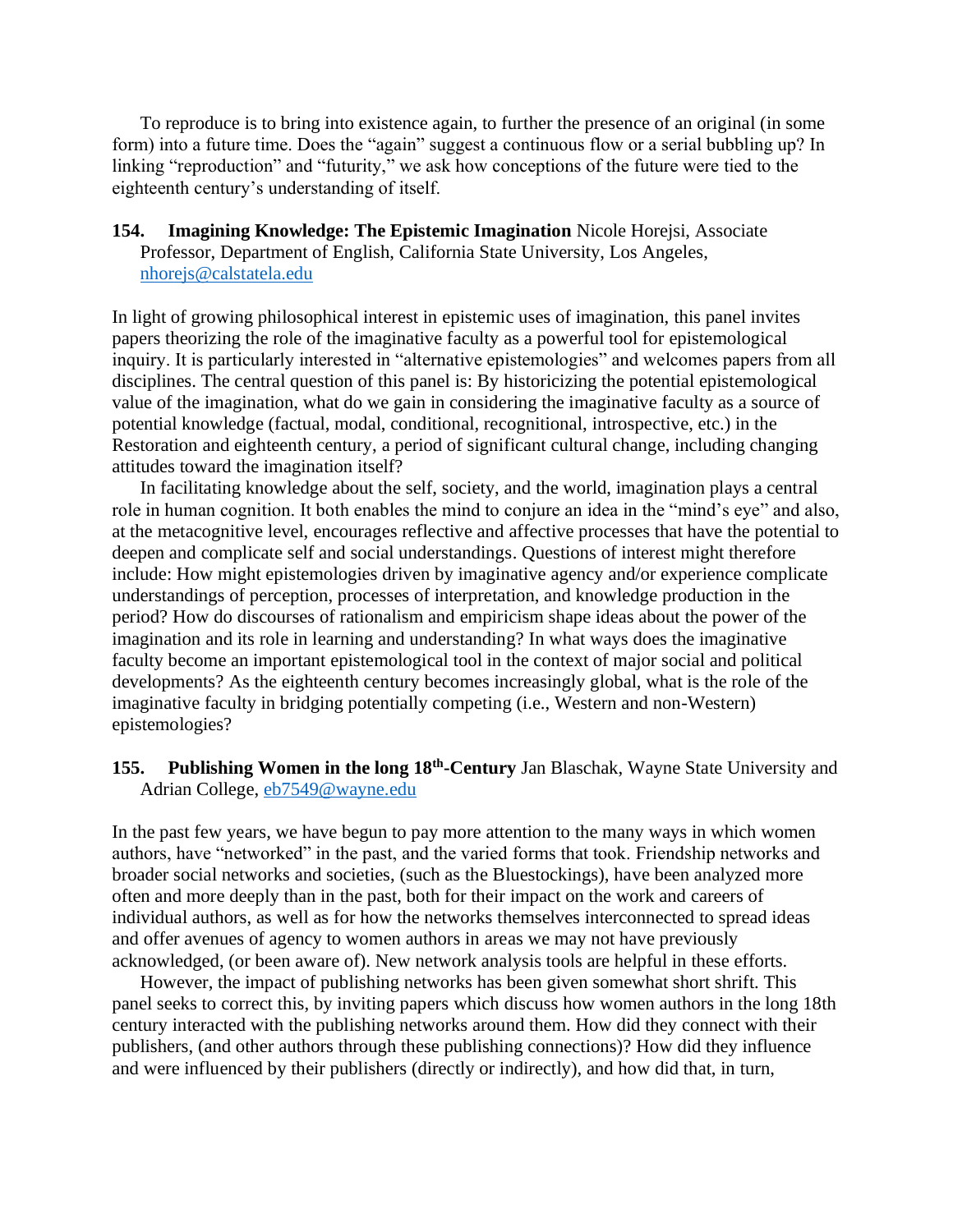To reproduce is to bring into existence again, to further the presence of an original (in some form) into a future time. Does the "again" suggest a continuous flow or a serial bubbling up? In linking "reproduction" and "futurity," we ask how conceptions of the future were tied to the eighteenth century's understanding of itself.

**154. Imagining Knowledge: The Epistemic Imagination** Nicole Horejsi, Associate Professor, Department of English, California State University, Los Angeles, nhorejs@calstatela.edu

In light of growing philosophical interest in epistemic uses of imagination, this panel invites papers theorizing the role of the imaginative faculty as a powerful tool for epistemological inquiry. It is particularly interested in "alternative epistemologies" and welcomes papers from all disciplines. The central question of this panel is: By historicizing the potential epistemological value of the imagination, what do we gain in considering the imaginative faculty as a source of potential knowledge (factual, modal, conditional, recognitional, introspective, etc.) in the Restoration and eighteenth century, a period of significant cultural change, including changing attitudes toward the imagination itself?

In facilitating knowledge about the self, society, and the world, imagination plays a central role in human cognition. It both enables the mind to conjure an idea in the "mind's eye" and also, at the metacognitive level, encourages reflective and affective processes that have the potential to deepen and complicate self and social understandings. Questions of interest might therefore include: How might epistemologies driven by imaginative agency and/or experience complicate understandings of perception, processes of interpretation, and knowledge production in the period? How do discourses of rationalism and empiricism shape ideas about the power of the imagination and its role in learning and understanding? In what ways does the imaginative faculty become an important epistemological tool in the context of major social and political developments? As the eighteenth century becomes increasingly global, what is the role of the imaginative faculty in bridging potentially competing (i.e., Western and non-Western) epistemologies?

**155. Publishing Women in the long 18th-Century** Jan Blaschak, Wayne State University and Adrian College, eb7549@wayne.edu

In the past few years, we have begun to pay more attention to the many ways in which women authors, have "networked" in the past, and the varied forms that took. Friendship networks and broader social networks and societies, (such as the Bluestockings), have been analyzed more often and more deeply than in the past, both for their impact on the work and careers of individual authors, as well as for how the networks themselves interconnected to spread ideas and offer avenues of agency to women authors in areas we may not have previously acknowledged, (or been aware of). New network analysis tools are helpful in these efforts.

However, the impact of publishing networks has been given somewhat short shrift. This panel seeks to correct this, by inviting papers which discuss how women authors in the long 18th century interacted with the publishing networks around them. How did they connect with their publishers, (and other authors through these publishing connections)? How did they influence and were influenced by their publishers (directly or indirectly), and how did that, in turn,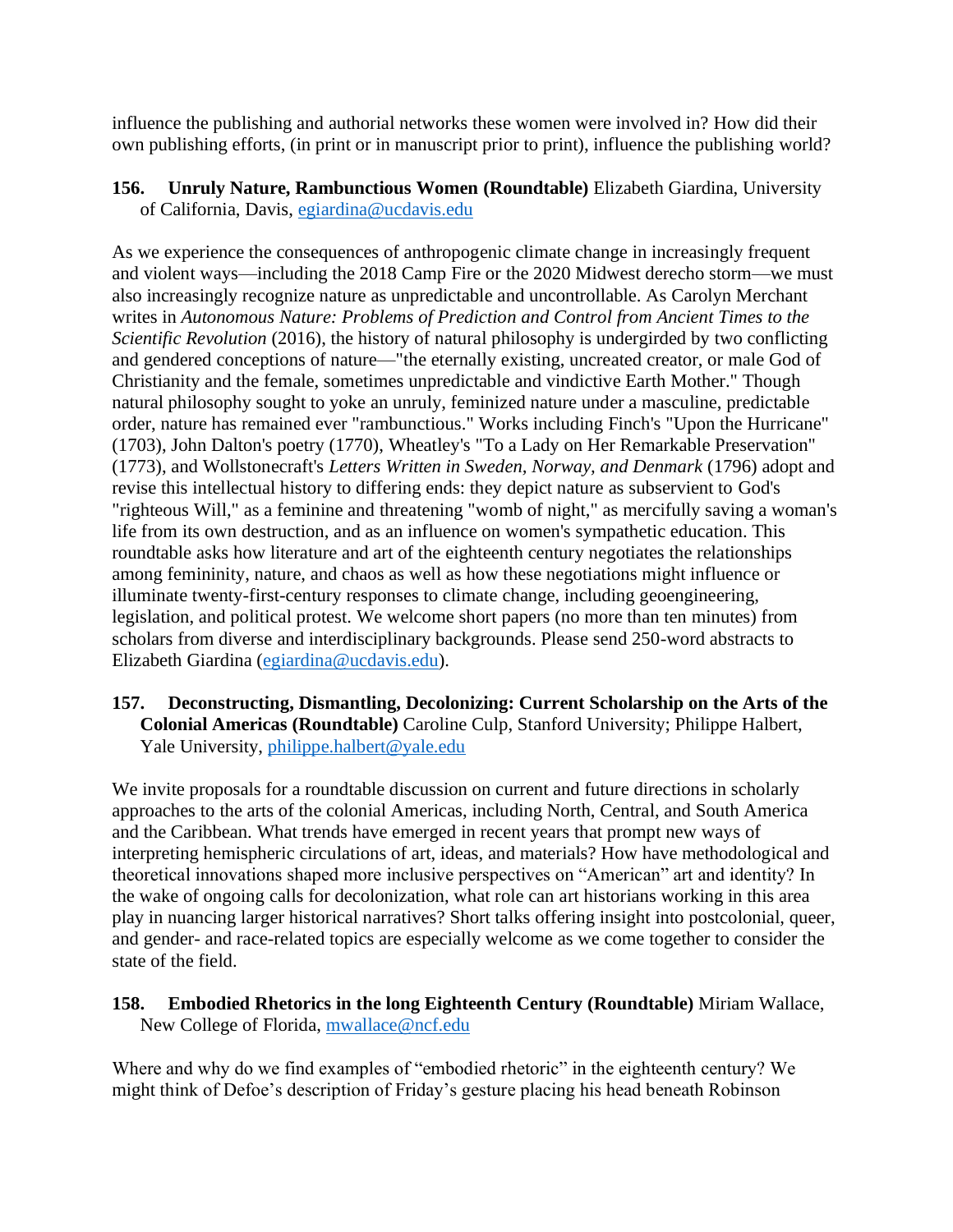influence the publishing and authorial networks these women were involved in? How did their own publishing efforts, (in print or in manuscript prior to print), influence the publishing world?

**156. Unruly Nature, Rambunctious Women (Roundtable)** Elizabeth Giardina, University of California, Davis, egiardina@ucdavis.edu

As we experience the consequences of anthropogenic climate change in increasingly frequent and violent ways—including the 2018 Camp Fire or the 2020 Midwest derecho storm—we must also increasingly recognize nature as unpredictable and uncontrollable. As Carolyn Merchant writes in *Autonomous Nature: Problems of Prediction and Control from Ancient Times to the Scientific Revolution* (2016), the history of natural philosophy is undergirded by two conflicting and gendered conceptions of nature—"the eternally existing, uncreated creator, or male God of Christianity and the female, sometimes unpredictable and vindictive Earth Mother." Though natural philosophy sought to yoke an unruly, feminized nature under a masculine, predictable order, nature has remained ever "rambunctious." Works including Finch's "Upon the Hurricane" (1703), John Dalton's poetry (1770), Wheatley's "To a Lady on Her Remarkable Preservation" (1773), and Wollstonecraft's *Letters Written in Sweden, Norway, and Denmark* (1796) adopt and revise this intellectual history to differing ends: they depict nature as subservient to God's "righteous Will," as a feminine and threatening "womb of night," as mercifully saving a woman's life from its own destruction, and as an influence on women's sympathetic education. This roundtable asks how literature and art of the eighteenth century negotiates the relationships among femininity, nature, and chaos as well as how these negotiations might influence or illuminate twenty-first-century responses to climate change, including geoengineering, legislation, and political protest. We welcome short papers (no more than ten minutes) from scholars from diverse and interdisciplinary backgrounds. Please send 250-word abstracts to Elizabeth Giardina (egiardina@ucdavis.edu).

**157. Deconstructing, Dismantling, Decolonizing: Current Scholarship on the Arts of the Colonial Americas (Roundtable)** Caroline Culp, Stanford University; Philippe Halbert, Yale University, philippe.halbert@yale.edu

We invite proposals for a roundtable discussion on current and future directions in scholarly approaches to the arts of the colonial Americas, including North, Central, and South America and the Caribbean. What trends have emerged in recent years that prompt new ways of interpreting hemispheric circulations of art, ideas, and materials? How have methodological and theoretical innovations shaped more inclusive perspectives on "American" art and identity? In the wake of ongoing calls for decolonization, what role can art historians working in this area play in nuancing larger historical narratives? Short talks offering insight into postcolonial, queer, and gender- and race-related topics are especially welcome as we come together to consider the state of the field.

**158. Embodied Rhetorics in the long Eighteenth Century (Roundtable)** Miriam Wallace, New College of Florida, mwallace@ncf.edu

Where and why do we find examples of "embodied rhetoric" in the eighteenth century? We might think of Defoe's description of Friday's gesture placing his head beneath Robinson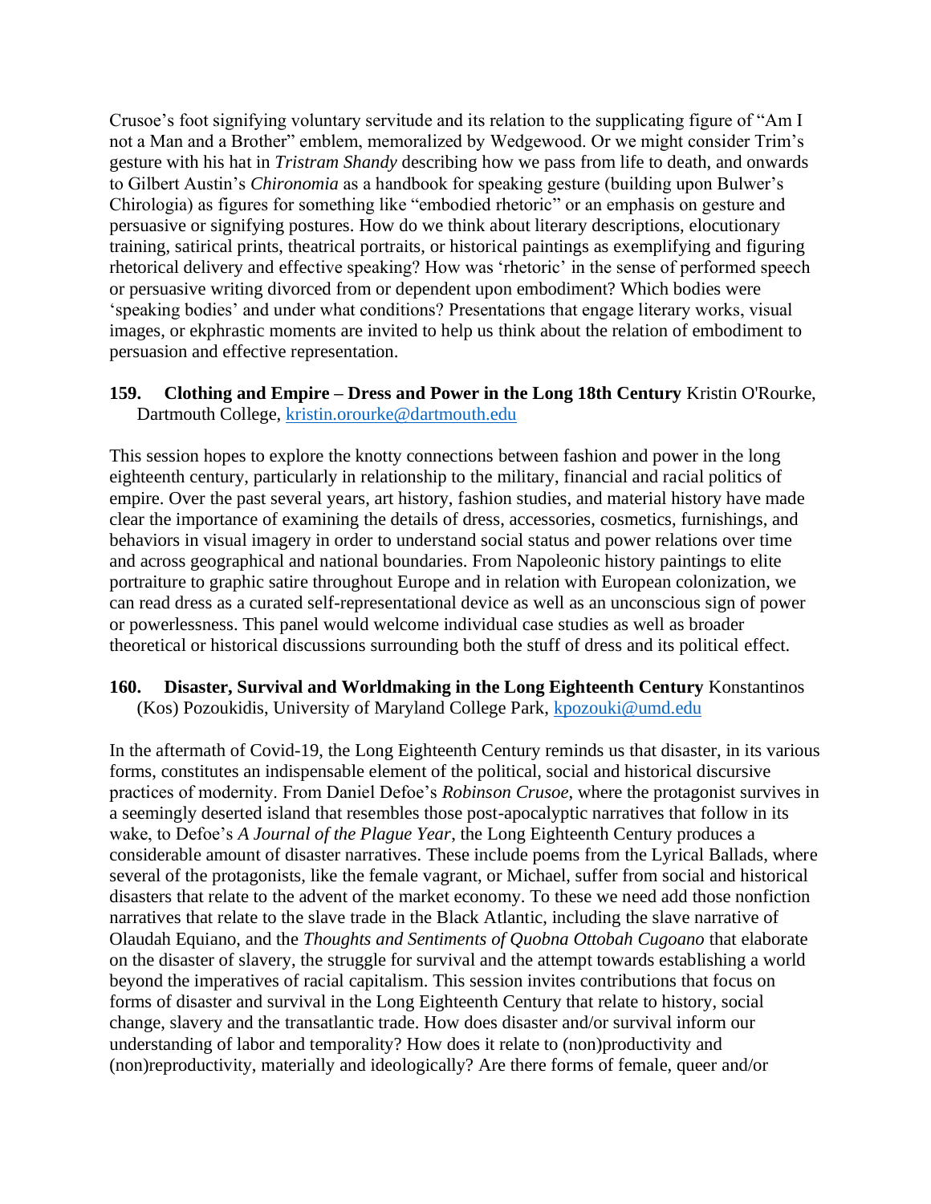Crusoe's foot signifying voluntary servitude and its relation to the supplicating figure of "Am I not a Man and a Brother" emblem, memoralized by Wedgewood. Or we might consider Trim's gesture with his hat in *Tristram Shandy* describing how we pass from life to death, and onwards to Gilbert Austin's *Chironomia* as a handbook for speaking gesture (building upon Bulwer's Chirologia) as figures for something like "embodied rhetoric" or an emphasis on gesture and persuasive or signifying postures. How do we think about literary descriptions, elocutionary training, satirical prints, theatrical portraits, or historical paintings as exemplifying and figuring rhetorical delivery and effective speaking? How was 'rhetoric' in the sense of performed speech or persuasive writing divorced from or dependent upon embodiment? Which bodies were 'speaking bodies' and under what conditions? Presentations that engage literary works, visual images, or ekphrastic moments are invited to help us think about the relation of embodiment to persuasion and effective representation.

**159. Clothing and Empire – Dress and Power in the Long 18th Century** Kristin O'Rourke, Dartmouth College, kristin.orourke@dartmouth.edu

This session hopes to explore the knotty connections between fashion and power in the long eighteenth century, particularly in relationship to the military, financial and racial politics of empire. Over the past several years, art history, fashion studies, and material history have made clear the importance of examining the details of dress, accessories, cosmetics, furnishings, and behaviors in visual imagery in order to understand social status and power relations over time and across geographical and national boundaries. From Napoleonic history paintings to elite portraiture to graphic satire throughout Europe and in relation with European colonization, we can read dress as a curated self-representational device as well as an unconscious sign of power or powerlessness. This panel would welcome individual case studies as well as broader theoretical or historical discussions surrounding both the stuff of dress and its political effect.

**160. Disaster, Survival and Worldmaking in the Long Eighteenth Century** Konstantinos (Kos) Pozoukidis, University of Maryland College Park, kpozouki@umd.edu

In the aftermath of Covid-19, the Long Eighteenth Century reminds us that disaster, in its various forms, constitutes an indispensable element of the political, social and historical discursive practices of modernity. From Daniel Defoe's *Robinson Crusoe*, where the protagonist survives in a seemingly deserted island that resembles those post-apocalyptic narratives that follow in its wake, to Defoe's *A Journal of the Plague Year*, the Long Eighteenth Century produces a considerable amount of disaster narratives. These include poems from the Lyrical Ballads, where several of the protagonists, like the female vagrant, or Michael, suffer from social and historical disasters that relate to the advent of the market economy. To these we need add those nonfiction narratives that relate to the slave trade in the Black Atlantic, including the slave narrative of Olaudah Equiano, and the *Thoughts and Sentiments of Quobna Ottobah Cugoano* that elaborate on the disaster of slavery, the struggle for survival and the attempt towards establishing a world beyond the imperatives of racial capitalism. This session invites contributions that focus on forms of disaster and survival in the Long Eighteenth Century that relate to history, social change, slavery and the transatlantic trade. How does disaster and/or survival inform our understanding of labor and temporality? How does it relate to (non)productivity and (non)reproductivity, materially and ideologically? Are there forms of female, queer and/or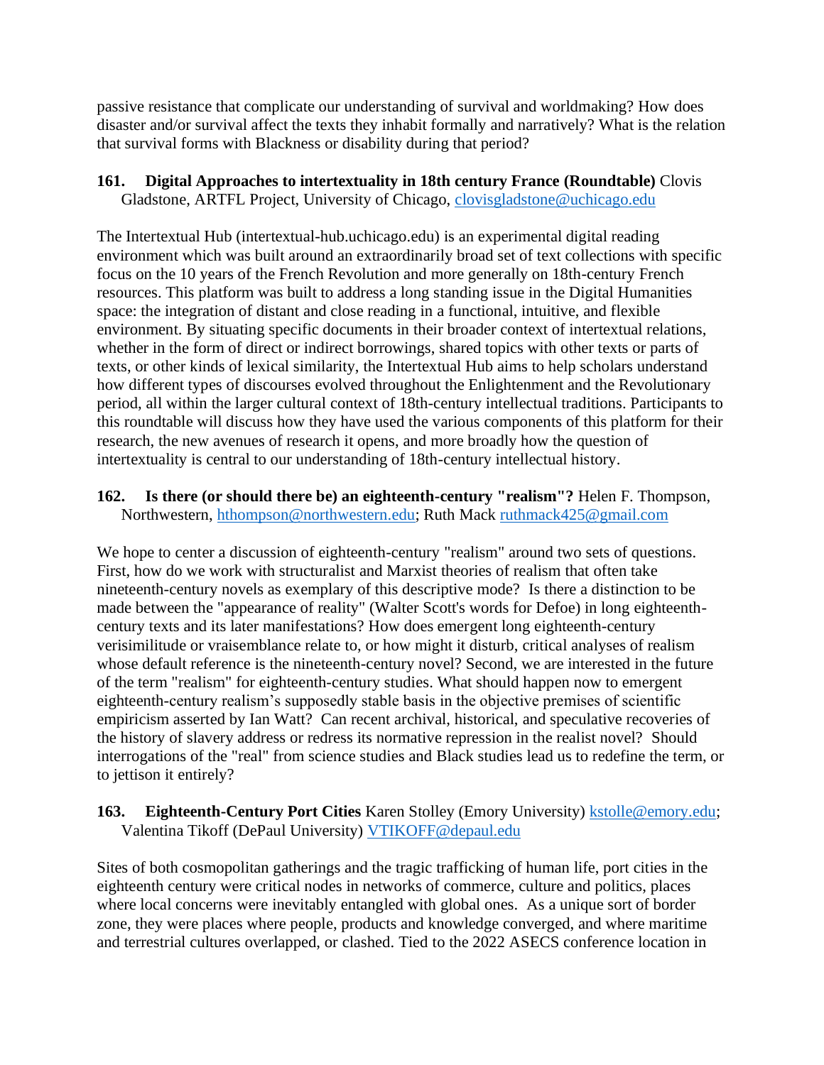passive resistance that complicate our understanding of survival and worldmaking? How does disaster and/or survival affect the texts they inhabit formally and narratively? What is the relation that survival forms with Blackness or disability during that period?

**161. Digital Approaches to intertextuality in 18th century France (Roundtable)** Clovis Gladstone, ARTFL Project, University of Chicago, clovisgladstone@uchicago.edu

The Intertextual Hub (intertextual-hub.uchicago.edu) is an experimental digital reading environment which was built around an extraordinarily broad set of text collections with specific focus on the 10 years of the French Revolution and more generally on 18th-century French resources. This platform was built to address a long standing issue in the Digital Humanities space: the integration of distant and close reading in a functional, intuitive, and flexible environment. By situating specific documents in their broader context of intertextual relations, whether in the form of direct or indirect borrowings, shared topics with other texts or parts of texts, or other kinds of lexical similarity, the Intertextual Hub aims to help scholars understand how different types of discourses evolved throughout the Enlightenment and the Revolutionary period, all within the larger cultural context of 18th-century intellectual traditions. Participants to this roundtable will discuss how they have used the various components of this platform for their research, the new avenues of research it opens, and more broadly how the question of intertextuality is central to our understanding of 18th-century intellectual history.

**162. Is there (or should there be) an eighteenth-century "realism"?** Helen F. Thompson, Northwestern, hthompson@northwestern.edu; Ruth Mack ruthmack425@gmail.com

We hope to center a discussion of eighteenth-century "realism" around two sets of questions. First, how do we work with structuralist and Marxist theories of realism that often take nineteenth-century novels as exemplary of this descriptive mode? Is there a distinction to be made between the "appearance of reality" (Walter Scott's words for Defoe) in long eighteenth-century texts and its later manifestations? How does emergent long eighteenth-century verisimilitude or vraisemblance relate to, or how might it disturb, critical analyses of realism whose default reference is the nineteenth-century novel? Second, we are interested in the future of the term "realism" for eighteenth-century studies. What should happen now to emergent eighteenth-century realism's supposedly stable basis in the objective premises of scientific empiricism asserted by Ian Watt? Can recent archival, historical, and speculative recoveries of the history of slavery address or redress its normative repression in the realist novel? Should interrogations of the "real" from science studies and Black studies lead us to redefine the term, or to jettison it entirely?

**163. Eighteenth-Century Port Cities** Karen Stolley (Emory University) kstolle@emory.edu; Valentina Tikoff (DePaul University) VTIKOFF@depaul.edu

Sites of both cosmopolitan gatherings and the tragic trafficking of human life, port cities in the eighteenth century were critical nodes in networks of commerce, culture and politics, places where local concerns were inevitably entangled with global ones. As a unique sort of border zone, they were places where people, products and knowledge converged, and where maritime and terrestrial cultures overlapped, or clashed. Tied to the 2022 ASECS conference location in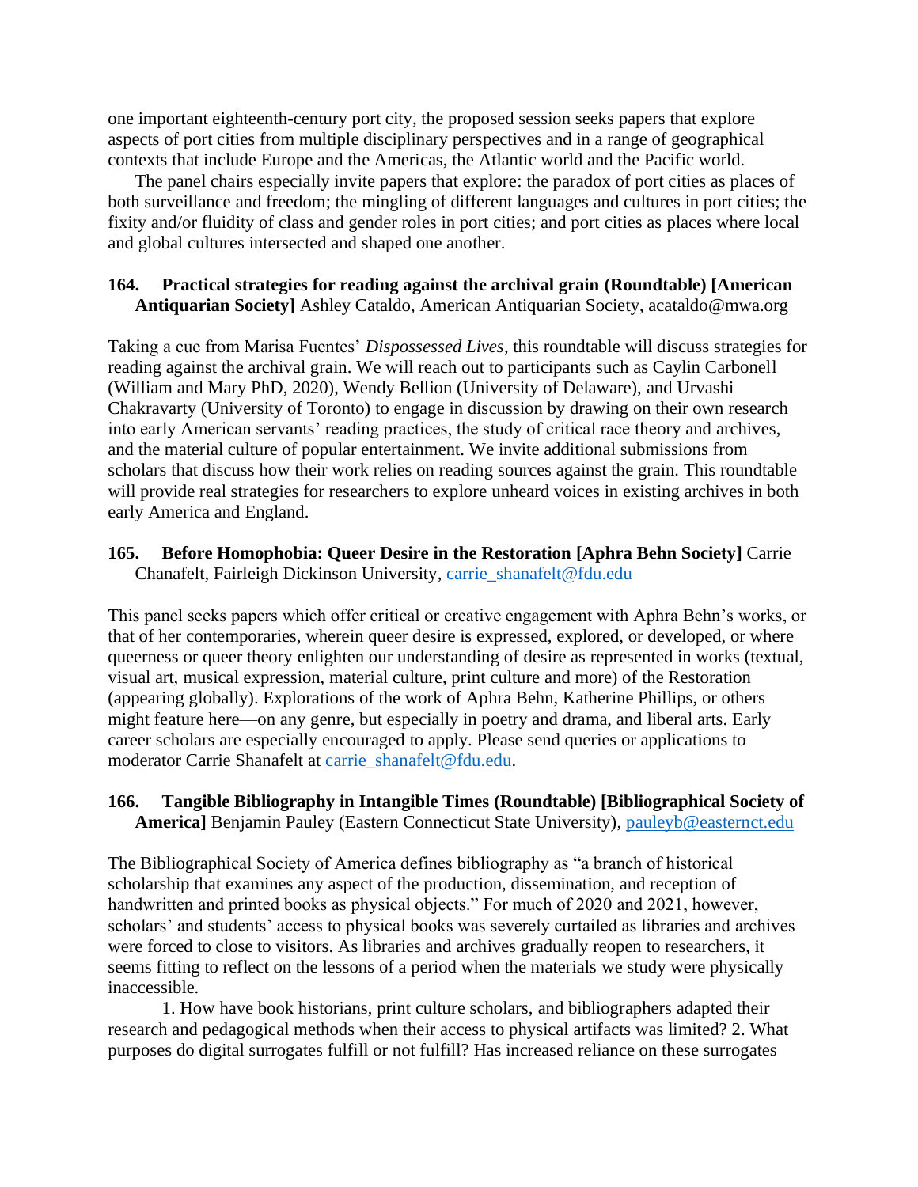one important eighteenth-century port city, the proposed session seeks papers that explore aspects of port cities from multiple disciplinary perspectives and in a range of geographical contexts that include Europe and the Americas, the Atlantic world and the Pacific world.

The panel chairs especially invite papers that explore: the paradox of port cities as places of both surveillance and freedom; the mingling of different languages and cultures in port cities; the fixity and/or fluidity of class and gender roles in port cities; and port cities as places where local and global cultures intersected and shaped one another.

**164. Practical strategies for reading against the archival grain (Roundtable) [American Antiquarian Society]** Ashley Cataldo, American Antiquarian Society, acataldo@mwa.org

Taking a cue from Marisa Fuentes' *Dispossessed Lives*, this roundtable will discuss strategies for reading against the archival grain. We will reach out to participants such as Caylin Carbonell (William and Mary PhD, 2020), Wendy Bellion (University of Delaware), and Urvashi Chakravarty (University of Toronto) to engage in discussion by drawing on their own research into early American servants' reading practices, the study of critical race theory and archives, and the material culture of popular entertainment. We invite additional submissions from scholars that discuss how their work relies on reading sources against the grain. This roundtable will provide real strategies for researchers to explore unheard voices in existing archives in both early America and England.

**165. Before Homophobia: Queer Desire in the Restoration [Aphra Behn Society]** Carrie Chanafelt, Fairleigh Dickinson University, carrie_shanafelt@fdu.edu

This panel seeks papers which offer critical or creative engagement with Aphra Behn's works, or that of her contemporaries, wherein queer desire is expressed, explored, or developed, or where queerness or queer theory enlighten our understanding of desire as represented in works (textual, visual art, musical expression, material culture, print culture and more) of the Restoration (appearing globally). Explorations of the work of Aphra Behn, Katherine Phillips, or others might feature here—on any genre, but especially in poetry and drama, and liberal arts. Early career scholars are especially encouraged to apply. Please send queries or applications to moderator Carrie Shanafelt at carrie_shanafelt@fdu.edu.

**166. Tangible Bibliography in Intangible Times (Roundtable) [Bibliographical Society of America]** Benjamin Pauley (Eastern Connecticut State University), pauleyb@easternct.edu

The Bibliographical Society of America defines bibliography as "a branch of historical scholarship that examines any aspect of the production, dissemination, and reception of handwritten and printed books as physical objects." For much of 2020 and 2021, however, scholars' and students' access to physical books was severely curtailed as libraries and archives were forced to close to visitors. As libraries and archives gradually reopen to researchers, it seems fitting to reflect on the lessons of a period when the materials we study were physically inaccessible.

1. How have book historians, print culture scholars, and bibliographers adapted their research and pedagogical methods when their access to physical artifacts was limited? 2. What purposes do digital surrogates fulfill or not fulfill? Has increased reliance on these surrogates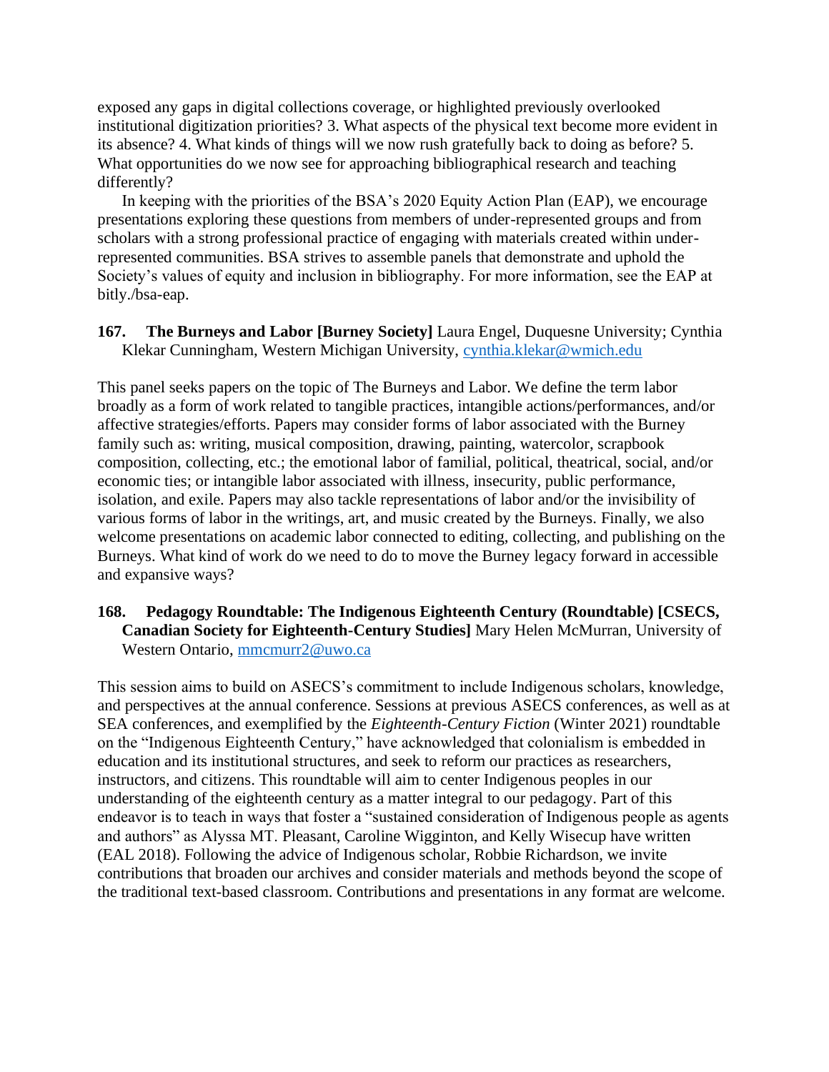exposed any gaps in digital collections coverage, or highlighted previously overlooked institutional digitization priorities? 3. What aspects of the physical text become more evident in its absence? 4. What kinds of things will we now rush gratefully back to doing as before? 5. What opportunities do we now see for approaching bibliographical research and teaching differently?

In keeping with the priorities of the BSA's 2020 Equity Action Plan (EAP), we encourage presentations exploring these questions from members of under-represented groups and from scholars with a strong professional practice of engaging with materials created within under-represented communities. BSA strives to assemble panels that demonstrate and uphold the Society's values of equity and inclusion in bibliography. For more information, see the EAP at bitly./bsa-eap.

**167. The Burneys and Labor [Burney Society]** Laura Engel, Duquesne University; Cynthia Klekar Cunningham, Western Michigan University, cynthia.klekar@wmich.edu

This panel seeks papers on the topic of The Burneys and Labor. We define the term labor broadly as a form of work related to tangible practices, intangible actions/performances, and/or affective strategies/efforts. Papers may consider forms of labor associated with the Burney family such as: writing, musical composition, drawing, painting, watercolor, scrapbook composition, collecting, etc.; the emotional labor of familial, political, theatrical, social, and/or economic ties; or intangible labor associated with illness, insecurity, public performance, isolation, and exile. Papers may also tackle representations of labor and/or the invisibility of various forms of labor in the writings, art, and music created by the Burneys. Finally, we also welcome presentations on academic labor connected to editing, collecting, and publishing on the Burneys. What kind of work do we need to do to move the Burney legacy forward in accessible and expansive ways?

**168. Pedagogy Roundtable: The Indigenous Eighteenth Century (Roundtable) [CSECS, Canadian Society for Eighteenth-Century Studies]** Mary Helen McMurran, University of Western Ontario, mmcmurr2@uwo.ca

This session aims to build on ASECS's commitment to include Indigenous scholars, knowledge, and perspectives at the annual conference. Sessions at previous ASECS conferences, as well as at SEA conferences, and exemplified by the *Eighteenth-Century Fiction* (Winter 2021) roundtable on the "Indigenous Eighteenth Century," have acknowledged that colonialism is embedded in education and its institutional structures, and seek to reform our practices as researchers, instructors, and citizens. This roundtable will aim to center Indigenous peoples in our understanding of the eighteenth century as a matter integral to our pedagogy. Part of this endeavor is to teach in ways that foster a "sustained consideration of Indigenous people as agents and authors" as Alyssa MT. Pleasant, Caroline Wigginton, and Kelly Wisecup have written (EAL 2018). Following the advice of Indigenous scholar, Robbie Richardson, we invite contributions that broaden our archives and consider materials and methods beyond the scope of the traditional text-based classroom. Contributions and presentations in any format are welcome.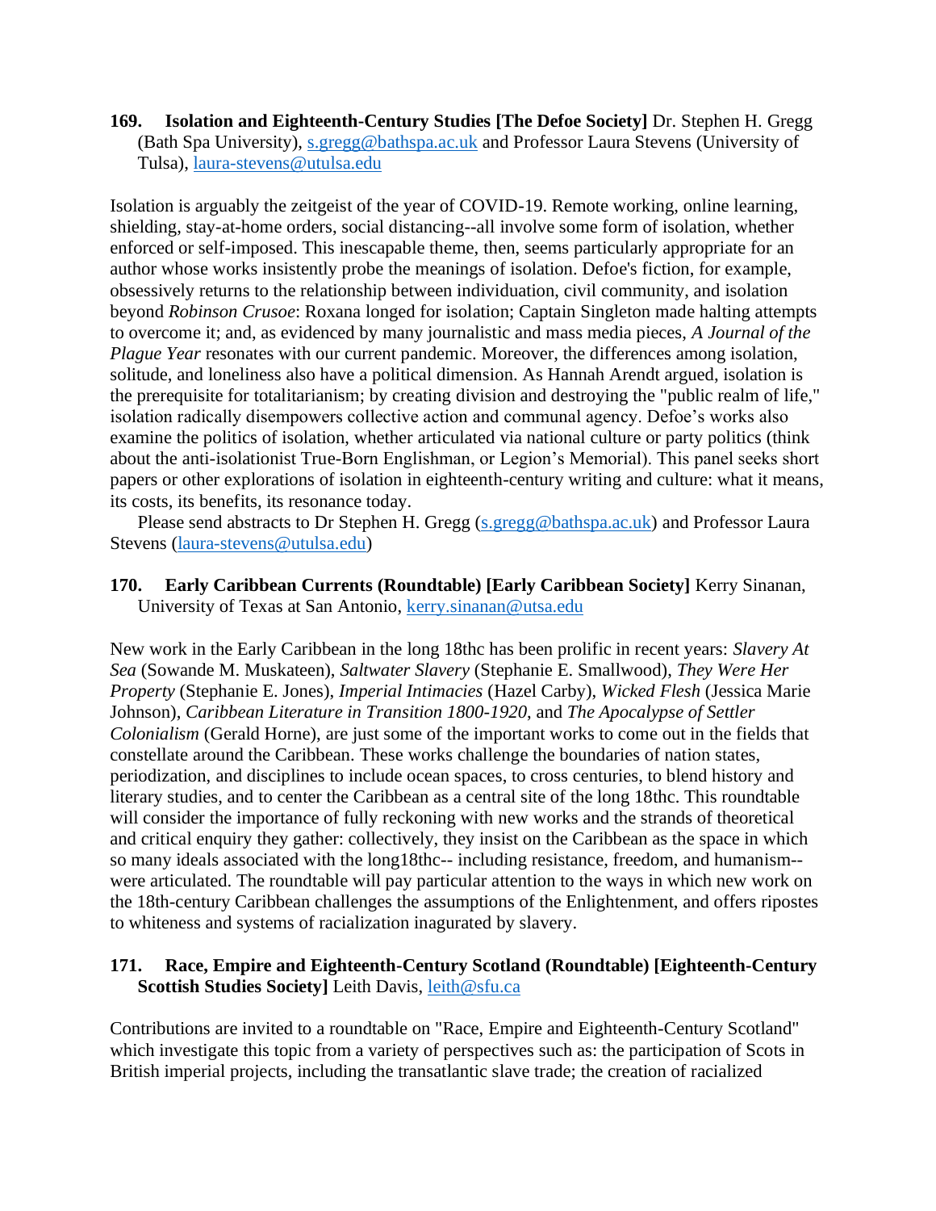**169. Isolation and Eighteenth-Century Studies [The Defoe Society]** Dr. Stephen H. Gregg (Bath Spa University), s.gregg@bathspa.ac.uk and Professor Laura Stevens (University of Tulsa), laura-stevens@utulsa.edu

Isolation is arguably the zeitgeist of the year of COVID-19. Remote working, online learning, shielding, stay-at-home orders, social distancing--all involve some form of isolation, whether enforced or self-imposed. This inescapable theme, then, seems particularly appropriate for an author whose works insistently probe the meanings of isolation. Defoe's fiction, for example, obsessively returns to the relationship between individuation, civil community, and isolation beyond *Robinson Crusoe*: Roxana longed for isolation; Captain Singleton made halting attempts to overcome it; and, as evidenced by many journalistic and mass media pieces, *A Journal of the Plague Year* resonates with our current pandemic. Moreover, the differences among isolation, solitude, and loneliness also have a political dimension. As Hannah Arendt argued, isolation is the prerequisite for totalitarianism; by creating division and destroying the "public realm of life," isolation radically disempowers collective action and communal agency. Defoe's works also examine the politics of isolation, whether articulated via national culture or party politics (think about the anti-isolationist True-Born Englishman, or Legion's Memorial). This panel seeks short papers or other explorations of isolation in eighteenth-century writing and culture: what it means, its costs, its benefits, its resonance today.

Please send abstracts to Dr Stephen H. Gregg (s.gregg@bathspa.ac.uk) and Professor Laura Stevens (laura-stevens@utulsa.edu)

**170. Early Caribbean Currents (Roundtable) [Early Caribbean Society]** Kerry Sinanan, University of Texas at San Antonio, kerry.sinanan@utsa.edu

New work in the Early Caribbean in the long 18thc has been prolific in recent years: *Slavery At Sea* (Sowande M. Muskateen), *Saltwater Slavery* (Stephanie E. Smallwood), *They Were Her Property* (Stephanie E. Jones), *Imperial Intimacies* (Hazel Carby), *Wicked Flesh* (Jessica Marie Johnson), *Caribbean Literature in Transition 1800-1920*, and *The Apocalypse of Settler Colonialism* (Gerald Horne), are just some of the important works to come out in the fields that constellate around the Caribbean. These works challenge the boundaries of nation states, periodization, and disciplines to include ocean spaces, to cross centuries, to blend history and literary studies, and to center the Caribbean as a central site of the long 18thc. This roundtable will consider the importance of fully reckoning with new works and the strands of theoretical and critical enquiry they gather: collectively, they insist on the Caribbean as the space in which so many ideals associated with the long18thc-- including resistance, freedom, and humanism-- were articulated. The roundtable will pay particular attention to the ways in which new work on the 18th-century Caribbean challenges the assumptions of the Enlightenment, and offers ripostes to whiteness and systems of racialization inagurated by slavery.

**171. Race, Empire and Eighteenth-Century Scotland (Roundtable) [Eighteenth-Century Scottish Studies Society]** Leith Davis, leith@sfu.ca

Contributions are invited to a roundtable on "Race, Empire and Eighteenth-Century Scotland" which investigate this topic from a variety of perspectives such as: the participation of Scots in British imperial projects, including the transatlantic slave trade; the creation of racialized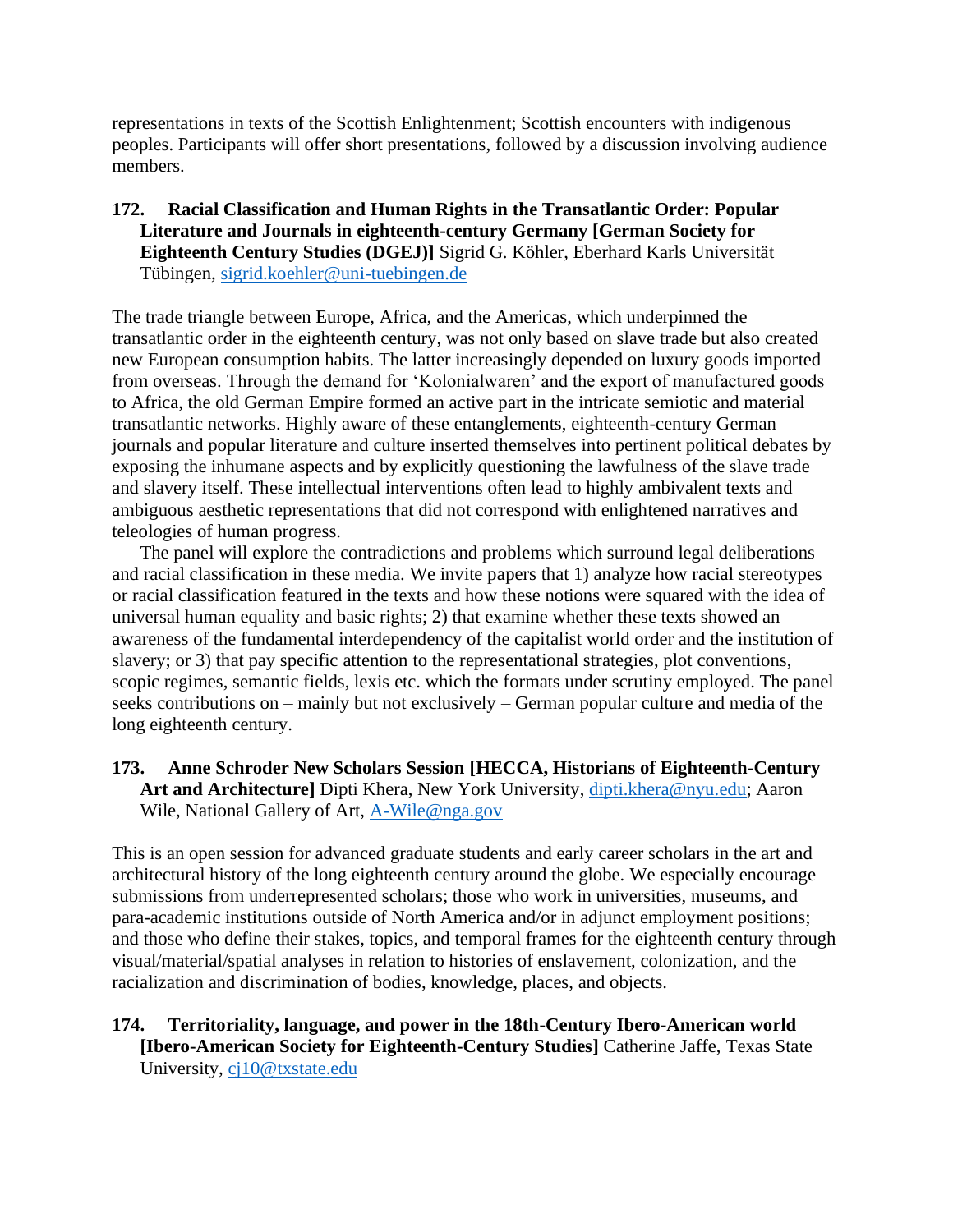representations in texts of the Scottish Enlightenment; Scottish encounters with indigenous peoples. Participants will offer short presentations, followed by a discussion involving audience members.

**172. Racial Classification and Human Rights in the Transatlantic Order: Popular Literature and Journals in eighteenth-century Germany [German Society for Eighteenth Century Studies (DGEJ)]** Sigrid G. Köhler, Eberhard Karls Universität Tübingen, sigrid.koehler@uni-tuebingen.de

The trade triangle between Europe, Africa, and the Americas, which underpinned the transatlantic order in the eighteenth century, was not only based on slave trade but also created new European consumption habits. The latter increasingly depended on luxury goods imported from overseas. Through the demand for 'Kolonialwaren' and the export of manufactured goods to Africa, the old German Empire formed an active part in the intricate semiotic and material transatlantic networks. Highly aware of these entanglements, eighteenth-century German journals and popular literature and culture inserted themselves into pertinent political debates by exposing the inhumane aspects and by explicitly questioning the lawfulness of the slave trade and slavery itself. These intellectual interventions often lead to highly ambivalent texts and ambiguous aesthetic representations that did not correspond with enlightened narratives and teleologies of human progress.

The panel will explore the contradictions and problems which surround legal deliberations and racial classification in these media. We invite papers that 1) analyze how racial stereotypes or racial classification featured in the texts and how these notions were squared with the idea of universal human equality and basic rights; 2) that examine whether these texts showed an awareness of the fundamental interdependency of the capitalist world order and the institution of slavery; or 3) that pay specific attention to the representational strategies, plot conventions, scopic regimes, semantic fields, lexis etc. which the formats under scrutiny employed. The panel seeks contributions on – mainly but not exclusively – German popular culture and media of the long eighteenth century.

**173. Anne Schroder New Scholars Session [HECCA, Historians of Eighteenth-Century Art and Architecture]** Dipti Khera, New York University, dipti.khera@nyu.edu; Aaron Wile, National Gallery of Art, A-Wile@nga.gov

This is an open session for advanced graduate students and early career scholars in the art and architectural history of the long eighteenth century around the globe. We especially encourage submissions from underrepresented scholars; those who work in universities, museums, and para-academic institutions outside of North America and/or in adjunct employment positions; and those who define their stakes, topics, and temporal frames for the eighteenth century through visual/material/spatial analyses in relation to histories of enslavement, colonization, and the racialization and discrimination of bodies, knowledge, places, and objects.

**174. Territoriality, language, and power in the 18th-Century Ibero-American world [Ibero-American Society for Eighteenth-Century Studies]** Catherine Jaffe, Texas State University, cj10@txstate.edu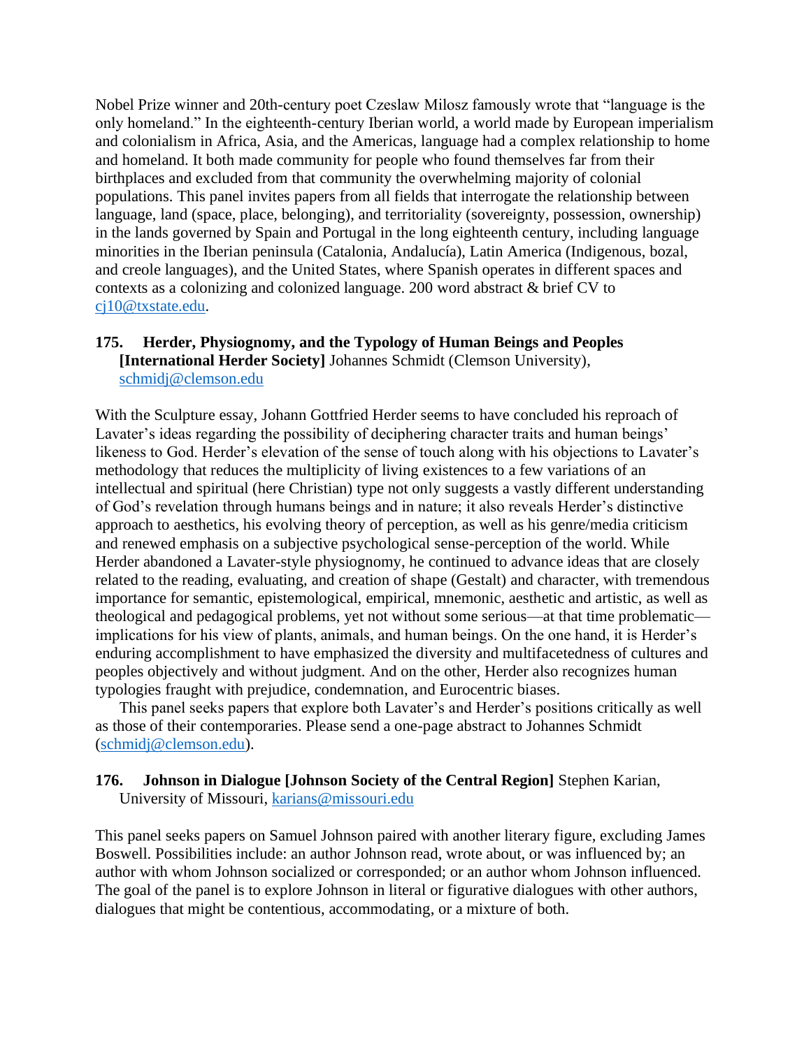Nobel Prize winner and 20th-century poet Czeslaw Milosz famously wrote that "language is the only homeland." In the eighteenth-century Iberian world, a world made by European imperialism and colonialism in Africa, Asia, and the Americas, language had a complex relationship to home and homeland. It both made community for people who found themselves far from their birthplaces and excluded from that community the overwhelming majority of colonial populations. This panel invites papers from all fields that interrogate the relationship between language, land (space, place, belonging), and territoriality (sovereignty, possession, ownership) in the lands governed by Spain and Portugal in the long eighteenth century, including language minorities in the Iberian peninsula (Catalonia, Andalucía), Latin America (Indigenous, bozal, and creole languages), and the United States, where Spanish operates in different spaces and contexts as a colonizing and colonized language. 200 word abstract & brief CV to cj10@txstate.edu.

**175. Herder, Physiognomy, and the Typology of Human Beings and Peoples [International Herder Society]** Johannes Schmidt (Clemson University), schmidj@clemson.edu

With the Sculpture essay, Johann Gottfried Herder seems to have concluded his reproach of Lavater's ideas regarding the possibility of deciphering character traits and human beings' likeness to God. Herder's elevation of the sense of touch along with his objections to Lavater's methodology that reduces the multiplicity of living existences to a few variations of an intellectual and spiritual (here Christian) type not only suggests a vastly different understanding of God's revelation through humans beings and in nature; it also reveals Herder's distinctive approach to aesthetics, his evolving theory of perception, as well as his genre/media criticism and renewed emphasis on a subjective psychological sense-perception of the world. While Herder abandoned a Lavater-style physiognomy, he continued to advance ideas that are closely related to the reading, evaluating, and creation of shape (Gestalt) and character, with tremendous importance for semantic, epistemological, empirical, mnemonic, aesthetic and artistic, as well as theological and pedagogical problems, yet not without some serious—at that time problematic—implications for his view of plants, animals, and human beings. On the one hand, it is Herder's enduring accomplishment to have emphasized the diversity and multifacetedness of cultures and peoples objectively and without judgment. And on the other, Herder also recognizes human typologies fraught with prejudice, condemnation, and Eurocentric biases.

This panel seeks papers that explore both Lavater's and Herder's positions critically as well as those of their contemporaries. Please send a one-page abstract to Johannes Schmidt (schmidj@clemson.edu).

**176. Johnson in Dialogue [Johnson Society of the Central Region]** Stephen Karian, University of Missouri, karians@missouri.edu

This panel seeks papers on Samuel Johnson paired with another literary figure, excluding James Boswell. Possibilities include: an author Johnson read, wrote about, or was influenced by; an author with whom Johnson socialized or corresponded; or an author whom Johnson influenced. The goal of the panel is to explore Johnson in literal or figurative dialogues with other authors, dialogues that might be contentious, accommodating, or a mixture of both.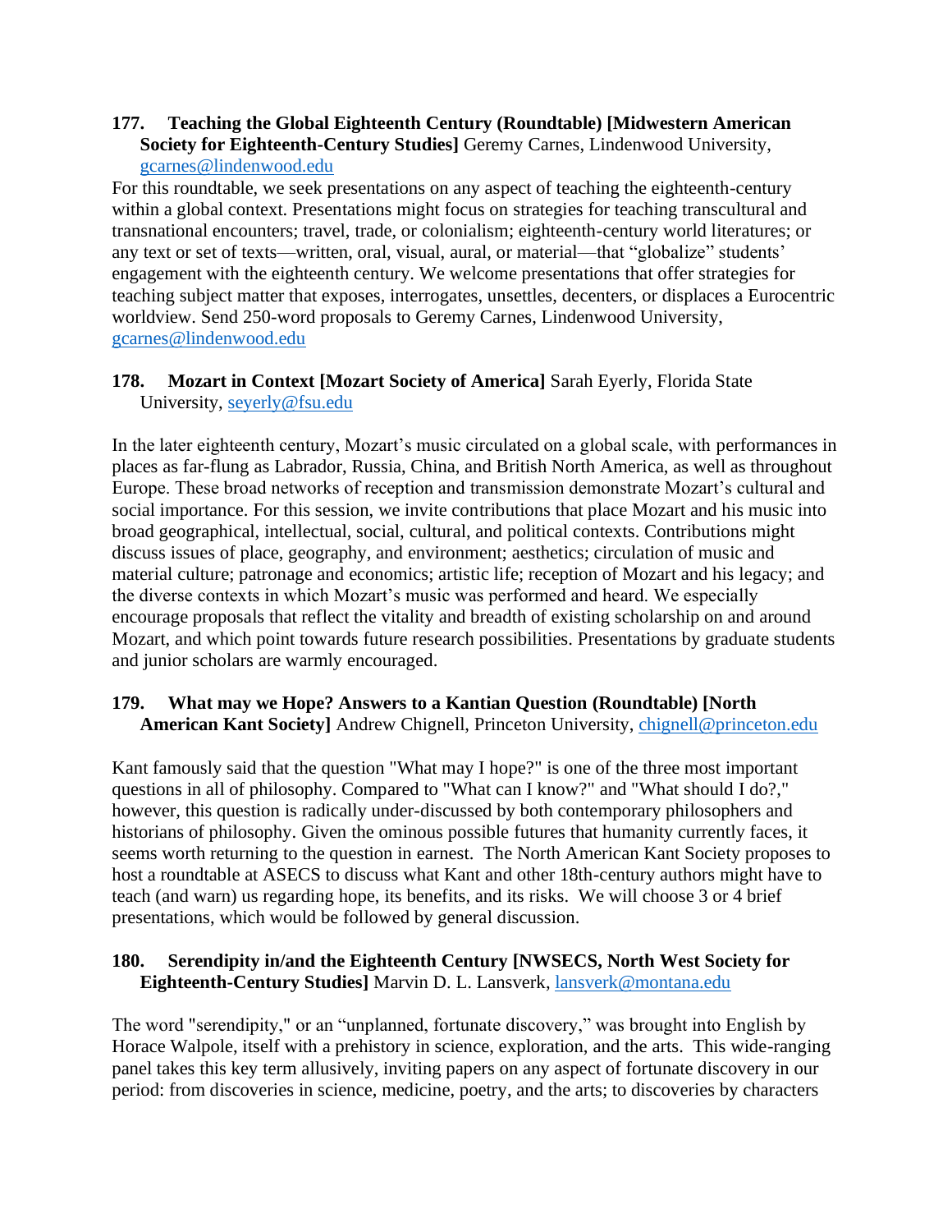**177. Teaching the Global Eighteenth Century (Roundtable) [Midwestern American Society for Eighteenth-Century Studies]** Geremy Carnes, Lindenwood University, gcarnes@lindenwood.edu

For this roundtable, we seek presentations on any aspect of teaching the eighteenth-century within a global context. Presentations might focus on strategies for teaching transcultural and transnational encounters; travel, trade, or colonialism; eighteenth-century world literatures; or any text or set of texts—written, oral, visual, aural, or material—that "globalize" students' engagement with the eighteenth century. We welcome presentations that offer strategies for teaching subject matter that exposes, interrogates, unsettles, decenters, or displaces a Eurocentric worldview. Send 250-word proposals to Geremy Carnes, Lindenwood University, gcarnes@lindenwood.edu

**178. Mozart in Context [Mozart Society of America]** Sarah Eyerly, Florida State University, seyerly@fsu.edu

In the later eighteenth century, Mozart's music circulated on a global scale, with performances in places as far-flung as Labrador, Russia, China, and British North America, as well as throughout Europe. These broad networks of reception and transmission demonstrate Mozart's cultural and social importance. For this session, we invite contributions that place Mozart and his music into broad geographical, intellectual, social, cultural, and political contexts. Contributions might discuss issues of place, geography, and environment; aesthetics; circulation of music and material culture; patronage and economics; artistic life; reception of Mozart and his legacy; and the diverse contexts in which Mozart's music was performed and heard. We especially encourage proposals that reflect the vitality and breadth of existing scholarship on and around Mozart, and which point towards future research possibilities. Presentations by graduate students and junior scholars are warmly encouraged.

**179. What may we Hope? Answers to a Kantian Question (Roundtable) [North American Kant Society]** Andrew Chignell, Princeton University, chignell@princeton.edu

Kant famously said that the question "What may I hope?" is one of the three most important questions in all of philosophy. Compared to "What can I know?" and "What should I do?," however, this question is radically under-discussed by both contemporary philosophers and historians of philosophy. Given the ominous possible futures that humanity currently faces, it seems worth returning to the question in earnest. The North American Kant Society proposes to host a roundtable at ASECS to discuss what Kant and other 18th-century authors might have to teach (and warn) us regarding hope, its benefits, and its risks. We will choose 3 or 4 brief presentations, which would be followed by general discussion.

**180. Serendipity in/and the Eighteenth Century [NWSECS, North West Society for Eighteenth-Century Studies]** Marvin D. L. Lansverk, lansverk@montana.edu

The word "serendipity," or an "unplanned, fortunate discovery," was brought into English by Horace Walpole, itself with a prehistory in science, exploration, and the arts. This wide-ranging panel takes this key term allusively, inviting papers on any aspect of fortunate discovery in our period: from discoveries in science, medicine, poetry, and the arts; to discoveries by characters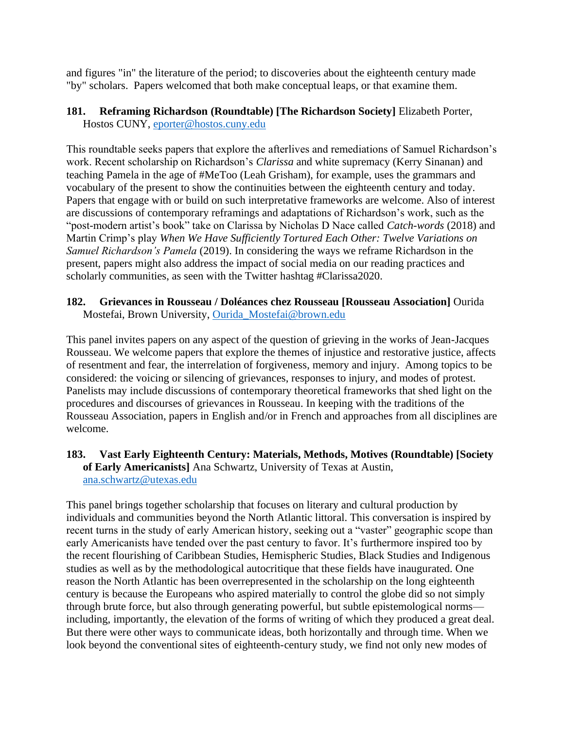and figures "in" the literature of the period; to discoveries about the eighteenth century made "by" scholars.  Papers welcomed that both make conceptual leaps, or that examine them.

**181. Reframing Richardson (Roundtable) [The Richardson Society]** Elizabeth Porter, Hostos CUNY, eporter@hostos.cuny.edu

This roundtable seeks papers that explore the afterlives and remediations of Samuel Richardson's work. Recent scholarship on Richardson's *Clarissa* and white supremacy (Kerry Sinanan) and teaching Pamela in the age of #MeToo (Leah Grisham), for example, uses the grammars and vocabulary of the present to show the continuities between the eighteenth century and today. Papers that engage with or build on such interpretative frameworks are welcome. Also of interest are discussions of contemporary reframings and adaptations of Richardson's work, such as the "post-modern artist's book" take on Clarissa by Nicholas D Nace called *Catch-words* (2018) and Martin Crimp's play *When We Have Sufficiently Tortured Each Other: Twelve Variations on Samuel Richardson's Pamela* (2019). In considering the ways we reframe Richardson in the present, papers might also address the impact of social media on our reading practices and scholarly communities, as seen with the Twitter hashtag #Clarissa2020.

**182. Grievances in Rousseau / Doléances chez Rousseau [Rousseau Association]** Ourida Mostefai, Brown University, Ourida_Mostefai@brown.edu

This panel invites papers on any aspect of the question of grieving in the works of Jean-Jacques Rousseau. We welcome papers that explore the themes of injustice and restorative justice, affects of resentment and fear, the interrelation of forgiveness, memory and injury.  Among topics to be considered: the voicing or silencing of grievances, responses to injury, and modes of protest. Panelists may include discussions of contemporary theoretical frameworks that shed light on the procedures and discourses of grievances in Rousseau. In keeping with the traditions of the Rousseau Association, papers in English and/or in French and approaches from all disciplines are welcome.

**183. Vast Early Eighteenth Century: Materials, Methods, Motives (Roundtable) [Society of Early Americanists]** Ana Schwartz, University of Texas at Austin, ana.schwartz@utexas.edu

This panel brings together scholarship that focuses on literary and cultural production by individuals and communities beyond the North Atlantic littoral. This conversation is inspired by recent turns in the study of early American history, seeking out a "vaster" geographic scope than early Americanists have tended over the past century to favor. It's furthermore inspired too by the recent flourishing of Caribbean Studies, Hemispheric Studies, Black Studies and Indigenous studies as well as by the methodological autocritique that these fields have inaugurated. One reason the North Atlantic has been overrepresented in the scholarship on the long eighteenth century is because the Europeans who aspired materially to control the globe did so not simply through brute force, but also through generating powerful, but subtle epistemological norms—including, importantly, the elevation of the forms of writing of which they produced a great deal. But there were other ways to communicate ideas, both horizontally and through time. When we look beyond the conventional sites of eighteenth-century study, we find not only new modes of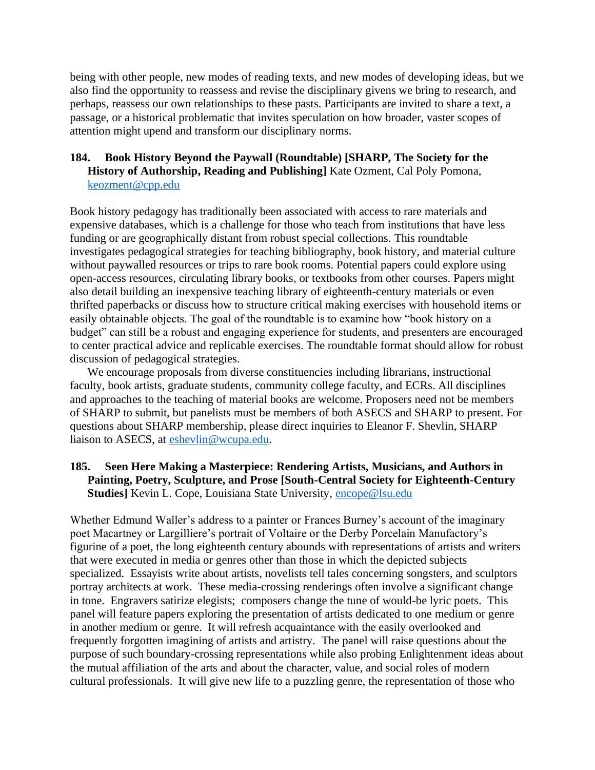being with other people, new modes of reading texts, and new modes of developing ideas, but we also find the opportunity to reassess and revise the disciplinary givens we bring to research, and perhaps, reassess our own relationships to these pasts. Participants are invited to share a text, a passage, or a historical problematic that invites speculation on how broader, vaster scopes of attention might upend and transform our disciplinary norms.

**184. Book History Beyond the Paywall (Roundtable) [SHARP, The Society for the History of Authorship, Reading and Publishing]** Kate Ozment, Cal Poly Pomona, keozment@cpp.edu

Book history pedagogy has traditionally been associated with access to rare materials and expensive databases, which is a challenge for those who teach from institutions that have less funding or are geographically distant from robust special collections. This roundtable investigates pedagogical strategies for teaching bibliography, book history, and material culture without paywalled resources or trips to rare book rooms. Potential papers could explore using open-access resources, circulating library books, or textbooks from other courses. Papers might also detail building an inexpensive teaching library of eighteenth-century materials or even thrifted paperbacks or discuss how to structure critical making exercises with household items or easily obtainable objects. The goal of the roundtable is to examine how "book history on a budget" can still be a robust and engaging experience for students, and presenters are encouraged to center practical advice and replicable exercises. The roundtable format should allow for robust discussion of pedagogical strategies.

We encourage proposals from diverse constituencies including librarians, instructional faculty, book artists, graduate students, community college faculty, and ECRs. All disciplines and approaches to the teaching of material books are welcome. Proposers need not be members of SHARP to submit, but panelists must be members of both ASECS and SHARP to present. For questions about SHARP membership, please direct inquiries to Eleanor F. Shevlin, SHARP liaison to ASECS, at eshevlin@wcupa.edu.

**185. Seen Here Making a Masterpiece: Rendering Artists, Musicians, and Authors in Painting, Poetry, Sculpture, and Prose [South-Central Society for Eighteenth-Century Studies]** Kevin L. Cope, Louisiana State University, encope@lsu.edu

Whether Edmund Waller's address to a painter or Frances Burney's account of the imaginary poet Macartney or Largilliere's portrait of Voltaire or the Derby Porcelain Manufactory's figurine of a poet, the long eighteenth century abounds with representations of artists and writers that were executed in media or genres other than those in which the depicted subjects specialized. Essayists write about artists, novelists tell tales concerning songsters, and sculptors portray architects at work. These media-crossing renderings often involve a significant change in tone. Engravers satirize elegists; composers change the tune of would-be lyric poets. This panel will feature papers exploring the presentation of artists dedicated to one medium or genre in another medium or genre. It will refresh acquaintance with the easily overlooked and frequently forgotten imagining of artists and artistry. The panel will raise questions about the purpose of such boundary-crossing representations while also probing Enlightenment ideas about the mutual affiliation of the arts and about the character, value, and social roles of modern cultural professionals. It will give new life to a puzzling genre, the representation of those who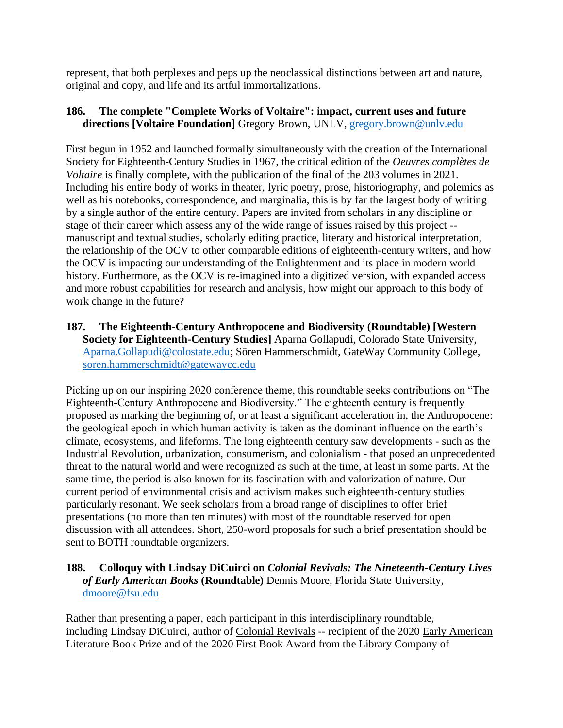represent, that both perplexes and peps up the neoclassical distinctions between art and nature, original and copy, and life and its artful immortalizations.

**186. The complete "Complete Works of Voltaire": impact, current uses and future directions [Voltaire Foundation]** Gregory Brown, UNLV, gregory.brown@unlv.edu

First begun in 1952 and launched formally simultaneously with the creation of the International Society for Eighteenth-Century Studies in 1967, the critical edition of the *Oeuvres complètes de Voltaire* is finally complete, with the publication of the final of the 203 volumes in 2021. Including his entire body of works in theater, lyric poetry, prose, historiography, and polemics as well as his notebooks, correspondence, and marginalia, this is by far the largest body of writing by a single author of the entire century. Papers are invited from scholars in any discipline or stage of their career which assess any of the wide range of issues raised by this project -- manuscript and textual studies, scholarly editing practice, literary and historical interpretation, the relationship of the OCV to other comparable editions of eighteenth-century writers, and how the OCV is impacting our understanding of the Enlightenment and its place in modern world history. Furthermore, as the OCV is re-imagined into a digitized version, with expanded access and more robust capabilities for research and analysis, how might our approach to this body of work change in the future?

**187. The Eighteenth-Century Anthropocene and Biodiversity (Roundtable) [Western Society for Eighteenth-Century Studies]** Aparna Gollapudi, Colorado State University, Aparna.Gollapudi@colostate.edu; Sören Hammerschmidt, GateWay Community College, soren.hammerschmidt@gatewaycc.edu

Picking up on our inspiring 2020 conference theme, this roundtable seeks contributions on "The Eighteenth-Century Anthropocene and Biodiversity." The eighteenth century is frequently proposed as marking the beginning of, or at least a significant acceleration in, the Anthropocene: the geological epoch in which human activity is taken as the dominant influence on the earth's climate, ecosystems, and lifeforms. The long eighteenth century saw developments - such as the Industrial Revolution, urbanization, consumerism, and colonialism - that posed an unprecedented threat to the natural world and were recognized as such at the time, at least in some parts. At the same time, the period is also known for its fascination with and valorization of nature. Our current period of environmental crisis and activism makes such eighteenth-century studies particularly resonant. We seek scholars from a broad range of disciplines to offer brief presentations (no more than ten minutes) with most of the roundtable reserved for open discussion with all attendees. Short, 250-word proposals for such a brief presentation should be sent to BOTH roundtable organizers.

**188. Colloquy with Lindsay DiCuirci on *Colonial Revivals: The Nineteenth-Century Lives of Early American Books* (Roundtable)** Dennis Moore, Florida State University, dmoore@fsu.edu

Rather than presenting a paper, each participant in this interdisciplinary roundtable, including Lindsay DiCuirci, author of Colonial Revivals -- recipient of the 2020 Early American Literature Book Prize and of the 2020 First Book Award from the Library Company of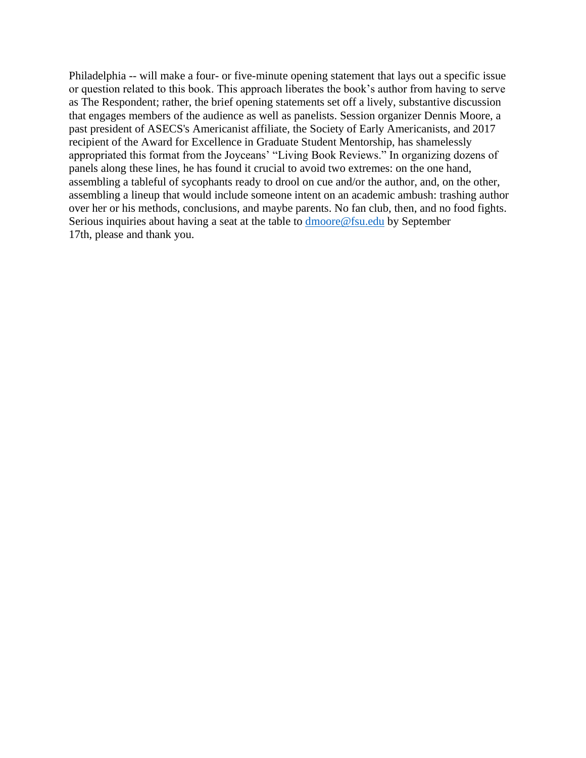Philadelphia -- will make a four- or five-minute opening statement that lays out a specific issue or question related to this book. This approach liberates the book's author from having to serve as The Respondent; rather, the brief opening statements set off a lively, substantive discussion that engages members of the audience as well as panelists. Session organizer Dennis Moore, a past president of ASECS's Americanist affiliate, the Society of Early Americanists, and 2017 recipient of the Award for Excellence in Graduate Student Mentorship, has shamelessly appropriated this format from the Joyceans' "Living Book Reviews." In organizing dozens of panels along these lines, he has found it crucial to avoid two extremes: on the one hand, assembling a tableful of sycophants ready to drool on cue and/or the author, and, on the other, assembling a lineup that would include someone intent on an academic ambush: trashing author over her or his methods, conclusions, and maybe parents. No fan club, then, and no food fights. Serious inquiries about having a seat at the table to dmoore@fsu.edu by September 17th, please and thank you.